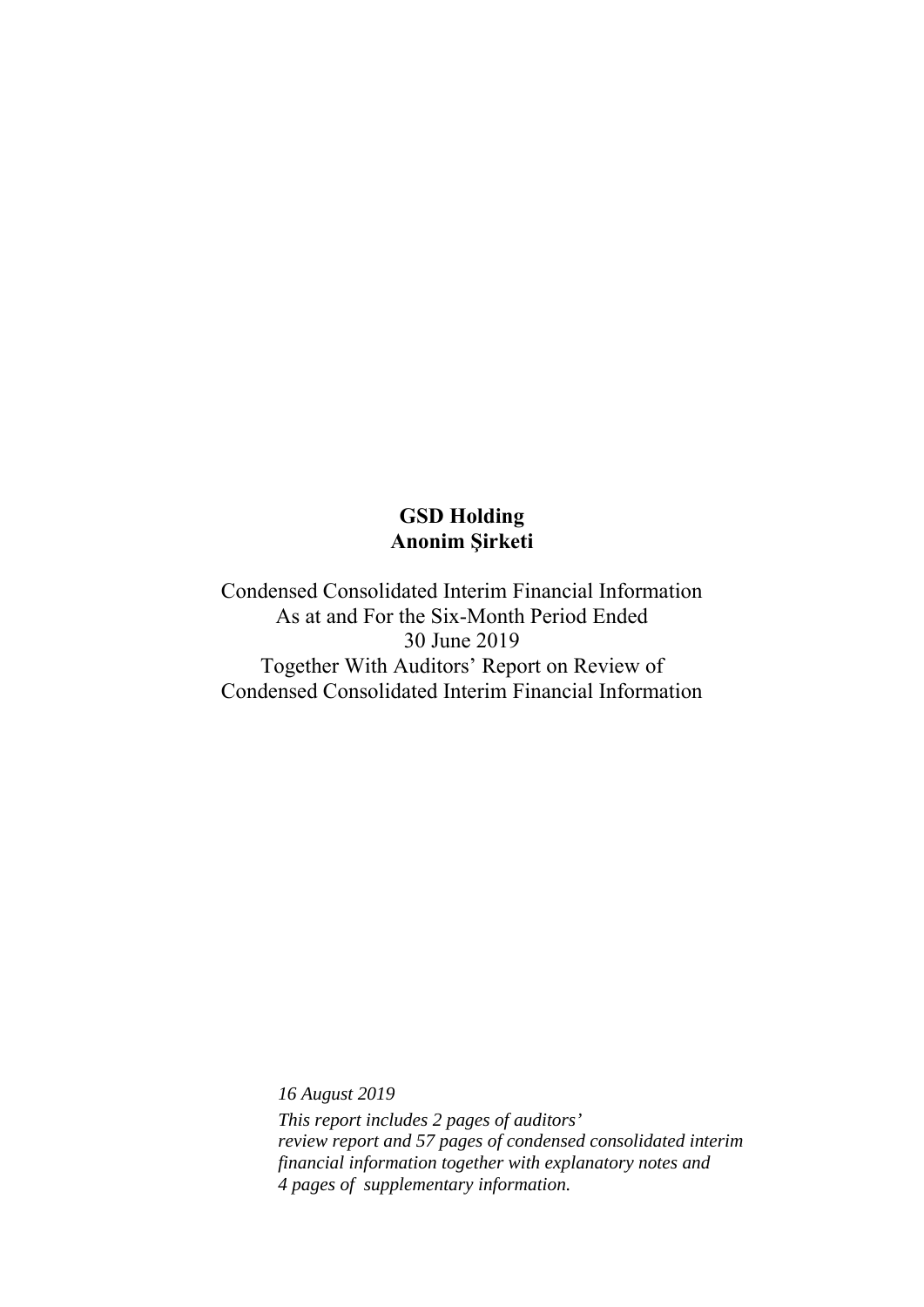**GSD Holding**
**Anonim Şirketi**

Condensed Consolidated Interim Financial Information
As at and For the Six-Month Period Ended
30 June 2019
Together With Auditors' Report on Review of
Condensed Consolidated Interim Financial Information

*16 August 2019*

*This report includes 2 pages of auditors' review report and 57 pages of condensed consolidated interim financial information together with explanatory notes and 4 pages of supplementary information.*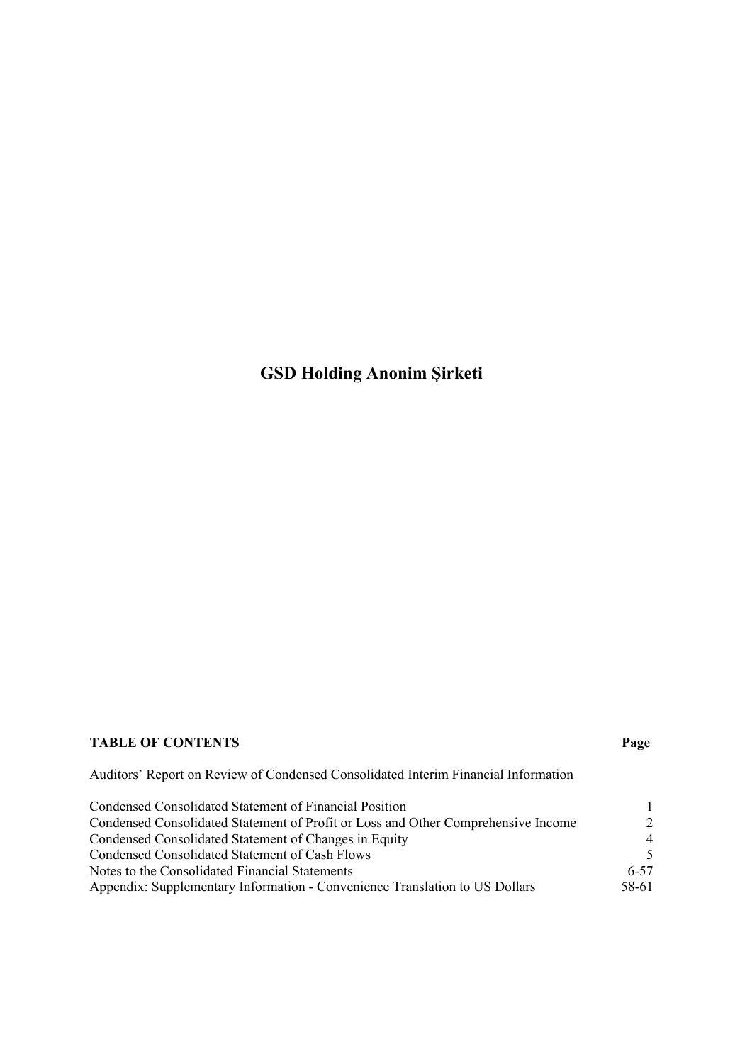# GSD Holding Anonim Şirketi

| TABLE OF CONTENTS | Page |
|---|---|
| Auditors' Report on Review of Condensed Consolidated Interim Financial Information | |
| Condensed Consolidated Statement of Financial Position | 1 |
| Condensed Consolidated Statement of Profit or Loss and Other Comprehensive Income | 2 |
| Condensed Consolidated Statement of Changes in Equity | 4 |
| Condensed Consolidated Statement of Cash Flows | 5 |
| Notes to the Consolidated Financial Statements | 6-57 |
| Appendix: Supplementary Information - Convenience Translation to US Dollars | 58-61 |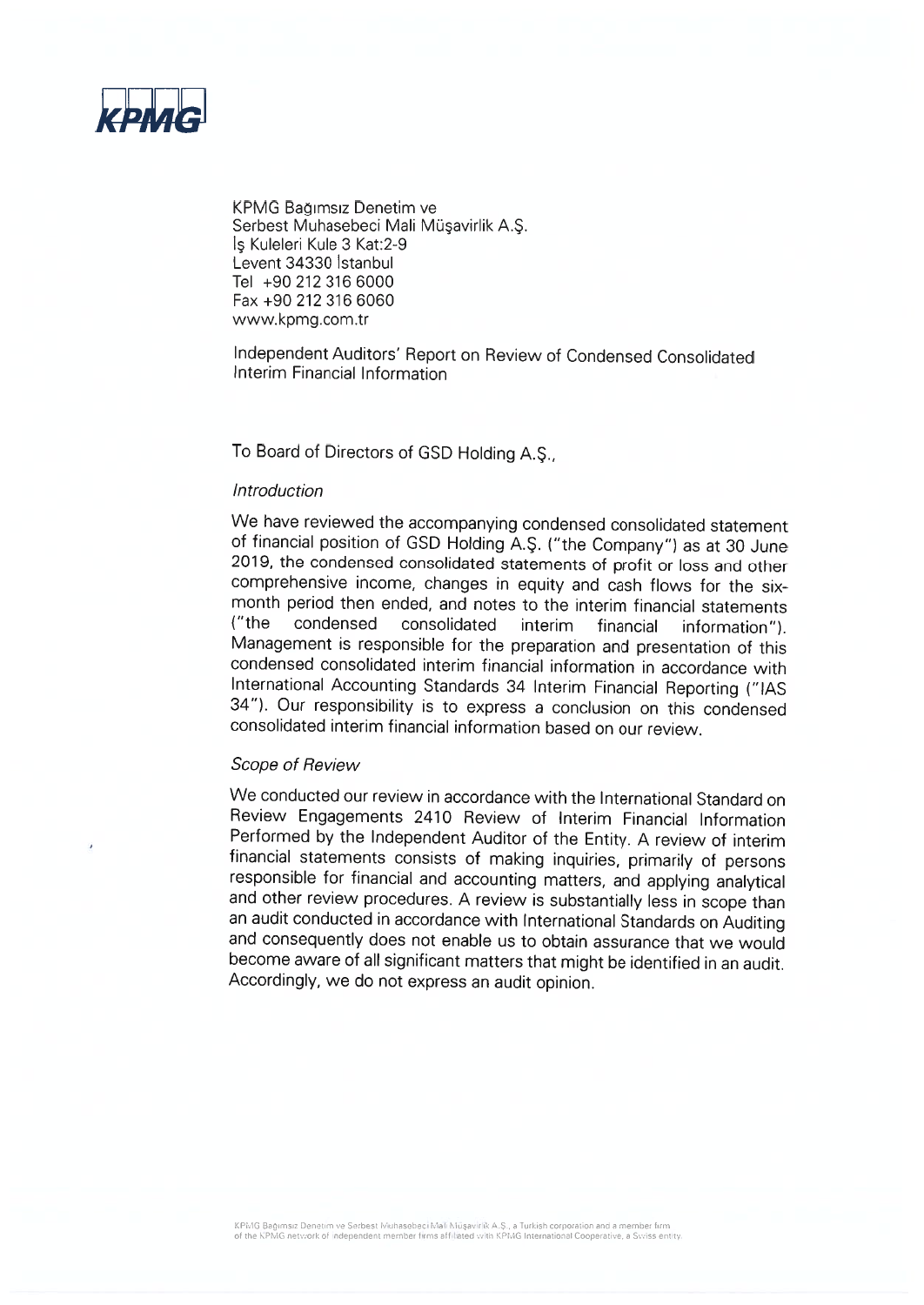KPMG

KPMG Bağımsız Denetim ve
Serbest Muhasebeci Mali Müşavirlik A.Ş.
İş Kuleleri Kule 3 Kat:2-9
Levent 34330 İstanbul
Tel +90 212 316 6000
Fax +90 212 316 6060
www.kpmg.com.tr

Independent Auditors' Report on Review of Condensed Consolidated Interim Financial Information

To Board of Directors of GSD Holding A.Ş.,

*Introduction*

We have reviewed the accompanying condensed consolidated statement of financial position of GSD Holding A.Ş. ("the Company") as at 30 June 2019, the condensed consolidated statements of profit or loss and other comprehensive income, changes in equity and cash flows for the six-month period then ended, and notes to the interim financial statements ("the condensed consolidated interim financial information"). Management is responsible for the preparation and presentation of this condensed consolidated interim financial information in accordance with International Accounting Standards 34 Interim Financial Reporting ("IAS 34"). Our responsibility is to express a conclusion on this condensed consolidated interim financial information based on our review.

*Scope of Review*

We conducted our review in accordance with the International Standard on Review Engagements 2410 Review of Interim Financial Information Performed by the Independent Auditor of the Entity. A review of interim financial statements consists of making inquiries, primarily of persons responsible for financial and accounting matters, and applying analytical and other review procedures. A review is substantially less in scope than an audit conducted in accordance with International Standards on Auditing and consequently does not enable us to obtain assurance that we would become aware of all significant matters that might be identified in an audit. Accordingly, we do not express an audit opinion.

KPMG Bağımsız Denetim ve Serbest Muhasebeci Mali Müşavirlik A.Ş., a Turkish corporation and a member firm of the KPMG network of independent member firms affiliated with KPMG International Cooperative, a Swiss entity.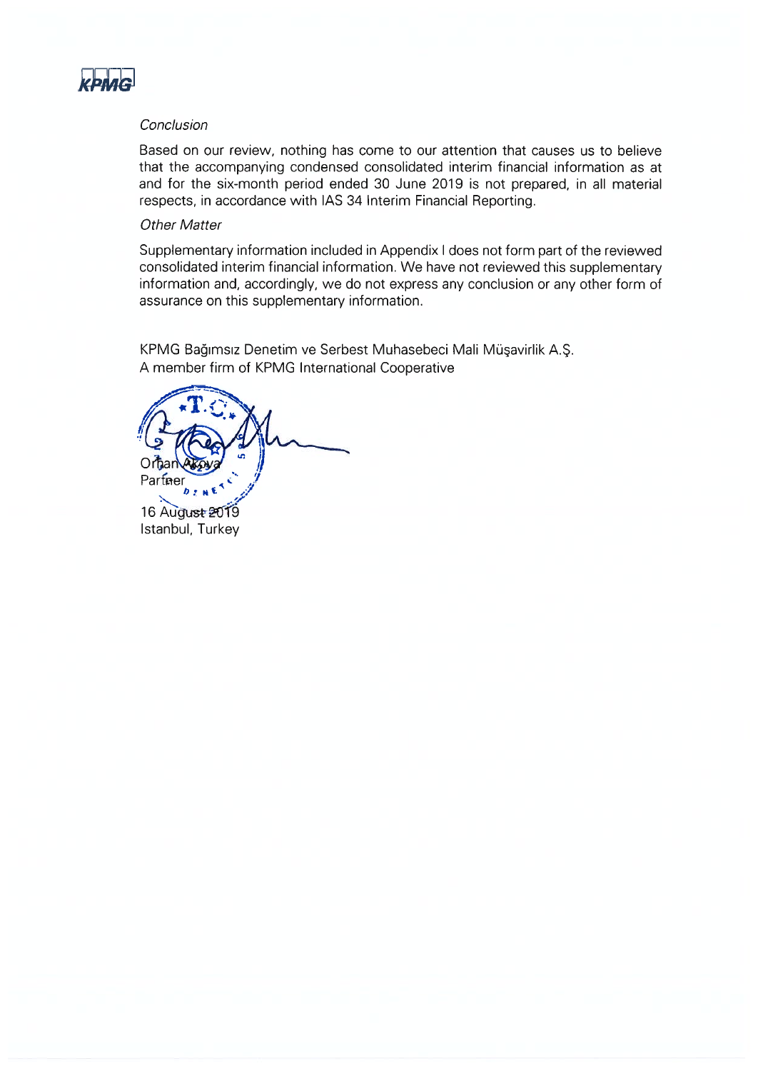*Conclusion*

Based on our review, nothing has come to our attention that causes us to believe that the accompanying condensed consolidated interim financial information as at and for the six-month period ended 30 June 2019 is not prepared, in all material respects, in accordance with IAS 34 Interim Financial Reporting.

*Other Matter*

Supplementary information included in Appendix I does not form part of the reviewed consolidated interim financial information. We have not reviewed this supplementary information and, accordingly, we do not express any conclusion or any other form of assurance on this supplementary information.

KPMG Bağımsız Denetim ve Serbest Muhasebeci Mali Müşavirlik A.Ş.
A member firm of KPMG International Cooperative

Orhan Akova
Partner

16 August 2019
Istanbul, Turkey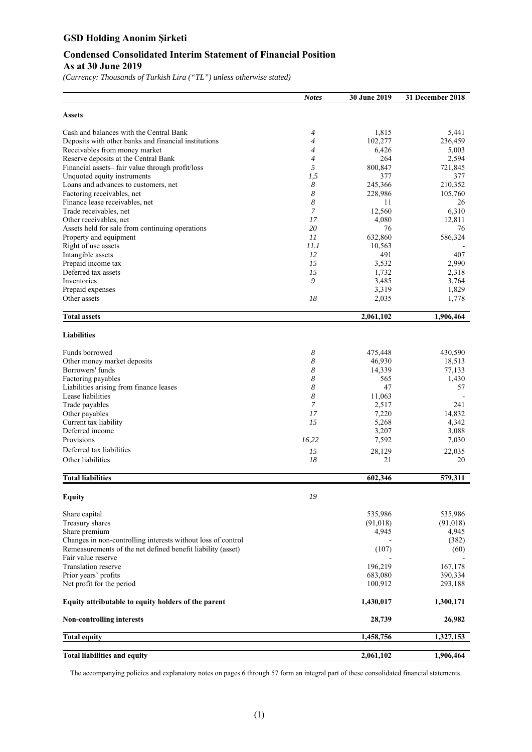# GSD Holding Anonim Şirketi

## Condensed Consolidated Interim Statement of Financial Position

### As at 30 June 2019

*(Currency: Thousands of Turkish Lira ("TL") unless otherwise stated)*

| | *Notes* | 30 June 2019 | 31 December 2018 |
|---|---|---|---|
| **Assets** | | | |
| Cash and balances with the Central Bank | *4* | 1,815 | 5,441 |
| Deposits with other banks and financial institutions | *4* | 102,277 | 236,459 |
| Receivables from money market | *4* | 6,426 | 5,003 |
| Reserve deposits at the Central Bank | *4* | 264 | 2,594 |
| Financial assets– fair value through profit/loss | *5* | 800,847 | 721,845 |
| Unquoted equity instruments | *1,5* | 377 | 377 |
| Loans and advances to customers, net | *8* | 245,366 | 210,352 |
| Factoring receivables, net | *8* | 228,986 | 105,760 |
| Finance lease receivables, net | *8* | 11 | 26 |
| Trade receivables, net | *7* | 12,560 | 6,310 |
| Other receivables, net | *17* | 4,080 | 12,811 |
| Assets held for sale from continuing operations | *20* | 76 | 76 |
| Property and equipment | *11* | 632,860 | 586,324 |
| Right of use assets | *11.1* | 10,563 | - |
| Intangible assets | *12* | 491 | 407 |
| Prepaid income tax | *15* | 3,532 | 2,990 |
| Deferred tax assets | *15* | 1,732 | 2,318 |
| Inventories | *9* | 3,485 | 3,764 |
| Prepaid expenses | | 3,319 | 1,829 |
| Other assets | *18* | 2,035 | 1,778 |
| **Total assets** | | **2,061,102** | **1,906,464** |
| **Liabilities** | | | |
| Funds borrowed | *8* | 475,448 | 430,590 |
| Other money market deposits | *8* | 46,930 | 18,513 |
| Borrowers' funds | *8* | 14,339 | 77,133 |
| Factoring payables | *8* | 565 | 1,430 |
| Liabilities arising from finance leases | *8* | 47 | 57 |
| Lease liabilities | *8* | 11,063 | - |
| Trade payables | *7* | 2,517 | 241 |
| Other payables | *17* | 7,220 | 14,832 |
| Current tax liability | *15* | 5,268 | 4,342 |
| Deferred income | | 3,207 | 3,088 |
| Provisions | *16,22* | 7,592 | 7,030 |
| Deferred tax liabilities | *15* | 28,129 | 22,035 |
| Other liabilities | *18* | 21 | 20 |
| **Total liabilities** | | **602,346** | **579,311** |
| **Equity** | *19* | | |
| Share capital | | 535,986 | 535,986 |
| Treasury shares | | (91,018) | (91,018) |
| Share premium | | 4,945 | 4,945 |
| Changes in non-controlling interests without loss of control | | - | (382) |
| Remeasurements of the net defined benefit liability (asset) | | (107) | (60) |
| Fair value reserve | | - | - |
| Translation reserve | | 196,219 | 167,178 |
| Prior years' profits | | 683,080 | 390,334 |
| Net profit for the period | | 100,912 | 293,188 |
| **Equity attributable to equity holders of the parent** | | **1,430,017** | **1,300,171** |
| **Non-controlling interests** | | **28,739** | **26,982** |
| **Total equity** | | **1,458,756** | **1,327,153** |
| **Total liabilities and equity** | | **2,061,102** | **1,906,464** |

The accompanying policies and explanatory notes on pages 6 through 57 form an integral part of these consolidated financial statements.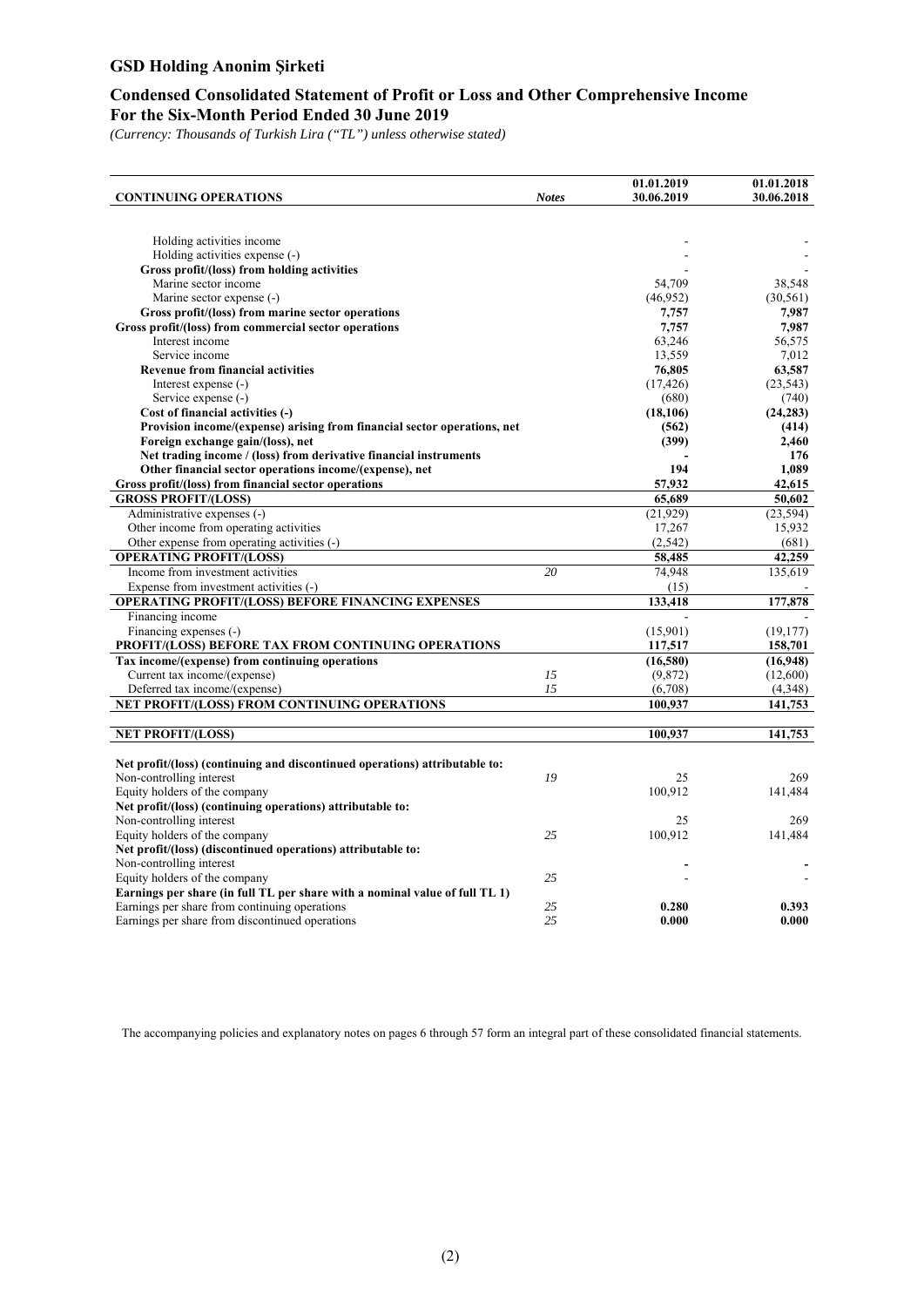## GSD Holding Anonim Şirketi

## Condensed Consolidated Statement of Profit or Loss and Other Comprehensive Income
## For the Six-Month Period Ended 30 June 2019

*(Currency: Thousands of Turkish Lira ("TL") unless otherwise stated)*

| CONTINUING OPERATIONS | Notes | 01.01.2019 30.06.2019 | 01.01.2018 30.06.2018 |
|---|---|---|---|
| Holding activities income | | - | - |
| Holding activities expense (-) | | - | - |
| **Gross profit/(loss) from holding activities** | | - | - |
| Marine sector income | | 54,709 | 38,548 |
| Marine sector expense (-) | | (46,952) | (30,561) |
| **Gross profit/(loss) from marine sector operations** | | **7,757** | **7,987** |
| **Gross profit/(loss) from commercial sector operations** | | **7,757** | **7,987** |
| Interest income | | 63,246 | 56,575 |
| Service income | | 13,559 | 7,012 |
| **Revenue from financial activities** | | **76,805** | **63,587** |
| Interest expense (-) | | (17,426) | (23,543) |
| Service expense (-) | | (680) | (740) |
| **Cost of financial activities (-)** | | **(18,106)** | **(24,283)** |
| **Provision income/(expense) arising from financial sector operations, net** | | **(562)** | **(414)** |
| **Foreign exchange gain/(loss), net** | | **(399)** | **2,460** |
| **Net trading income / (loss) from derivative financial instruments** | | **-** | **176** |
| **Other financial sector operations income/(expense), net** | | **194** | **1,089** |
| **Gross profit/(loss) from financial sector operations** | | **57,932** | **42,615** |
| **GROSS PROFIT/(LOSS)** | | **65,689** | **50,602** |
| Administrative expenses (-) | | (21,929) | (23,594) |
| Other income from operating activities | | 17,267 | 15,932 |
| Other expense from operating activities (-) | | (2,542) | (681) |
| **OPERATING PROFIT/(LOSS)** | | **58,485** | **42,259** |
| Income from investment activities | *20* | 74,948 | 135,619 |
| Expense from investment activities (-) | | (15) | - |
| **OPERATING PROFIT/(LOSS) BEFORE FINANCING EXPENSES** | | **133,418** | **177,878** |
| Financing income | | - | - |
| Financing expenses (-) | | (15,901) | (19,177) |
| **PROFIT/(LOSS) BEFORE TAX FROM CONTINUING OPERATIONS** | | **117,517** | **158,701** |
| **Tax income/(expense) from continuing operations** | | **(16,580)** | **(16,948)** |
| Current tax income/(expense) | *15* | (9,872) | (12,600) |
| Deferred tax income/(expense) | *15* | (6,708) | (4,348) |
| **NET PROFIT/(LOSS) FROM CONTINUING OPERATIONS** | | **100,937** | **141,753** |
| **NET PROFIT/(LOSS)** | | **100,937** | **141,753** |
| **Net profit/(loss) (continuing and discontinued operations) attributable to:** | | | |
| Non-controlling interest | *19* | 25 | 269 |
| Equity holders of the company | | 100,912 | 141,484 |
| **Net profit/(loss) (continuing operations) attributable to:** | | | |
| Non-controlling interest | | 25 | 269 |
| Equity holders of the company | *25* | 100,912 | 141,484 |
| **Net profit/(loss) (discontinued operations) attributable to:** | | | |
| Non-controlling interest | | **-** | **-** |
| Equity holders of the company | *25* | - | - |
| **Earnings per share (in full TL per share with a nominal value of full TL 1)** | | | |
| Earnings per share from continuing operations | *25* | **0.280** | **0.393** |
| Earnings per share from discontinued operations | *25* | **0.000** | **0.000** |

The accompanying policies and explanatory notes on pages 6 through 57 form an integral part of these consolidated financial statements.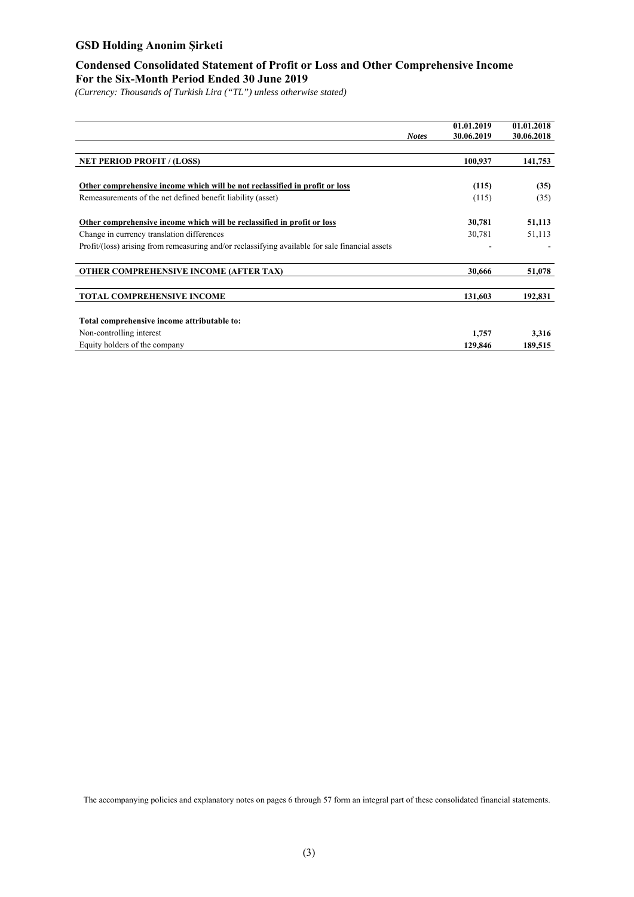# GSD Holding Anonim Şirketi

## Condensed Consolidated Statement of Profit or Loss and Other Comprehensive Income
## For the Six-Month Period Ended 30 June 2019

*(Currency: Thousands of Turkish Lira ("TL") unless otherwise stated)*

| | *Notes* | 01.01.2019 30.06.2019 | 01.01.2018 30.06.2018 |
|---|---|---|---|
| **NET PERIOD PROFIT / (LOSS)** | | **100,937** | **141,753** |
| **Other comprehensive income which will be not reclassified in profit or loss** | | **(115)** | **(35)** |
| Remeasurements of the net defined benefit liability (asset) | | (115) | (35) |
| **Other comprehensive income which will be reclassified in profit or loss** | | **30,781** | **51,113** |
| Change in currency translation differences | | 30,781 | 51,113 |
| Profit/(loss) arising from remeasuring and/or reclassifying available for sale financial assets | | - | - |
| **OTHER COMPREHENSIVE INCOME (AFTER TAX)** | | **30,666** | **51,078** |
| **TOTAL COMPREHENSIVE INCOME** | | **131,603** | **192,831** |
| **Total comprehensive income attributable to:** | | | |
| Non-controlling interest | | **1,757** | **3,316** |
| Equity holders of the company | | **129,846** | **189,515** |

The accompanying policies and explanatory notes on pages 6 through 57 form an integral part of these consolidated financial statements.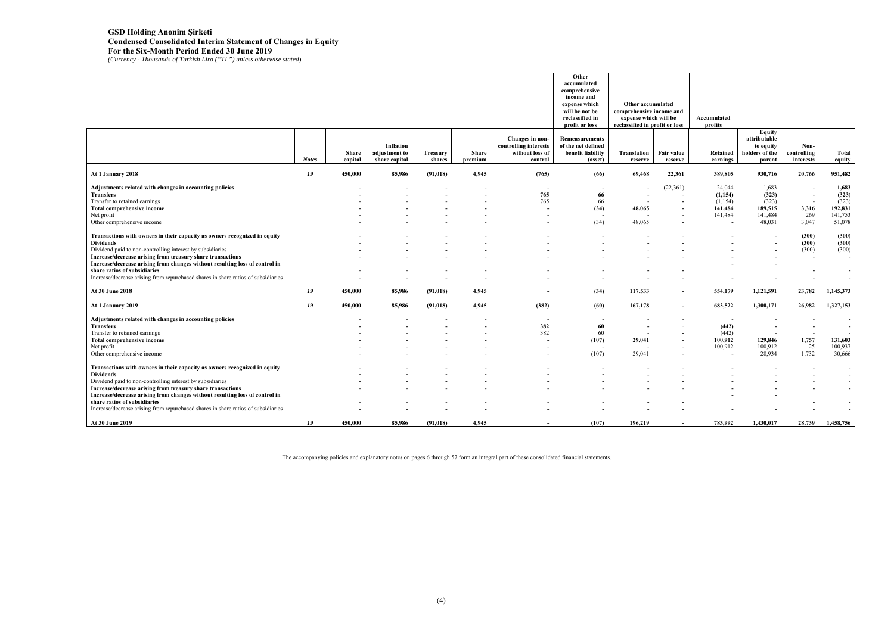# GSD Holding Anonim Şirketi
## Condensed Consolidated Interim Statement of Changes in Equity
## For the Six-Month Period Ended 30 June 2019

*(Currency - Thousands of Turkish Lira ("TL") unless otherwise stated)*

| | | | | | | | Other accumulated comprehensive income and expense which will be not be reclassified in profit or loss | Other accumulated comprehensive income and expense which will be reclassified in profit or loss | | Accumulated profits | | | |
|---|---|---|---|---|---|---|---|---|---|---|---|---|---|
| | Notes | Share capital | Inflation adjustment to share capital | Treasury shares | Share premium | Changes in non-controlling interests without loss of control | Remeasurements of the net defined benefit liability (asset) | Translation reserve | Fair value reserve | Retained earnings | Equity attributable to equity holders of the parent | Non-controlling interests | Total equity |
| **At 1 January 2018** | 19 | 450,000 | 85,986 | (91,018) | 4,945 | (765) | (66) | 69,468 | 22,361 | 389,805 | 930,716 | 20,766 | 951,482 |
| **Adjustments related with changes in accounting policies** | | - | - | - | - | - | - | - | (22,361) | 24,044 | 1,683 | - | **1,683** |
| **Transfers** | | - | - | - | - | 765 | 66 | - | - | (1,154) | (323) | - | (323) |
| Transfer to retained earnings | | - | - | - | - | 765 | 66 | - | - | (1,154) | (323) | - | (323) |
| **Total comprehensive income** | | - | - | - | - | - | (34) | 48,065 | - | 141,484 | 189,515 | 3,316 | 192,831 |
| Net profit | | - | - | - | - | - | - | - | - | 141,484 | 141,484 | 269 | 141,753 |
| Other comprehensive income | | - | - | - | - | - | (34) | 48,065 | - | - | 48,031 | 3,047 | 51,078 |
| **Transactions with owners in their capacity as owners recognized in equity** | | - | - | - | - | - | - | - | - | - | - | (300) | (300) |
| **Dividends** | | - | - | - | - | - | - | - | - | - | - | (300) | (300) |
| Dividend paid to non-controlling interest by subsidiaries | | - | - | - | - | - | - | - | - | - | - | (300) | (300) |
| **Increase/decrease arising from treasury share transactions** | | - | - | - | - | - | - | - | - | - | - | - | - |
| **Increase/decrease arising from changes without resulting loss of control in share ratios of subsidiaries** | | - | - | - | - | - | - | - | - | - | - | - | - |
| Increase/decrease arising from repurchased shares in share ratios of subsidiaries | | - | - | - | - | - | - | - | - | - | - | - | - |
| **At 30 June 2018** | 19 | 450,000 | 85,986 | (91,018) | 4,945 | - | (34) | 117,533 | - | 554,179 | 1,121,591 | 23,782 | 1,145,373 |
| **At 1 January 2019** | 19 | 450,000 | 85,986 | (91,018) | 4,945 | (382) | (60) | 167,178 | - | 683,522 | 1,300,171 | 26,982 | 1,327,153 |
| **Adjustments related with changes in accounting policies** | | - | - | - | - | - | - | - | - | - | - | - | - |
| **Transfers** | | - | - | - | - | 382 | 60 | - | - | (442) | - | - | - |
| Transfer to retained earnings | | - | - | - | - | 382 | 60 | - | - | (442) | - | - | - |
| **Total comprehensive income** | | - | - | - | - | - | (107) | 29,041 | - | 100,912 | 129,846 | 1,757 | 131,603 |
| Net profit | | - | - | - | - | - | - | - | - | 100,912 | 100,912 | 25 | 100,937 |
| Other comprehensive income | | - | - | - | - | - | (107) | 29,041 | - | - | 28,934 | 1,732 | 30,666 |
| **Transactions with owners in their capacity as owners recognized in equity** | | - | - | - | - | - | - | - | - | - | - | - | - |
| **Dividends** | | - | - | - | - | - | - | - | - | - | - | - | - |
| Dividend paid to non-controlling interest by subsidiaries | | - | - | - | - | - | - | - | - | - | - | - | - |
| **Increase/decrease arising from treasury share transactions** | | - | - | - | - | - | - | - | - | - | - | - | - |
| **Increase/decrease arising from changes without resulting loss of control in share ratios of subsidiaries** | | - | - | - | - | - | - | - | - | - | - | - | - |
| Increase/decrease arising from repurchased shares in share ratios of subsidiaries | | - | - | - | - | - | - | - | - | - | - | - | - |
| **At 30 June 2019** | 19 | 450,000 | 85,986 | (91,018) | 4,945 | - | (107) | 196,219 | - | 783,992 | 1,430,017 | 28,739 | 1,458,756 |

The accompanying policies and explanatory notes on pages 6 through 57 form an integral part of these consolidated financial statements.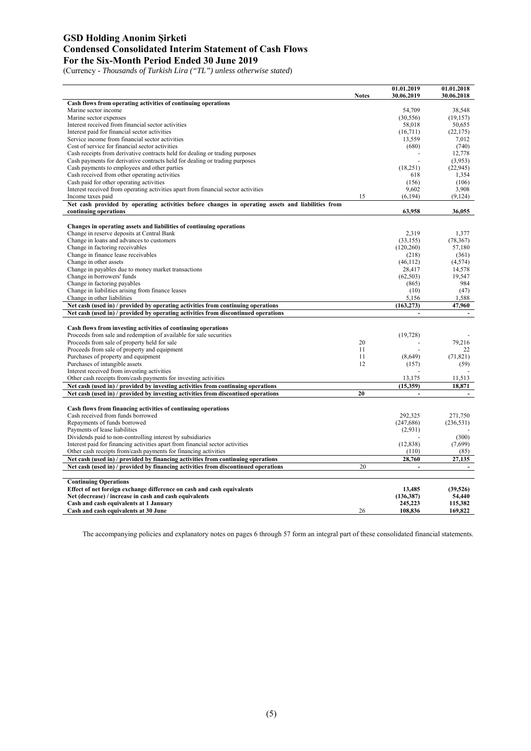# GSD Holding Anonim Şirketi
## Condensed Consolidated Interim Statement of Cash Flows
## For the Six-Month Period Ended 30 June 2019

(Currency - *Thousands of Turkish Lira ("TL") unless otherwise stated*)

| | Notes | 01.01.2019 30.06.2019 | 01.01.2018 30.06.2018 |
|---|---|---|---|
| **Cash flows from operating activities of continuing operations** | | | |
| Marine sector income | | 54,709 | 38,548 |
| Marine sector expenses | | (30,556) | (19,157) |
| Interest received from financial sector activities | | 58,018 | 50,655 |
| Interest paid for financial sector activities | | (16,711) | (22,175) |
| Service income from financial sector activities | | 13,559 | 7,012 |
| Cost of service for financial sector activities | | (680) | (740) |
| Cash receipts from derivative contracts held for dealing or trading purposes | | - | 12,778 |
| Cash payments for derivative contracts held for dealing or trading purposes | | - | (3,953) |
| Cash payments to employees and other parties | | (18,251) | (22,945) |
| Cash received from other operating activities | | 618 | 1,354 |
| Cash paid for other operating activities | | (156) | (106) |
| Interest received from operating activities apart from financial sector activities | | 9,602 | 3,908 |
| Income taxes paid | 15 | (6,194) | (9,124) |
| **Net cash provided by operating activities before changes in operating assets and liabilities from continuing operations** | | **63,958** | **36,055** |
| | | | |
| **Changes in operating assets and liabilities of continuing operations** | | | |
| Change in reserve deposits at Central Bank | | 2,319 | 1,377 |
| Change in loans and advances to customers | | (33,155) | (78,367) |
| Change in factoring receivables | | (120,260) | 57,180 |
| Change in finance lease receivables | | (218) | (361) |
| Change in other assets | | (46,112) | (4,574) |
| Change in payables due to money market transactions | | 28,417 | 14,578 |
| Change in borrowers' funds | | (62,503) | 19,547 |
| Change in factoring payables | | (865) | 984 |
| Change in liabilities arising from finance leases | | (10) | (47) |
| Change in other liabilities | | 5,156 | 1,588 |
| **Net cash (used in) / provided by operating activities from continuing operations** | | **(163,273)** | **47,960** |
| **Net cash (used in) / provided by operating activities from discontinued operations** | | **-** | **-** |
| | | | |
| **Cash flows from investing activities of continuing operations** | | | |
| Proceeds from sale and redemption of available for sale securities | | (19,728) | - |
| Proceeds from sale of property held for sale | 20 | - | 79,216 |
| Proceeds from sale of property and equipment | 11 | - | 22 |
| Purchases of property and equipment | 11 | (8,649) | (71,821) |
| Purchases of intangible assets | 12 | (157) | (59) |
| Interest received from investing activities | | - | - |
| Other cash receipts from/cash payments for investing activities | | 13,175 | 11,513 |
| **Net cash (used in) / provided by investing activities from continuing operations** | | **(15,359)** | **18,871** |
| **Net cash (used in) / provided by investing activities from discontiued operations** | **20** | **-** | **-** |
| | | | |
| **Cash flows from financing activities of continuing operations** | | | |
| Cash received from funds borrowed | | 292,325 | 271,750 |
| Repayments of funds borrowed | | (247,686) | (236,531) |
| Payments of lease liabilities | | (2,931) | - |
| Dividends paid to non-controlling interest by subsidiaries | | - | (300) |
| Interest paid for financing activities apart from financial sector activities | | (12,838) | (7,699) |
| Other cash receipts from/cash payments for financing activities | | (110) | (85) |
| **Net cash (used in) / provided by financing activities from continuing operations** | | **28,760** | **27,135** |
| **Net cash (used in) / provided by financing activities from discontinued operations** | 20 | **-** | **-** |
| | | | |
| **Continuing Operations** | | | |
| **Effect of net foreign exchange difference on cash and cash equivalents** | | **13,485** | **(39,526)** |
| **Net (decrease) / increase in cash and cash equivalents** | | **(136,387)** | **54,440** |
| **Cash and cash equivalents at 1 January** | | **245,223** | **115,382** |
| **Cash and cash equivalents at 30 June** | 26 | **108,836** | **169,822** |

The accompanying policies and explanatory notes on pages 6 through 57 form an integral part of these consolidated financial statements.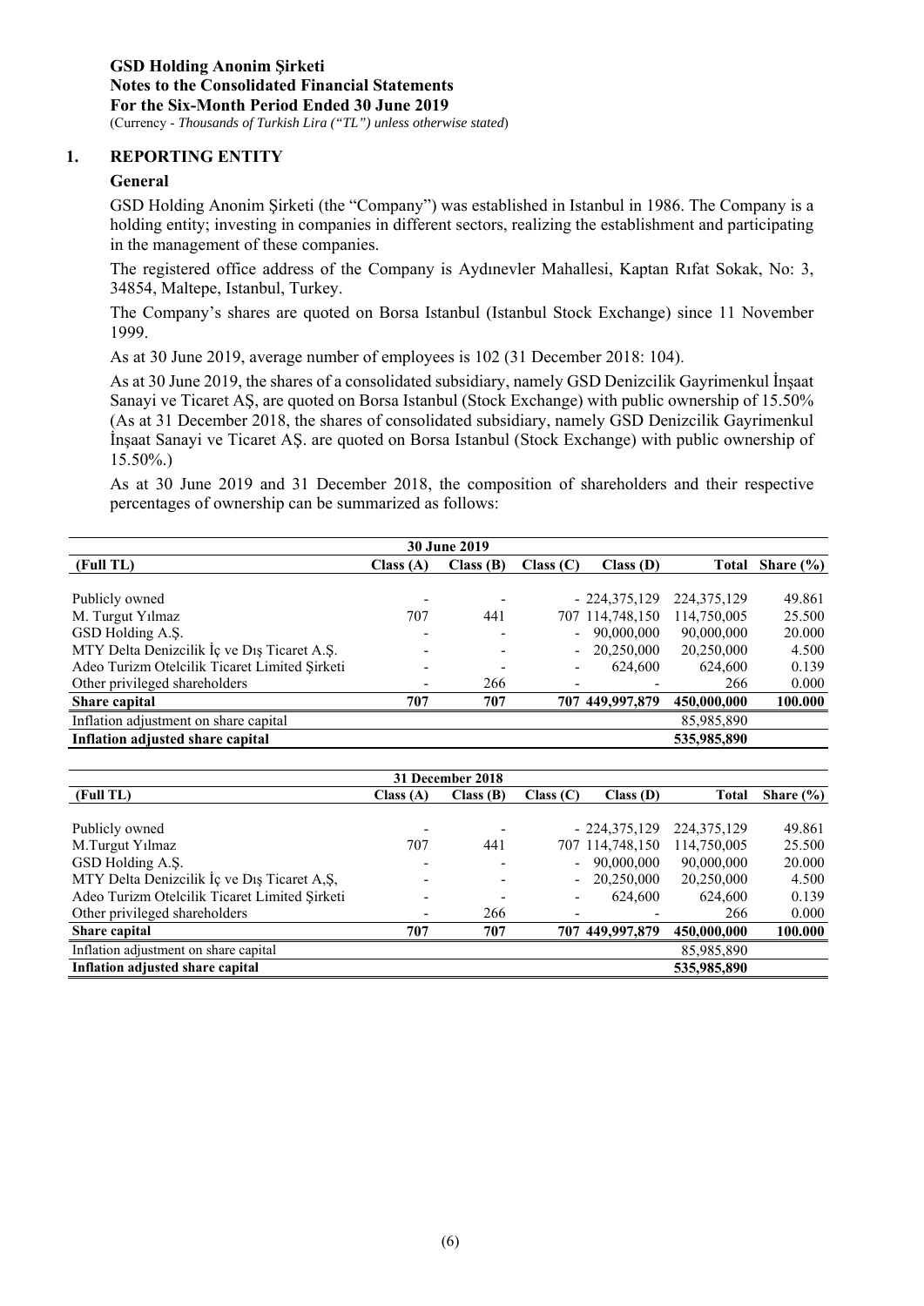**GSD Holding Anonim Şirketi**
**Notes to the Consolidated Financial Statements**
**For the Six-Month Period Ended 30 June 2019**
(Currency - *Thousands of Turkish Lira ("TL") unless otherwise stated*)

## 1. REPORTING ENTITY

### General

GSD Holding Anonim Şirketi (the "Company") was established in Istanbul in 1986. The Company is a holding entity; investing in companies in different sectors, realizing the establishment and participating in the management of these companies.

The registered office address of the Company is Aydınevler Mahallesi, Kaptan Rıfat Sokak, No: 3, 34854, Maltepe, Istanbul, Turkey.

The Company's shares are quoted on Borsa Istanbul (Istanbul Stock Exchange) since 11 November 1999.

As at 30 June 2019, average number of employees is 102 (31 December 2018: 104).

As at 30 June 2019, the shares of a consolidated subsidiary, namely GSD Denizcilik Gayrimenkul İnşaat Sanayi ve Ticaret AŞ, are quoted on Borsa Istanbul (Stock Exchange) with public ownership of 15.50% (As at 31 December 2018, the shares of consolidated subsidiary, namely GSD Denizcilik Gayrimenkul İnşaat Sanayi ve Ticaret AŞ. are quoted on Borsa Istanbul (Stock Exchange) with public ownership of 15.50%.)

As at 30 June 2019 and 31 December 2018, the composition of shareholders and their respective percentages of ownership can be summarized as follows:

| **30 June 2019** | | | | | | |
|---|---|---|---|---|---|---|
| **(Full TL)** | **Class (A)** | **Class (B)** | **Class (C)** | **Class (D)** | **Total** | **Share (%)** |
| Publicly owned | - | - | - | 224,375,129 | 224,375,129 | 49.861 |
| M. Turgut Yılmaz | 707 | 441 | 707 | 114,748,150 | 114,750,005 | 25.500 |
| GSD Holding A.Ş. | - | - | - | 90,000,000 | 90,000,000 | 20.000 |
| MTY Delta Denizcilik İç ve Dış Ticaret A.Ş. | - | - | - | 20,250,000 | 20,250,000 | 4.500 |
| Adeo Turizm Otelcilik Ticaret Limited Şirketi | - | - | - | 624,600 | 624,600 | 0.139 |
| Other privileged shareholders | - | 266 | - | - | 266 | 0.000 |
| **Share capital** | **707** | **707** | **707** | **449,997,879** | **450,000,000** | **100.000** |
| Inflation adjustment on share capital | | | | | 85,985,890 | |
| **Inflation adjusted share capital** | | | | | **535,985,890** | |

| **31 December 2018** | | | | | | |
|---|---|---|---|---|---|---|
| **(Full TL)** | **Class (A)** | **Class (B)** | **Class (C)** | **Class (D)** | **Total** | **Share (%)** |
| Publicly owned | - | - | - | 224,375,129 | 224,375,129 | 49.861 |
| M.Turgut Yılmaz | 707 | 441 | 707 | 114,748,150 | 114,750,005 | 25.500 |
| GSD Holding A.Ş. | - | - | - | 90,000,000 | 90,000,000 | 20.000 |
| MTY Delta Denizcilik İç ve Dış Ticaret A,Ş, | - | - | - | 20,250,000 | 20,250,000 | 4.500 |
| Adeo Turizm Otelcilik Ticaret Limited Şirketi | - | - | - | 624,600 | 624,600 | 0.139 |
| Other privileged shareholders | - | 266 | - | - | 266 | 0.000 |
| **Share capital** | **707** | **707** | **707** | **449,997,879** | **450,000,000** | **100.000** |
| Inflation adjustment on share capital | | | | | 85,985,890 | |
| **Inflation adjusted share capital** | | | | | **535,985,890** | |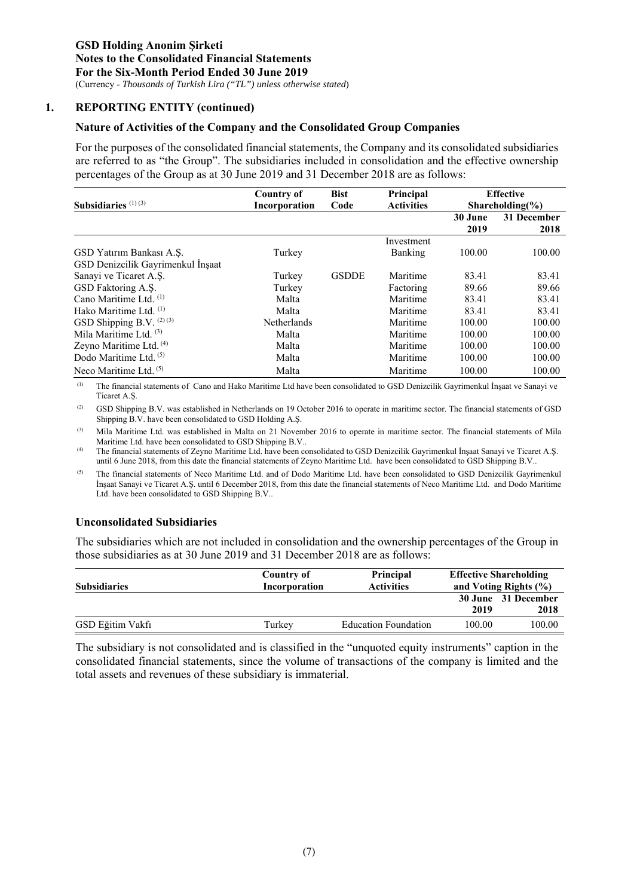GSD Holding Anonim Şirketi
Notes to the Consolidated Financial Statements
For the Six-Month Period Ended 30 June 2019
(Currency - *Thousands of Turkish Lira ("TL") unless otherwise stated*)

## 1. REPORTING ENTITY (continued)

### Nature of Activities of the Company and the Consolidated Group Companies

For the purposes of the consolidated financial statements, the Company and its consolidated subsidiaries are referred to as "the Group". The subsidiaries included in consolidation and the effective ownership percentages of the Group as at 30 June 2019 and 31 December 2018 are as follows:

| Subsidiaries (1) (3) | Country of Incorporation | Bist Code | Principal Activities | Effective Shareholding(%) | |
|---|---|---|---|---|---|
| | | | | 30 June 2019 | 31 December 2018 |
| GSD Yatırım Bankası A.Ş. | Turkey | | Investment Banking | 100.00 | 100.00 |
| GSD Denizcilik Gayrimenkul İnşaat Sanayi ve Ticaret A.Ş. | Turkey | GSDDE | Maritime | 83.41 | 83.41 |
| GSD Faktoring A.Ş. | Turkey | | Factoring | 89.66 | 89.66 |
| Cano Maritime Ltd. (1) | Malta | | Maritime | 83.41 | 83.41 |
| Hako Maritime Ltd. (1) | Malta | | Maritime | 83.41 | 83.41 |
| GSD Shipping B.V. (2) (3) | Netherlands | | Maritime | 100.00 | 100.00 |
| Mila Maritime Ltd. (3) | Malta | | Maritime | 100.00 | 100.00 |
| Zeyno Maritime Ltd. (4) | Malta | | Maritime | 100.00 | 100.00 |
| Dodo Maritime Ltd. (5) | Malta | | Maritime | 100.00 | 100.00 |
| Neco Maritime Ltd. (5) | Malta | | Maritime | 100.00 | 100.00 |

(1) The financial statements of Cano and Hako Maritime Ltd have been consolidated to GSD Denizcilik Gayrimenkul İnşaat ve Sanayi ve Ticaret A.Ş.

(2) GSD Shipping B.V. was established in Netherlands on 19 October 2016 to operate in maritime sector. The financial statements of GSD Shipping B.V. have been consolidated to GSD Holding A.Ş.

(3) Mila Maritime Ltd. was established in Malta on 21 November 2016 to operate in maritime sector. The financial statements of Mila Maritime Ltd. have been consolidated to GSD Shipping B.V..

(4) The financial statements of Zeyno Maritime Ltd. have been consolidated to GSD Denizcilik Gayrimenkul İnşaat Sanayi ve Ticaret A.Ş. until 6 June 2018, from this date the financial statements of Zeyno Maritime Ltd. have been consolidated to GSD Shipping B.V..

(5) The financial statements of Neco Maritime Ltd. and of Dodo Maritime Ltd. have been consolidated to GSD Denizcilik Gayrimenkul İnşaat Sanayi ve Ticaret A.Ş. until 6 December 2018, from this date the financial statements of Neco Maritime Ltd. and Dodo Maritime Ltd. have been consolidated to GSD Shipping B.V..

### Unconsolidated Subsidiaries

The subsidiaries which are not included in consolidation and the ownership percentages of the Group in those subsidiaries as at 30 June 2019 and 31 December 2018 are as follows:

| Subsidiaries | Country of Incorporation | Principal Activities | Effective Shareholding and Voting Rights (%) | |
|---|---|---|---|---|
| | | | 30 June 2019 | 31 December 2018 |
| GSD Eğitim Vakfı | Turkey | Education Foundation | 100.00 | 100.00 |

The subsidiary is not consolidated and is classified in the "unquoted equity instruments" caption in the consolidated financial statements, since the volume of transactions of the company is limited and the total assets and revenues of these subsidiary is immaterial.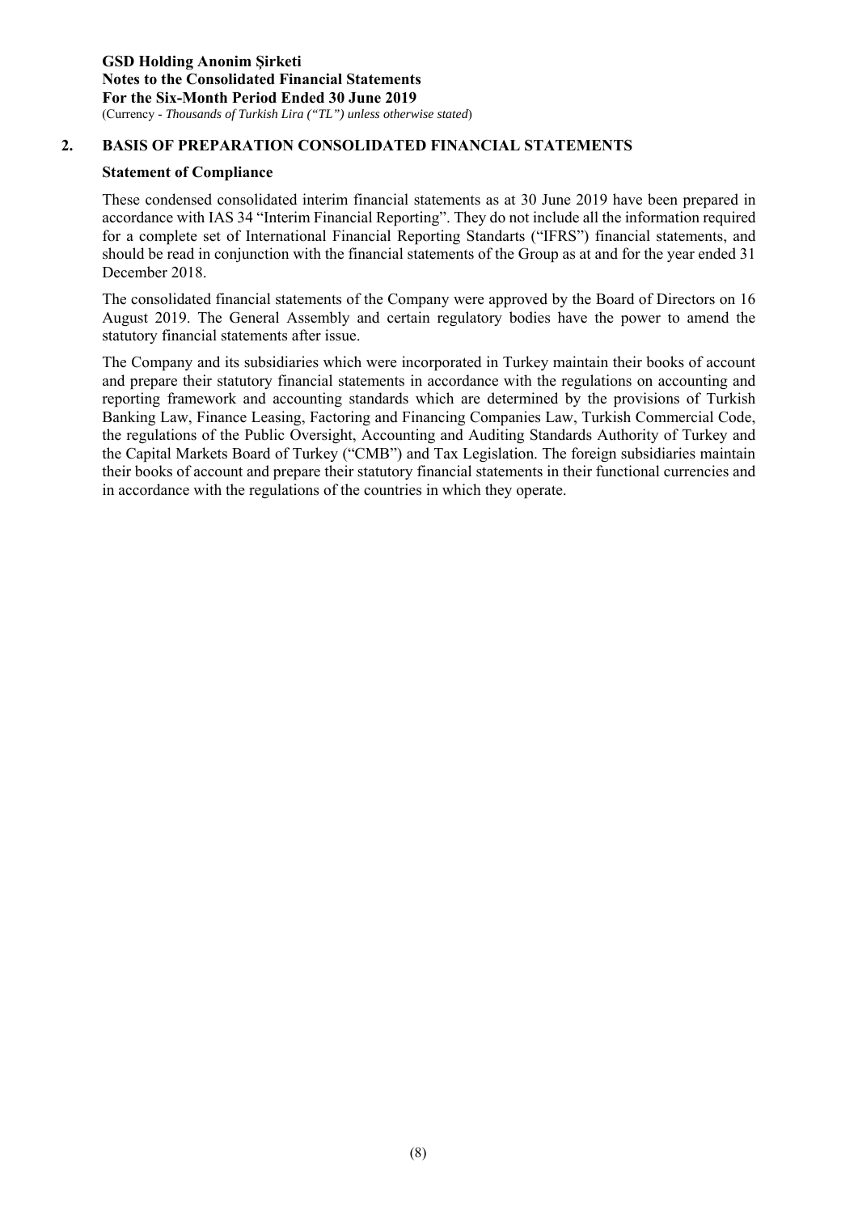## 2. BASIS OF PREPARATION CONSOLIDATED FINANCIAL STATEMENTS

### Statement of Compliance

These condensed consolidated interim financial statements as at 30 June 2019 have been prepared in accordance with IAS 34 "Interim Financial Reporting". They do not include all the information required for a complete set of International Financial Reporting Standarts ("IFRS") financial statements, and should be read in conjunction with the financial statements of the Group as at and for the year ended 31 December 2018.

The consolidated financial statements of the Company were approved by the Board of Directors on 16 August 2019. The General Assembly and certain regulatory bodies have the power to amend the statutory financial statements after issue.

The Company and its subsidiaries which were incorporated in Turkey maintain their books of account and prepare their statutory financial statements in accordance with the regulations on accounting and reporting framework and accounting standards which are determined by the provisions of Turkish Banking Law, Finance Leasing, Factoring and Financing Companies Law, Turkish Commercial Code, the regulations of the Public Oversight, Accounting and Auditing Standards Authority of Turkey and the Capital Markets Board of Turkey ("CMB") and Tax Legislation. The foreign subsidiaries maintain their books of account and prepare their statutory financial statements in their functional currencies and in accordance with the regulations of the countries in which they operate.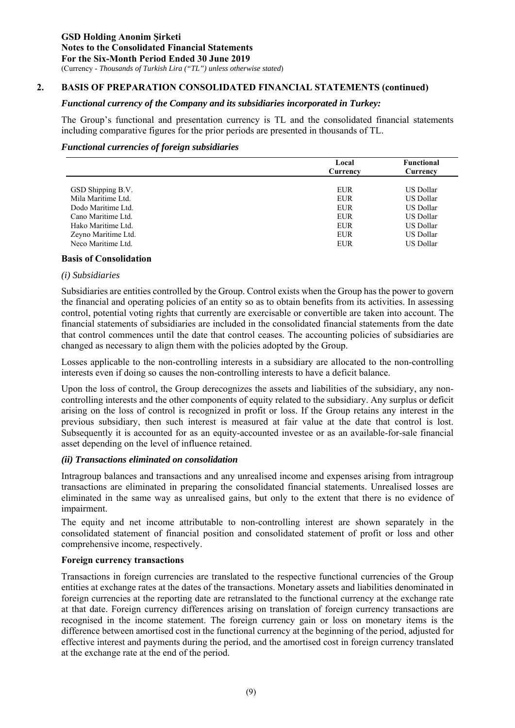## 2. BASIS OF PREPARATION CONSOLIDATED FINANCIAL STATEMENTS (continued)

***Functional currency of the Company and its subsidiaries incorporated in Turkey:***

The Group's functional and presentation currency is TL and the consolidated financial statements including comparative figures for the prior periods are presented in thousands of TL.

***Functional currencies of foreign subsidiaries***

| | Local Currency | Functional Currency |
|---|---|---|
| GSD Shipping B.V. | EUR | US Dollar |
| Mila Maritime Ltd. | EUR | US Dollar |
| Dodo Maritime Ltd. | EUR | US Dollar |
| Cano Maritime Ltd. | EUR | US Dollar |
| Hako Maritime Ltd. | EUR | US Dollar |
| Zeyno Maritime Ltd. | EUR | US Dollar |
| Neco Maritime Ltd. | EUR | US Dollar |

**Basis of Consolidation**

*(i) Subsidiaries*

Subsidiaries are entities controlled by the Group. Control exists when the Group has the power to govern the financial and operating policies of an entity so as to obtain benefits from its activities. In assessing control, potential voting rights that currently are exercisable or convertible are taken into account. The financial statements of subsidiaries are included in the consolidated financial statements from the date that control commences until the date that control ceases. The accounting policies of subsidiaries are changed as necessary to align them with the policies adopted by the Group.

Losses applicable to the non-controlling interests in a subsidiary are allocated to the non-controlling interests even if doing so causes the non-controlling interests to have a deficit balance.

Upon the loss of control, the Group derecognizes the assets and liabilities of the subsidiary, any non-controlling interests and the other components of equity related to the subsidiary. Any surplus or deficit arising on the loss of control is recognized in profit or loss. If the Group retains any interest in the previous subsidiary, then such interest is measured at fair value at the date that control is lost. Subsequently it is accounted for as an equity-accounted investee or as an available-for-sale financial asset depending on the level of influence retained.

***(ii) Transactions eliminated on consolidation***

Intragroup balances and transactions and any unrealised income and expenses arising from intragroup transactions are eliminated in preparing the consolidated financial statements. Unrealised losses are eliminated in the same way as unrealised gains, but only to the extent that there is no evidence of impairment.

The equity and net income attributable to non-controlling interest are shown separately in the consolidated statement of financial position and consolidated statement of profit or loss and other comprehensive income, respectively.

**Foreign currency transactions**

Transactions in foreign currencies are translated to the respective functional currencies of the Group entities at exchange rates at the dates of the transactions. Monetary assets and liabilities denominated in foreign currencies at the reporting date are retranslated to the functional currency at the exchange rate at that date. Foreign currency differences arising on translation of foreign currency transactions are recognised in the income statement. The foreign currency gain or loss on monetary items is the difference between amortised cost in the functional currency at the beginning of the period, adjusted for effective interest and payments during the period, and the amortised cost in foreign currency translated at the exchange rate at the end of the period.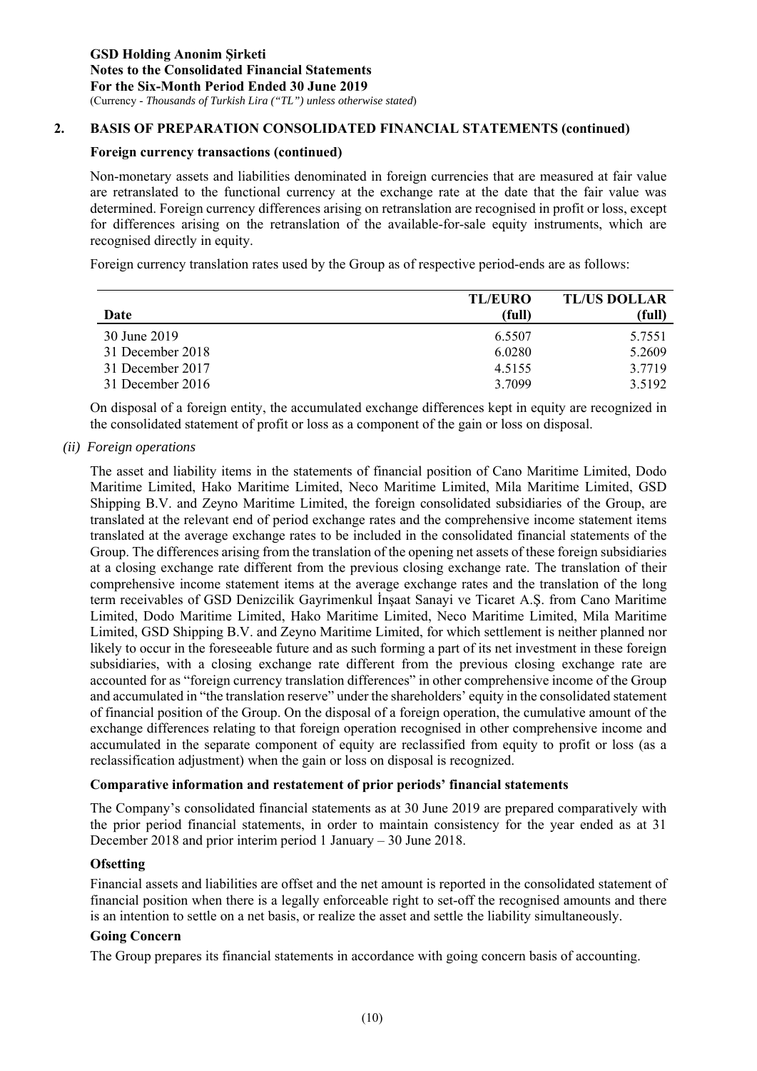## 2. BASIS OF PREPARATION CONSOLIDATED FINANCIAL STATEMENTS (continued)

### Foreign currency transactions (continued)

Non-monetary assets and liabilities denominated in foreign currencies that are measured at fair value are retranslated to the functional currency at the exchange rate at the date that the fair value was determined. Foreign currency differences arising on retranslation are recognised in profit or loss, except for differences arising on the retranslation of the available-for-sale equity instruments, which are recognised directly in equity.

Foreign currency translation rates used by the Group as of respective period-ends are as follows:

| Date | TL/EURO (full) | TL/US DOLLAR (full) |
|---|---|---|
| 30 June 2019 | 6.5507 | 5.7551 |
| 31 December 2018 | 6.0280 | 5.2609 |
| 31 December 2017 | 4.5155 | 3.7719 |
| 31 December 2016 | 3.7099 | 3.5192 |

On disposal of a foreign entity, the accumulated exchange differences kept in equity are recognized in the consolidated statement of profit or loss as a component of the gain or loss on disposal.

*(ii) Foreign operations*

The asset and liability items in the statements of financial position of Cano Maritime Limited, Dodo Maritime Limited, Hako Maritime Limited, Neco Maritime Limited, Mila Maritime Limited, GSD Shipping B.V. and Zeyno Maritime Limited, the foreign consolidated subsidiaries of the Group, are translated at the relevant end of period exchange rates and the comprehensive income statement items translated at the average exchange rates to be included in the consolidated financial statements of the Group. The differences arising from the translation of the opening net assets of these foreign subsidiaries at a closing exchange rate different from the previous closing exchange rate. The translation of their comprehensive income statement items at the average exchange rates and the translation of the long term receivables of GSD Denizcilik Gayrimenkul İnşaat Sanayi ve Ticaret A.Ş. from Cano Maritime Limited, Dodo Maritime Limited, Hako Maritime Limited, Neco Maritime Limited, Mila Maritime Limited, GSD Shipping B.V. and Zeyno Maritime Limited, for which settlement is neither planned nor likely to occur in the foreseeable future and as such forming a part of its net investment in these foreign subsidiaries, with a closing exchange rate different from the previous closing exchange rate are accounted for as "foreign currency translation differences" in other comprehensive income of the Group and accumulated in "the translation reserve" under the shareholders' equity in the consolidated statement of financial position of the Group. On the disposal of a foreign operation, the cumulative amount of the exchange differences relating to that foreign operation recognised in other comprehensive income and accumulated in the separate component of equity are reclassified from equity to profit or loss (as a reclassification adjustment) when the gain or loss on disposal is recognized.

### Comparative information and restatement of prior periods' financial statements

The Company's consolidated financial statements as at 30 June 2019 are prepared comparatively with the prior period financial statements, in order to maintain consistency for the year ended as at 31 December 2018 and prior interim period 1 January – 30 June 2018.

### Ofsetting

Financial assets and liabilities are offset and the net amount is reported in the consolidated statement of financial position when there is a legally enforceable right to set-off the recognised amounts and there is an intention to settle on a net basis, or realize the asset and settle the liability simultaneously.

### Going Concern

The Group prepares its financial statements in accordance with going concern basis of accounting.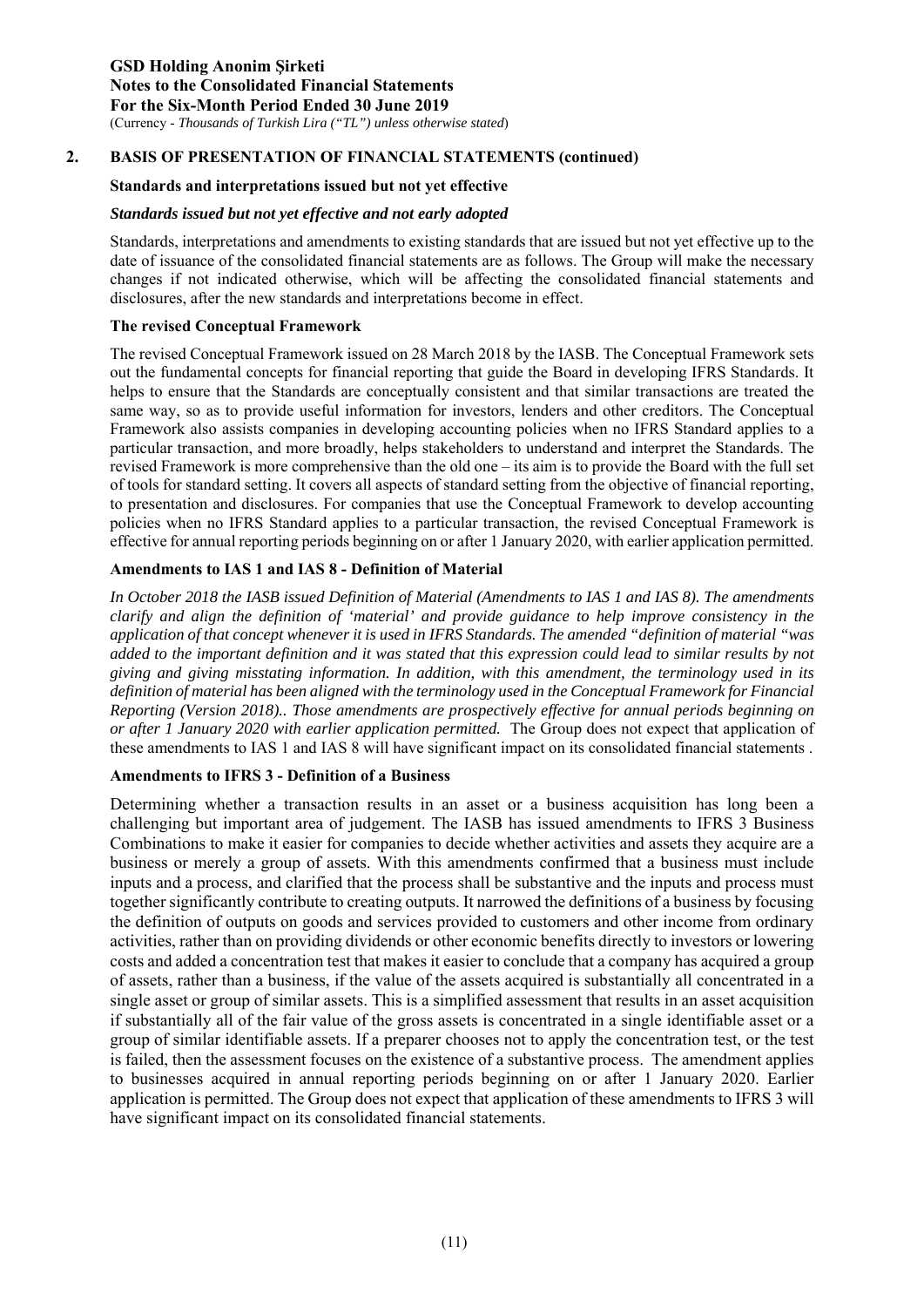## 2. BASIS OF PRESENTATION OF FINANCIAL STATEMENTS (continued)

**Standards and interpretations issued but not yet effective**

***Standards issued but not yet effective and not early adopted***

Standards, interpretations and amendments to existing standards that are issued but not yet effective up to the date of issuance of the consolidated financial statements are as follows. The Group will make the necessary changes if not indicated otherwise, which will be affecting the consolidated financial statements and disclosures, after the new standards and interpretations become in effect.

**The revised Conceptual Framework**

The revised Conceptual Framework issued on 28 March 2018 by the IASB. The Conceptual Framework sets out the fundamental concepts for financial reporting that guide the Board in developing IFRS Standards. It helps to ensure that the Standards are conceptually consistent and that similar transactions are treated the same way, so as to provide useful information for investors, lenders and other creditors. The Conceptual Framework also assists companies in developing accounting policies when no IFRS Standard applies to a particular transaction, and more broadly, helps stakeholders to understand and interpret the Standards. The revised Framework is more comprehensive than the old one – its aim is to provide the Board with the full set of tools for standard setting. It covers all aspects of standard setting from the objective of financial reporting, to presentation and disclosures. For companies that use the Conceptual Framework to develop accounting policies when no IFRS Standard applies to a particular transaction, the revised Conceptual Framework is effective for annual reporting periods beginning on or after 1 January 2020, with earlier application permitted.

**Amendments to IAS 1 and IAS 8 - Definition of Material**

*In October 2018 the IASB issued Definition of Material (Amendments to IAS 1 and IAS 8). The amendments clarify and align the definition of 'material' and provide guidance to help improve consistency in the application of that concept whenever it is used in IFRS Standards. The amended "definition of material "was added to the important definition and it was stated that this expression could lead to similar results by not giving and giving misstating information. In addition, with this amendment, the terminology used in its definition of material has been aligned with the terminology used in the Conceptual Framework for Financial Reporting (Version 2018).. Those amendments are prospectively effective for annual periods beginning on or after 1 January 2020 with earlier application permitted.* The Group does not expect that application of these amendments to IAS 1 and IAS 8 will have significant impact on its consolidated financial statements .

**Amendments to IFRS 3 - Definition of a Business**

Determining whether a transaction results in an asset or a business acquisition has long been a challenging but important area of judgement. The IASB has issued amendments to IFRS 3 Business Combinations to make it easier for companies to decide whether activities and assets they acquire are a business or merely a group of assets. With this amendments confirmed that a business must include inputs and a process, and clarified that the process shall be substantive and the inputs and process must together significantly contribute to creating outputs. It narrowed the definitions of a business by focusing the definition of outputs on goods and services provided to customers and other income from ordinary activities, rather than on providing dividends or other economic benefits directly to investors or lowering costs and added a concentration test that makes it easier to conclude that a company has acquired a group of assets, rather than a business, if the value of the assets acquired is substantially all concentrated in a single asset or group of similar assets. This is a simplified assessment that results in an asset acquisition if substantially all of the fair value of the gross assets is concentrated in a single identifiable asset or a group of similar identifiable assets. If a preparer chooses not to apply the concentration test, or the test is failed, then the assessment focuses on the existence of a substantive process. The amendment applies to businesses acquired in annual reporting periods beginning on or after 1 January 2020. Earlier application is permitted. The Group does not expect that application of these amendments to IFRS 3 will have significant impact on its consolidated financial statements.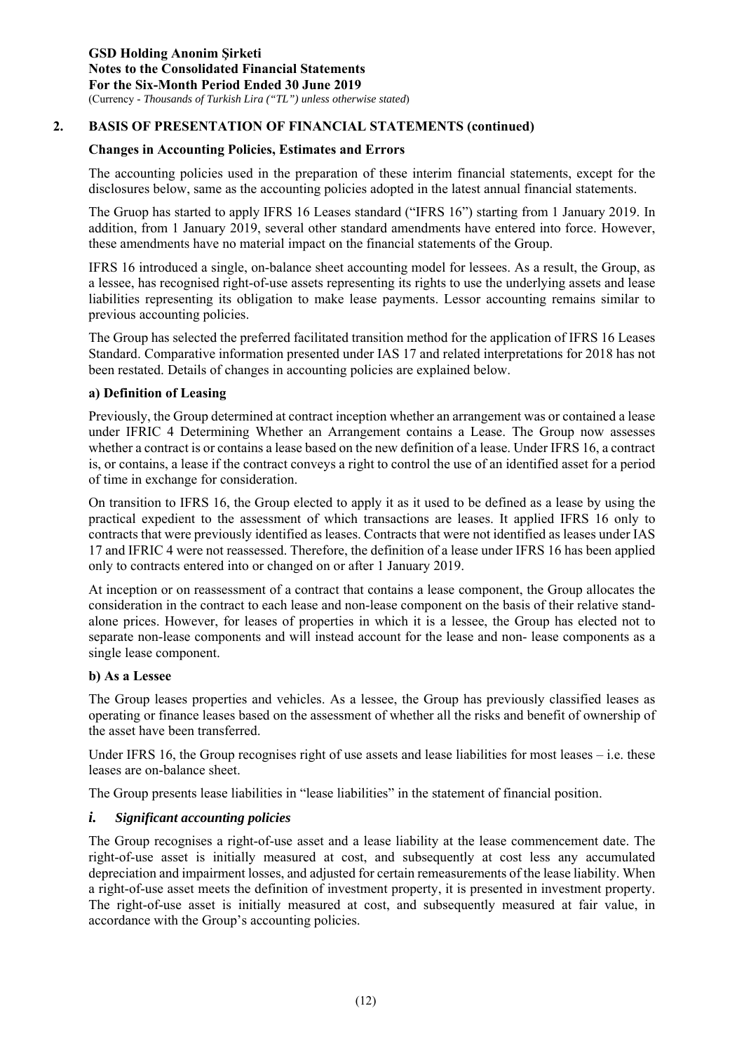## 2. BASIS OF PRESENTATION OF FINANCIAL STATEMENTS (continued)

### Changes in Accounting Policies, Estimates and Errors

The accounting policies used in the preparation of these interim financial statements, except for the disclosures below, same as the accounting policies adopted in the latest annual financial statements.

The Gruop has started to apply IFRS 16 Leases standard ("IFRS 16") starting from 1 January 2019. In addition, from 1 January 2019, several other standard amendments have entered into force. However, these amendments have no material impact on the financial statements of the Group.

IFRS 16 introduced a single, on-balance sheet accounting model for lessees. As a result, the Group, as a lessee, has recognised right-of-use assets representing its rights to use the underlying assets and lease liabilities representing its obligation to make lease payments. Lessor accounting remains similar to previous accounting policies.

The Group has selected the preferred facilitated transition method for the application of IFRS 16 Leases Standard. Comparative information presented under IAS 17 and related interpretations for 2018 has not been restated. Details of changes in accounting policies are explained below.

**a) Definition of Leasing**

Previously, the Group determined at contract inception whether an arrangement was or contained a lease under IFRIC 4 Determining Whether an Arrangement contains a Lease. The Group now assesses whether a contract is or contains a lease based on the new definition of a lease. Under IFRS 16, a contract is, or contains, a lease if the contract conveys a right to control the use of an identified asset for a period of time in exchange for consideration.

On transition to IFRS 16, the Group elected to apply it as it used to be defined as a lease by using the practical expedient to the assessment of which transactions are leases. It applied IFRS 16 only to contracts that were previously identified as leases. Contracts that were not identified as leases under IAS 17 and IFRIC 4 were not reassessed. Therefore, the definition of a lease under IFRS 16 has been applied only to contracts entered into or changed on or after 1 January 2019.

At inception or on reassessment of a contract that contains a lease component, the Group allocates the consideration in the contract to each lease and non-lease component on the basis of their relative stand-alone prices. However, for leases of properties in which it is a lessee, the Group has elected not to separate non-lease components and will instead account for the lease and non- lease components as a single lease component.

**b) As a Lessee**

The Group leases properties and vehicles. As a lessee, the Group has previously classified leases as operating or finance leases based on the assessment of whether all the risks and benefit of ownership of the asset have been transferred.

Under IFRS 16, the Group recognises right of use assets and lease liabilities for most leases – i.e. these leases are on-balance sheet.

The Group presents lease liabilities in "lease liabilities" in the statement of financial position.

### *i. Significant accounting policies*

The Group recognises a right-of-use asset and a lease liability at the lease commencement date. The right-of-use asset is initially measured at cost, and subsequently at cost less any accumulated depreciation and impairment losses, and adjusted for certain remeasurements of the lease liability. When a right-of-use asset meets the definition of investment property, it is presented in investment property. The right-of-use asset is initially measured at cost, and subsequently measured at fair value, in accordance with the Group's accounting policies.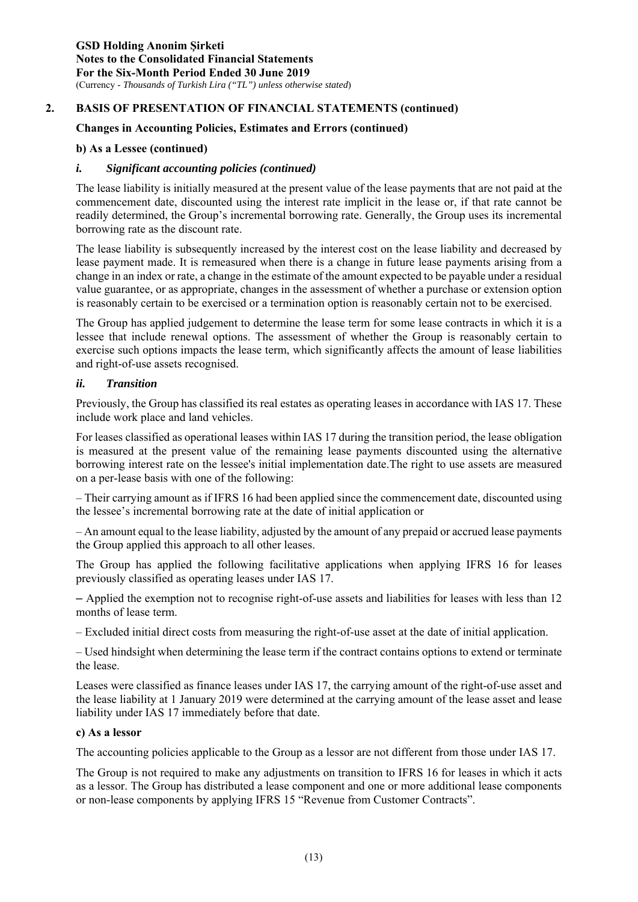## 2. BASIS OF PRESENTATION OF FINANCIAL STATEMENTS (continued)

### Changes in Accounting Policies, Estimates and Errors (continued)

**b) As a Lessee (continued)**

***i. Significant accounting policies (continued)***

The lease liability is initially measured at the present value of the lease payments that are not paid at the commencement date, discounted using the interest rate implicit in the lease or, if that rate cannot be readily determined, the Group's incremental borrowing rate. Generally, the Group uses its incremental borrowing rate as the discount rate.

The lease liability is subsequently increased by the interest cost on the lease liability and decreased by lease payment made. It is remeasured when there is a change in future lease payments arising from a change in an index or rate, a change in the estimate of the amount expected to be payable under a residual value guarantee, or as appropriate, changes in the assessment of whether a purchase or extension option is reasonably certain to be exercised or a termination option is reasonably certain not to be exercised.

The Group has applied judgement to determine the lease term for some lease contracts in which it is a lessee that include renewal options. The assessment of whether the Group is reasonably certain to exercise such options impacts the lease term, which significantly affects the amount of lease liabilities and right-of-use assets recognised.

***ii. Transition***

Previously, the Group has classified its real estates as operating leases in accordance with IAS 17. These include work place and land vehicles.

For leases classified as operational leases within IAS 17 during the transition period, the lease obligation is measured at the present value of the remaining lease payments discounted using the alternative borrowing interest rate on the lessee's initial implementation date.The right to use assets are measured on a per-lease basis with one of the following:

– Their carrying amount as if IFRS 16 had been applied since the commencement date, discounted using the lessee's incremental borrowing rate at the date of initial application or

– An amount equal to the lease liability, adjusted by the amount of any prepaid or accrued lease payments the Group applied this approach to all other leases.

The Group has applied the following facilitative applications when applying IFRS 16 for leases previously classified as operating leases under IAS 17.

– Applied the exemption not to recognise right-of-use assets and liabilities for leases with less than 12 months of lease term.

– Excluded initial direct costs from measuring the right-of-use asset at the date of initial application.

– Used hindsight when determining the lease term if the contract contains options to extend or terminate the lease.

Leases were classified as finance leases under IAS 17, the carrying amount of the right-of-use asset and the lease liability at 1 January 2019 were determined at the carrying amount of the lease asset and lease liability under IAS 17 immediately before that date.

**c) As a lessor**

The accounting policies applicable to the Group as a lessor are not different from those under IAS 17.

The Group is not required to make any adjustments on transition to IFRS 16 for leases in which it acts as a lessor. The Group has distributed a lease component and one or more additional lease components or non-lease components by applying IFRS 15 "Revenue from Customer Contracts".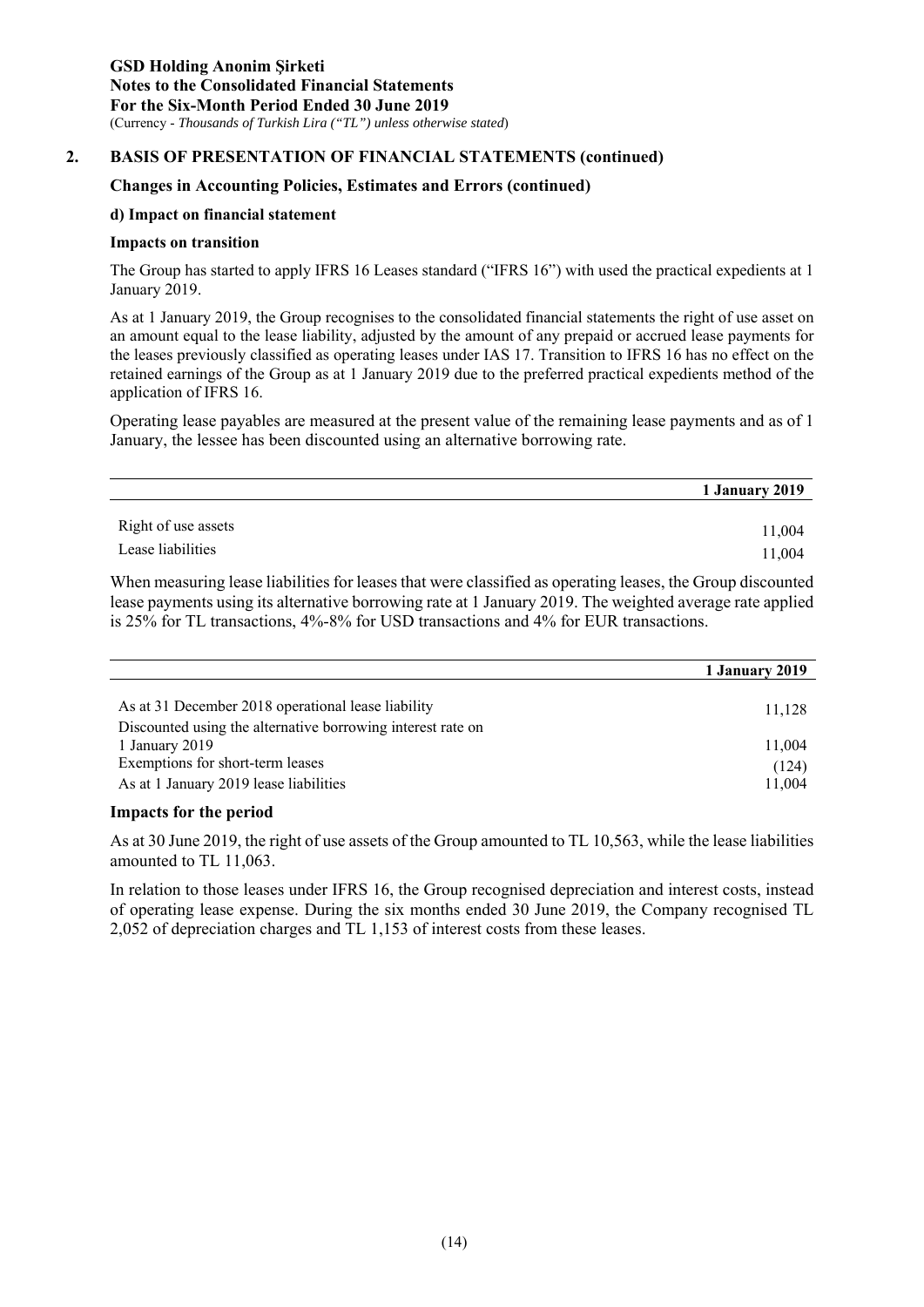## 2. BASIS OF PRESENTATION OF FINANCIAL STATEMENTS (continued)

### Changes in Accounting Policies, Estimates and Errors (continued)

#### d) Impact on financial statement

**Impacts on transition**

The Group has started to apply IFRS 16 Leases standard ("IFRS 16") with used the practical expedients at 1 January 2019.

As at 1 January 2019, the Group recognises to the consolidated financial statements the right of use asset on an amount equal to the lease liability, adjusted by the amount of any prepaid or accrued lease payments for the leases previously classified as operating leases under IAS 17. Transition to IFRS 16 has no effect on the retained earnings of the Group as at 1 January 2019 due to the preferred practical expedients method of the application of IFRS 16.

Operating lease payables are measured at the present value of the remaining lease payments and as of 1 January, the lessee has been discounted using an alternative borrowing rate.

| | 1 January 2019 |
|---|---|
| Right of use assets | 11,004 |
| Lease liabilities | 11,004 |

When measuring lease liabilities for leases that were classified as operating leases, the Group discounted lease payments using its alternative borrowing rate at 1 January 2019. The weighted average rate applied is 25% for TL transactions, 4%-8% for USD transactions and 4% for EUR transactions.

| | 1 January 2019 |
|---|---|
| As at 31 December 2018 operational lease liability | 11,128 |
| Discounted using the alternative borrowing interest rate on 1 January 2019 | 11,004 |
| Exemptions for short-term leases | (124) |
| As at 1 January 2019 lease liabilities | 11,004 |

**Impacts for the period**

As at 30 June 2019, the right of use assets of the Group amounted to TL 10,563, while the lease liabilities amounted to TL 11,063.

In relation to those leases under IFRS 16, the Group recognised depreciation and interest costs, instead of operating lease expense. During the six months ended 30 June 2019, the Company recognised TL 2,052 of depreciation charges and TL 1,153 of interest costs from these leases.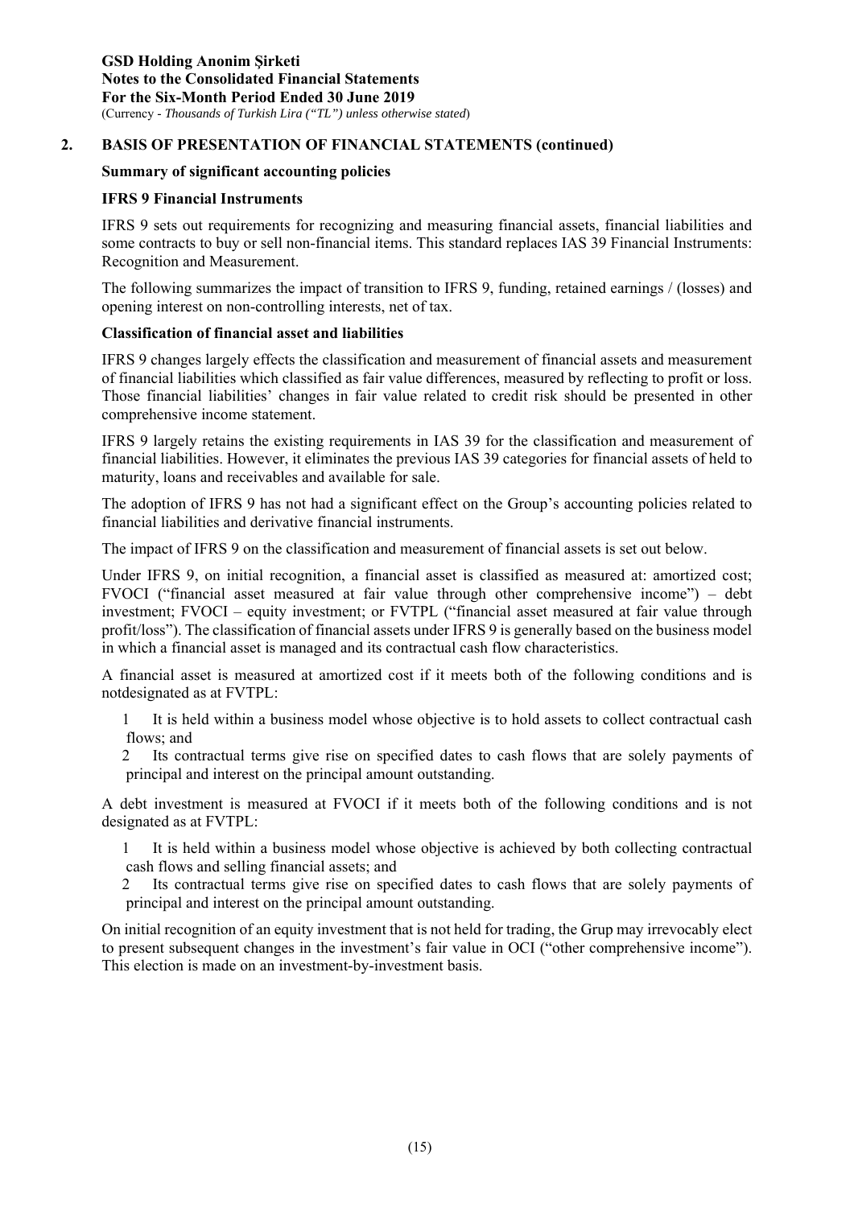## 2. BASIS OF PRESENTATION OF FINANCIAL STATEMENTS (continued)

**Summary of significant accounting policies**

**IFRS 9 Financial Instruments**

IFRS 9 sets out requirements for recognizing and measuring financial assets, financial liabilities and some contracts to buy or sell non-financial items. This standard replaces IAS 39 Financial Instruments: Recognition and Measurement.

The following summarizes the impact of transition to IFRS 9, funding, retained earnings / (losses) and opening interest on non-controlling interests, net of tax.

**Classification of financial asset and liabilities**

IFRS 9 changes largely effects the classification and measurement of financial assets and measurement of financial liabilities which classified as fair value differences, measured by reflecting to profit or loss. Those financial liabilities' changes in fair value related to credit risk should be presented in other comprehensive income statement.

IFRS 9 largely retains the existing requirements in IAS 39 for the classification and measurement of financial liabilities. However, it eliminates the previous IAS 39 categories for financial assets of held to maturity, loans and receivables and available for sale.

The adoption of IFRS 9 has not had a significant effect on the Group's accounting policies related to financial liabilities and derivative financial instruments.

The impact of IFRS 9 on the classification and measurement of financial assets is set out below.

Under IFRS 9, on initial recognition, a financial asset is classified as measured at: amortized cost; FVOCI ("financial asset measured at fair value through other comprehensive income") – debt investment; FVOCI – equity investment; or FVTPL ("financial asset measured at fair value through profit/loss"). The classification of financial assets under IFRS 9 is generally based on the business model in which a financial asset is managed and its contractual cash flow characteristics.

A financial asset is measured at amortized cost if it meets both of the following conditions and is notdesignated as at FVTPL:

1. It is held within a business model whose objective is to hold assets to collect contractual cash flows; and
2. Its contractual terms give rise on specified dates to cash flows that are solely payments of principal and interest on the principal amount outstanding.

A debt investment is measured at FVOCI if it meets both of the following conditions and is not designated as at FVTPL:

1. It is held within a business model whose objective is achieved by both collecting contractual cash flows and selling financial assets; and
2. Its contractual terms give rise on specified dates to cash flows that are solely payments of principal and interest on the principal amount outstanding.

On initial recognition of an equity investment that is not held for trading, the Grup may irrevocably elect to present subsequent changes in the investment's fair value in OCI ("other comprehensive income"). This election is made on an investment-by-investment basis.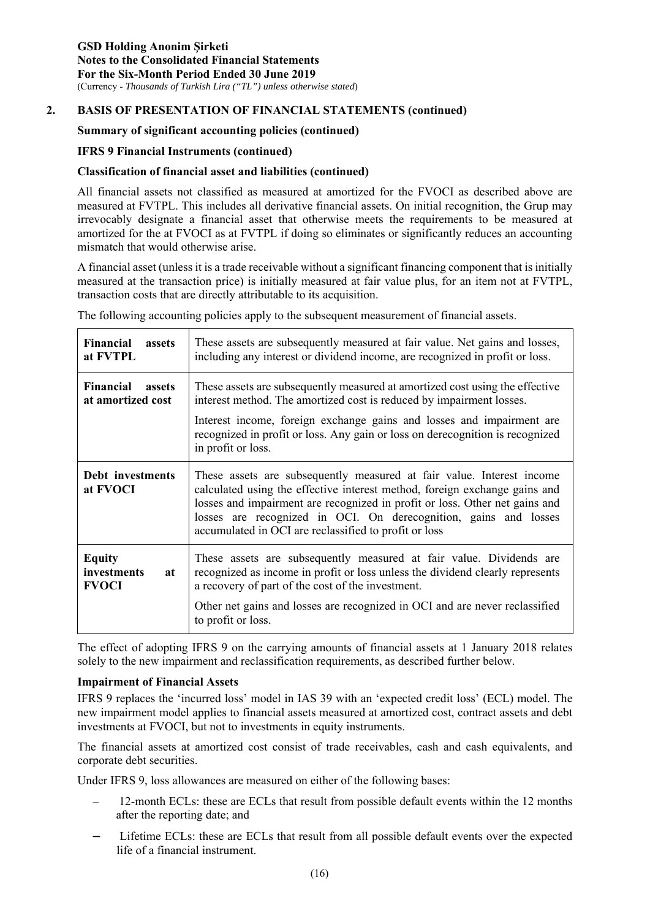GSD Holding Anonim Şirketi
Notes to the Consolidated Financial Statements
For the Six-Month Period Ended 30 June 2019
(Currency - *Thousands of Turkish Lira ("TL") unless otherwise stated*)

## 2. BASIS OF PRESENTATION OF FINANCIAL STATEMENTS (continued)

### Summary of significant accounting policies (continued)

### IFRS 9 Financial Instruments (continued)

### Classification of financial asset and liabilities (continued)

All financial assets not classified as measured at amortized for the FVOCI as described above are measured at FVTPL. This includes all derivative financial assets. On initial recognition, the Grup may irrevocably designate a financial asset that otherwise meets the requirements to be measured at amortized for the at FVOCI as at FVTPL if doing so eliminates or significantly reduces an accounting mismatch that would otherwise arise.

A financial asset (unless it is a trade receivable without a significant financing component that is initially measured at the transaction price) is initially measured at fair value plus, for an item not at FVTPL, transaction costs that are directly attributable to its acquisition.

The following accounting policies apply to the subsequent measurement of financial assets.

| | |
|---|---|
| **Financial assets at FVTPL** | These assets are subsequently measured at fair value. Net gains and losses, including any interest or dividend income, are recognized in profit or loss. |
| **Financial assets at amortized cost** | These assets are subsequently measured at amortized cost using the effective interest method. The amortized cost is reduced by impairment losses.<br><br>Interest income, foreign exchange gains and losses and impairment are recognized in profit or loss. Any gain or loss on derecognition is recognized in profit or loss. |
| **Debt investments at FVOCI** | These assets are subsequently measured at fair value. Interest income calculated using the effective interest method, foreign exchange gains and losses and impairment are recognized in profit or loss. Other net gains and losses are recognized in OCI. On derecognition, gains and losses accumulated in OCI are reclassified to profit or loss |
| **Equity investments at FVOCI** | These assets are subsequently measured at fair value. Dividends are recognized as income in profit or loss unless the dividend clearly represents a recovery of part of the cost of the investment.<br><br>Other net gains and losses are recognized in OCI and are never reclassified to profit or loss. |

The effect of adopting IFRS 9 on the carrying amounts of financial assets at 1 January 2018 relates solely to the new impairment and reclassification requirements, as described further below.

### Impairment of Financial Assets

IFRS 9 replaces the 'incurred loss' model in IAS 39 with an 'expected credit loss' (ECL) model. The new impairment model applies to financial assets measured at amortized cost, contract assets and debt investments at FVOCI, but not to investments in equity instruments.

The financial assets at amortized cost consist of trade receivables, cash and cash equivalents, and corporate debt securities.

Under IFRS 9, loss allowances are measured on either of the following bases:

- 12-month ECLs: these are ECLs that result from possible default events within the 12 months after the reporting date; and
- Lifetime ECLs: these are ECLs that result from all possible default events over the expected life of a financial instrument.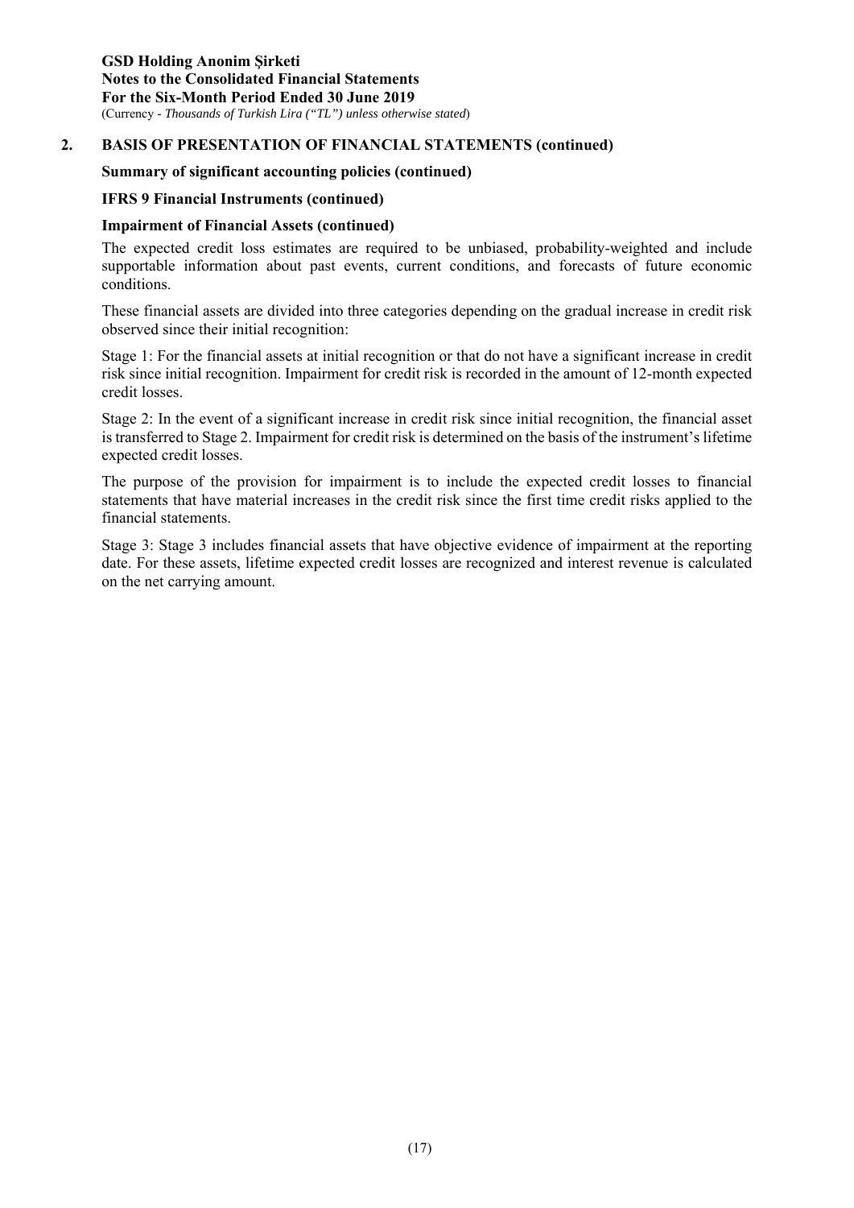## 2. BASIS OF PRESENTATION OF FINANCIAL STATEMENTS (continued)

**Summary of significant accounting policies (continued)**

**IFRS 9 Financial Instruments (continued)**

**Impairment of Financial Assets (continued)**

The expected credit loss estimates are required to be unbiased, probability-weighted and include supportable information about past events, current conditions, and forecasts of future economic conditions.

These financial assets are divided into three categories depending on the gradual increase in credit risk observed since their initial recognition:

Stage 1: For the financial assets at initial recognition or that do not have a significant increase in credit risk since initial recognition. Impairment for credit risk is recorded in the amount of 12-month expected credit losses.

Stage 2: In the event of a significant increase in credit risk since initial recognition, the financial asset is transferred to Stage 2. Impairment for credit risk is determined on the basis of the instrument's lifetime expected credit losses.

The purpose of the provision for impairment is to include the expected credit losses to financial statements that have material increases in the credit risk since the first time credit risks applied to the financial statements.

Stage 3: Stage 3 includes financial assets that have objective evidence of impairment at the reporting date. For these assets, lifetime expected credit losses are recognized and interest revenue is calculated on the net carrying amount.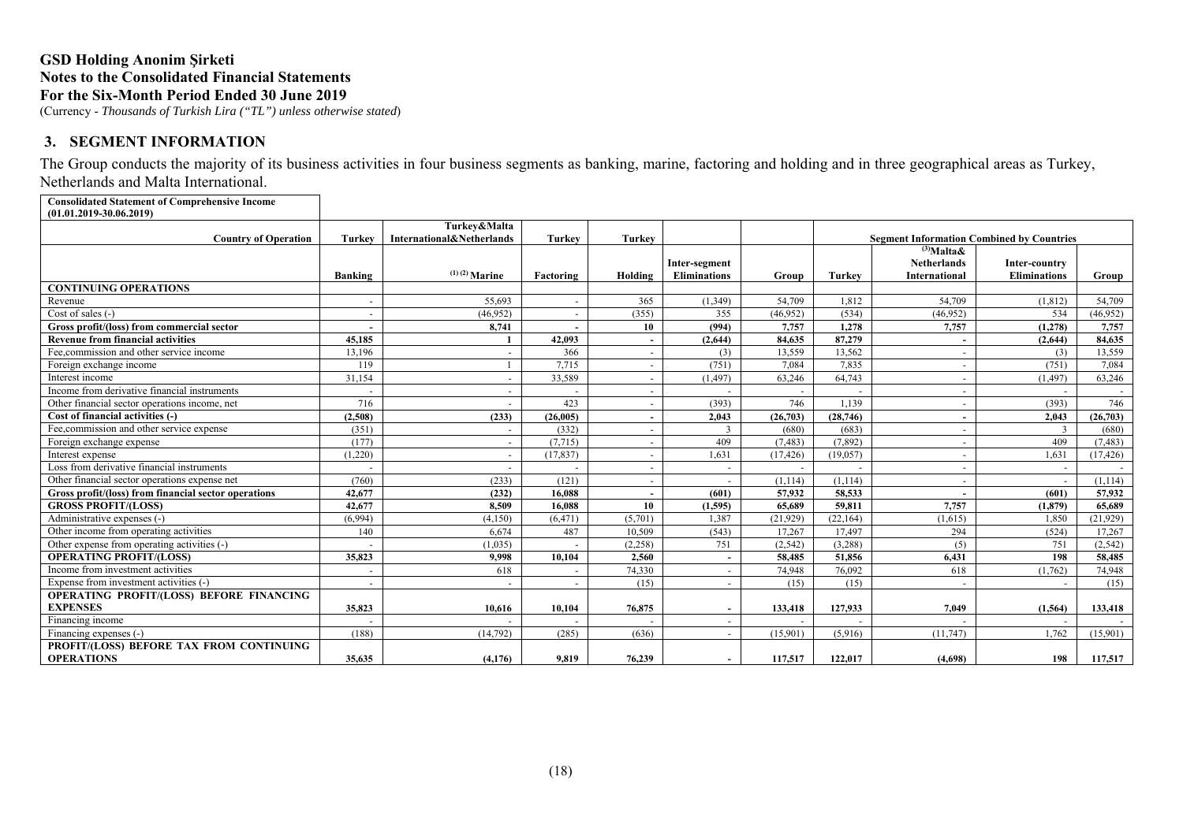# GSD Holding Anonim Şirketi
## Notes to the Consolidated Financial Statements
## For the Six-Month Period Ended 30 June 2019
(Currency - *Thousands of Turkish Lira ("TL") unless otherwise stated*)

## 3. SEGMENT INFORMATION

The Group conducts the majority of its business activities in four business segments as banking, marine, factoring and holding and in three geographical areas as Turkey, Netherlands and Malta International.

| **Consolidated Statement of Comprehensive Income (01.01.2019-30.06.2019)** | | | | | | | | | | |
|---|---|---|---|---|---|---|---|---|---|---|
| **Country of Operation** | **Turkey** | **Turkey&Malta International&Netherlands** | **Turkey** | **Turkey** | | | **Segment Information Combined by Countries** | | | |
| | **Banking** | [(1) (2)] **Marine** | **Factoring** | **Holding** | **Inter-segment Eliminations** | **Group** | **Turkey** | [(3)]**Malta& Netherlands International** | **Inter-country Eliminations** | **Group** |
| **CONTINUING OPERATIONS** | | | | | | | | | | |
| Revenue | - | 55,693 | - | 365 | (1,349) | 54,709 | 1,812 | 54,709 | (1,812) | 54,709 |
| Cost of sales (-) | - | (46,952) | - | (355) | 355 | (46,952) | (534) | (46,952) | 534 | (46,952) |
| **Gross profit/(loss) from commercial sector** | **-** | **8,741** | **-** | **10** | **(994)** | **7,757** | **1,278** | **7,757** | **(1,278)** | **7,757** |
| **Revenue from financial activities** | **45,185** | **1** | **42,093** | **-** | **(2,644)** | **84,635** | **87,279** | **-** | **(2,644)** | **84,635** |
| Fee,commission and other service income | 13,196 | - | 366 | - | (3) | 13,559 | 13,562 | - | (3) | 13,559 |
| Foreign exchange income | 119 | 1 | 7,715 | - | (751) | 7,084 | 7,835 | - | (751) | 7,084 |
| Interest income | 31,154 | - | 33,589 | - | (1,497) | 63,246 | 64,743 | - | (1,497) | 63,246 |
| Income from derivative financial instruments | - | - | - | - | - | - | - | - | - | - |
| Other financial sector operations income, net | 716 | - | 423 | - | (393) | 746 | 1,139 | - | (393) | 746 |
| **Cost of financial activities (-)** | **(2,508)** | **(233)** | **(26,005)** | **-** | **2,043** | **(26,703)** | **(28,746)** | **-** | **2,043** | **(26,703)** |
| Fee,commission and other service expense | (351) | - | (332) | - | 3 | (680) | (683) | - | 3 | (680) |
| Foreign exchange expense | (177) | - | (7,715) | - | 409 | (7,483) | (7,892) | - | 409 | (7,483) |
| Interest expense | (1,220) | - | (17,837) | - | 1,631 | (17,426) | (19,057) | - | 1,631 | (17,426) |
| Loss from derivative financial instruments | - | - | - | - | - | - | - | - | - | - |
| Other financial sector operations expense net | (760) | (233) | (121) | - | - | (1,114) | (1,114) | - | - | (1,114) |
| **Gross profit/(loss) from financial sector operations** | **42,677** | **(232)** | **16,088** | **-** | **(601)** | **57,932** | **58,533** | **-** | **(601)** | **57,932** |
| **GROSS PROFIT/(LOSS)** | **42,677** | **8,509** | **16,088** | **10** | **(1,595)** | **65,689** | **59,811** | **7,757** | **(1,879)** | **65,689** |
| Administrative expenses (-) | (6,994) | (4,150) | (6,471) | (5,701) | 1,387 | (21,929) | (22,164) | (1,615) | 1,850 | (21,929) |
| Other income from operating activities | 140 | 6,674 | 487 | 10,509 | (543) | 17,267 | 17,497 | 294 | (524) | 17,267 |
| Other expense from operating activities (-) | - | (1,035) | - | (2,258) | 751 | (2,542) | (3,288) | (5) | 751 | (2,542) |
| **OPERATING PROFIT/(LOSS)** | **35,823** | **9,998** | **10,104** | **2,560** | **-** | **58,485** | **51,856** | **6,431** | **198** | **58,485** |
| Income from investment activities | - | 618 | - | 74,330 | - | 74,948 | 76,092 | 618 | (1,762) | 74,948 |
| Expense from investment activities (-) | - | - | - | (15) | - | (15) | (15) | - | - | (15) |
| **OPERATING PROFIT/(LOSS) BEFORE FINANCING EXPENSES** | **35,823** | **10,616** | **10,104** | **76,875** | **-** | **133,418** | **127,933** | **7,049** | **(1,564)** | **133,418** |
| Financing income | - | - | - | - | - | - | - | - | - | - |
| Financing expenses (-) | (188) | (14,792) | (285) | (636) | - | (15,901) | (5,916) | (11,747) | 1,762 | (15,901) |
| **PROFIT/(LOSS) BEFORE TAX FROM CONTINUING OPERATIONS** | **35,635** | **(4,176)** | **9,819** | **76,239** | **-** | **117,517** | **122,017** | **(4,698)** | **198** | **117,517** |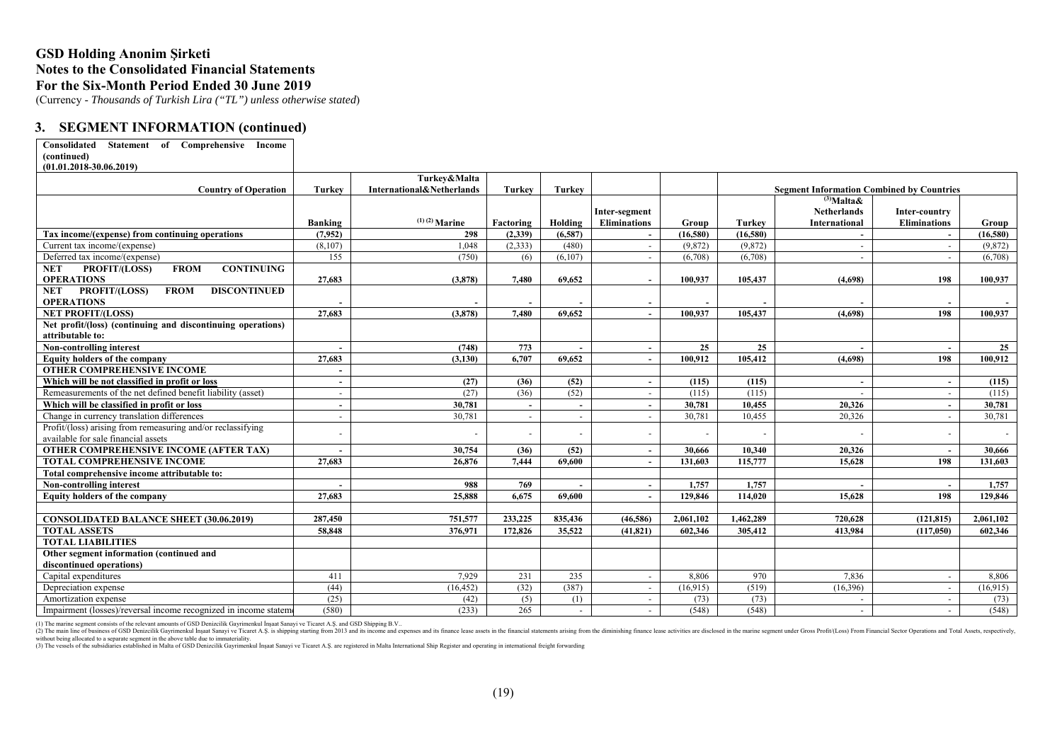# GSD Holding Anonim Şirketi
## Notes to the Consolidated Financial Statements
## For the Six-Month Period Ended 30 June 2019

(Currency - *Thousands of Turkish Lira ("TL") unless otherwise stated*)

## 3. SEGMENT INFORMATION (continued)

| Consolidated Statement of Comprehensive Income (continued) (01.01.2018-30.06.2019) | | | | | | | | | | |
|---|---|---|---|---|---|---|---|---|---|---|
| **Country of Operation** | **Turkey** | **Turkey&Malta International&Netherlands** | **Turkey** | **Turkey** | | | **Segment Information Combined by Countries** | | | |
| | **Banking** | **[1] [2] Marine** | **Factoring** | **Holding** | **Inter-segment Eliminations** | **Group** | **Turkey** | **[3]Malta& Netherlands International** | **Inter-country Eliminations** | **Group** |
| **Tax income/(expense) from continuing operations** | **(7,952)** | **298** | **(2,339)** | **(6,587)** | **-** | **(16,580)** | **(16,580)** | **-** | **-** | **(16,580)** |
| Current tax income/(expense) | (8,107) | 1,048 | (2,333) | (480) | - | (9,872) | (9,872) | - | - | (9,872) |
| Deferred tax income/(expense) | 155 | (750) | (6) | (6,107) | - | (6,708) | (6,708) | - | - | (6,708) |
| **NET PROFIT/(LOSS) FROM CONTINUING OPERATIONS** | **27,683** | **(3,878)** | **7,480** | **69,652** | **-** | **100,937** | **105,437** | **(4,698)** | **198** | **100,937** |
| **NET PROFIT/(LOSS) FROM DISCONTINUED OPERATIONS** | **-** | **-** | **-** | **-** | **-** | **-** | **-** | **-** | **-** | **-** |
| **NET PROFIT/(LOSS)** | **27,683** | **(3,878)** | **7,480** | **69,652** | **-** | **100,937** | **105,437** | **(4,698)** | **198** | **100,937** |
| **Net profit/(loss) (continuing and discontinuing operations) attributable to:** | | | | | | | | | | |
| **Non-controlling interest** | **-** | **(748)** | **773** | **-** | **-** | **25** | **25** | **-** | **-** | **25** |
| **Equity holders of the company** | **27,683** | **(3,130)** | **6,707** | **69,652** | **-** | **100,912** | **105,412** | **(4,698)** | **198** | **100,912** |
| **OTHER COMPREHENSIVE INCOME** | **-** | | | | | | | | | |
| **Which will be not classified in profit or loss** | **-** | **(27)** | **(36)** | **(52)** | **-** | **(115)** | **(115)** | **-** | **-** | **(115)** |
| Remeasurements of the net defined benefit liability (asset) | - | (27) | (36) | (52) | - | (115) | (115) | - | - | (115) |
| **Which will be classified in profit or loss** | **-** | **30,781** | **-** | **-** | **-** | **30,781** | **10,455** | **20,326** | **-** | **30,781** |
| Change in currency translation differences | - | 30,781 | - | - | - | 30,781 | 10,455 | 20,326 | - | 30,781 |
| Profit/(loss) arising from remeasuring and/or reclassifying available for sale financial assets | - | - | - | - | - | - | - | - | - | - |
| **OTHER COMPREHENSIVE INCOME (AFTER TAX)** | **-** | **30,754** | **(36)** | **(52)** | **-** | **30,666** | **10,340** | **20,326** | **-** | **30,666** |
| **TOTAL COMPREHENSIVE INCOME** | **27,683** | **26,876** | **7,444** | **69,600** | **-** | **131,603** | **115,777** | **15,628** | **198** | **131,603** |
| **Total comprehensive income attributable to:** | | | | | | | | | | |
| **Non-controlling interest** | **-** | **988** | **769** | **-** | **-** | **1,757** | **1,757** | **-** | **-** | **1,757** |
| **Equity holders of the company** | **27,683** | **25,888** | **6,675** | **69,600** | **-** | **129,846** | **114,020** | **15,628** | **198** | **129,846** |
| | | | | | | | | | | |
| **CONSOLIDATED BALANCE SHEET (30.06.2019)** | **287,450** | **751,577** | **233,225** | **835,436** | **(46,586)** | **2,061,102** | **1,462,289** | **720,628** | **(121,815)** | **2,061,102** |
| **TOTAL ASSETS** | **58,848** | **376,971** | **172,826** | **35,522** | **(41,821)** | **602,346** | **305,412** | **413,984** | **(117,050)** | **602,346** |
| **TOTAL LIABILITIES** | | | | | | | | | | |
| **Other segment information (continued and discontinued operations)** | | | | | | | | | | |
| Capital expenditures | 411 | 7,929 | 231 | 235 | - | 8,806 | 970 | 7,836 | - | 8,806 |
| Depreciation expense | (44) | (16,452) | (32) | (387) | - | (16,915) | (519) | (16,396) | - | (16,915) |
| Amortization expense | (25) | (42) | (5) | (1) | - | (73) | (73) | - | - | (73) |
| Impairment (losses)/reversal income recognized in income statement | (580) | (233) | 265 | - | - | (548) | (548) | - | - | (548) |

(1) The marine segment consists of the relevant amounts of GSD Denizcilik Gayrimenkul İnşaat Sanayi ve Ticaret A.Ş. and GSD Shipping B.V..
(2) The main line of business of GSD Denizcilik Gayrimenkul İnşaat Sanayi ve Ticaret A.Ş. is shipping starting from 2013 and its income and expenses and its finance lease assets in the financial statements arising from the diminishing finance lease activities are disclosed in the marine segment under Gross Profit/(Loss) From Financial Sector Operations and Total Assets, respectively, without being allocated to a separate segment in the above table due to immateriality.
(3) The vessels of the subsidiaries established in Malta of GSD Denizcilik Gayrimenkul İnşaat Sanayi ve Ticaret A.Ş. are registered in Malta International Ship Register and operating in international freight forwarding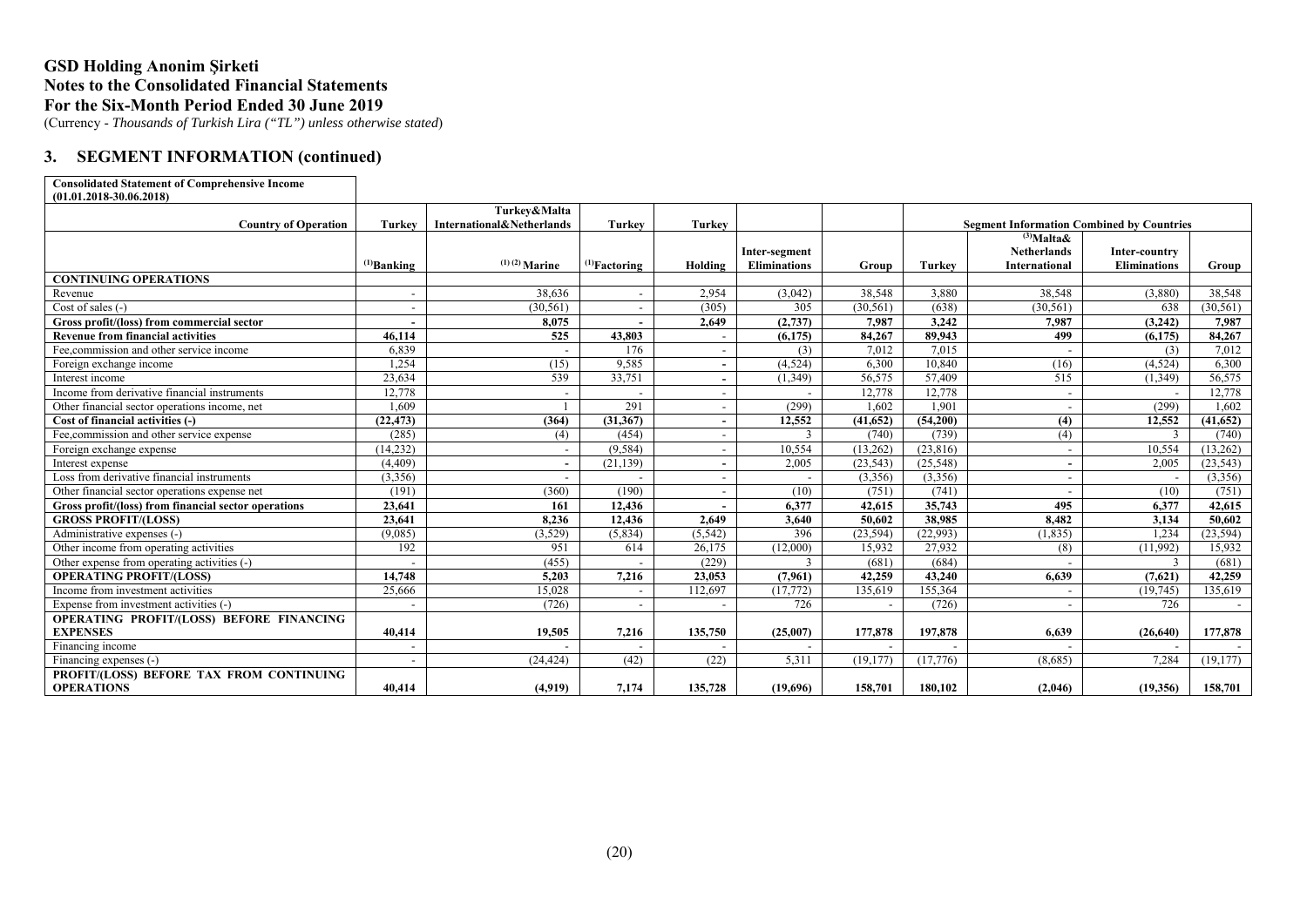# GSD Holding Anonim Şirketi

**Notes to the Consolidated Financial Statements**
**For the Six-Month Period Ended 30 June 2019**
(Currency - *Thousands of Turkish Lira ("TL") unless otherwise stated*)

## 3. SEGMENT INFORMATION (continued)

**Consolidated Statement of Comprehensive Income (01.01.2018-30.06.2018)**

| Country of Operation | Turkey | Turkey&Malta International&Netherlands | Turkey | Turkey | | | Segment Information Combined by Countries | | | |
|---|---|---|---|---|---|---|---|---|---|---|
| | [1]Banking | [1] [2] Marine | [1]Factoring | Holding | Inter-segment Eliminations | Group | Turkey | [3]Malta& Netherlands International | Inter-country Eliminations | Group |
| **CONTINUING OPERATIONS** | | | | | | | | | | |
| Revenue | - | 38,636 | - | 2,954 | (3,042) | 38,548 | 3,880 | 38,548 | (3,880) | 38,548 |
| Cost of sales (-) | - | (30,561) | - | (305) | 305 | (30,561) | (638) | (30,561) | 638 | (30,561) |
| **Gross profit/(loss) from commercial sector** | **-** | **8,075** | **-** | **2,649** | **(2,737)** | **7,987** | **3,242** | **7,987** | **(3,242)** | **7,987** |
| **Revenue from financial activities** | **46,114** | **525** | **43,803** | **-** | **(6,175)** | **84,267** | **89,943** | **499** | **(6,175)** | **84,267** |
| Fee,commission and other service income | 6,839 | - | 176 | - | (3) | 7,012 | 7,015 | - | (3) | 7,012 |
| Foreign exchange income | 1,254 | (15) | 9,585 | - | (4,524) | 6,300 | 10,840 | (16) | (4,524) | 6,300 |
| Interest income | 23,634 | 539 | 33,751 | - | (1,349) | 56,575 | 57,409 | 515 | (1,349) | 56,575 |
| Income from derivative financial instruments | 12,778 | - | - | - | - | 12,778 | 12,778 | - | - | 12,778 |
| Other financial sector operations income, net | 1,609 | 1 | 291 | - | (299) | 1,602 | 1,901 | - | (299) | 1,602 |
| **Cost of financial activities (-)** | **(22,473)** | **(364)** | **(31,367)** | **-** | **12,552** | **(41,652)** | **(54,200)** | **(4)** | **12,552** | **(41,652)** |
| Fee,commission and other service expense | (285) | (4) | (454) | - | 3 | (740) | (739) | (4) | 3 | (740) |
| Foreign exchange expense | (14,232) | - | (9,584) | - | 10,554 | (13,262) | (23,816) | - | 10,554 | (13,262) |
| Interest expense | (4,409) | - | (21,139) | - | 2,005 | (23,543) | (25,548) | - | 2,005 | (23,543) |
| Loss from derivative financial instruments | (3,356) | - | - | - | - | (3,356) | (3,356) | - | - | (3,356) |
| Other financial sector operations expense net | (191) | (360) | (190) | - | (10) | (751) | (741) | - | (10) | (751) |
| **Gross profit/(loss) from financial sector operations** | **23,641** | **161** | **12,436** | **-** | **6,377** | **42,615** | **35,743** | **495** | **6,377** | **42,615** |
| **GROSS PROFIT/(LOSS)** | **23,641** | **8,236** | **12,436** | **2,649** | **3,640** | **50,602** | **38,985** | **8,482** | **3,134** | **50,602** |
| Administrative expenses (-) | (9,085) | (3,529) | (5,834) | (5,542) | 396 | (23,594) | (22,993) | (1,835) | 1,234 | (23,594) |
| Other income from operating activities | 192 | 951 | 614 | 26,175 | (12,000) | 15,932 | 27,932 | (8) | (11,992) | 15,932 |
| Other expense from operating activities (-) | - | (455) | - | (229) | 3 | (681) | (684) | - | 3 | (681) |
| **OPERATING PROFIT/(LOSS)** | **14,748** | **5,203** | **7,216** | **23,053** | **(7,961)** | **42,259** | **43,240** | **6,639** | **(7,621)** | **42,259** |
| Income from investment activities | 25,666 | 15,028 | - | 112,697 | (17,772) | 135,619 | 155,364 | - | (19,745) | 135,619 |
| Expense from investment activities (-) | - | (726) | - | - | 726 | - | (726) | - | 726 | - |
| **OPERATING PROFIT/(LOSS) BEFORE FINANCING EXPENSES** | **40,414** | **19,505** | **7,216** | **135,750** | **(25,007)** | **177,878** | **197,878** | **6,639** | **(26,640)** | **177,878** |
| Financing income | - | - | - | - | - | - | - | - | - | - |
| Financing expenses (-) | - | (24,424) | (42) | (22) | 5,311 | (19,177) | (17,776) | (8,685) | 7,284 | (19,177) |
| **PROFIT/(LOSS) BEFORE TAX FROM CONTINUING OPERATIONS** | **40,414** | **(4,919)** | **7,174** | **135,728** | **(19,696)** | **158,701** | **180,102** | **(2,046)** | **(19,356)** | **158,701** |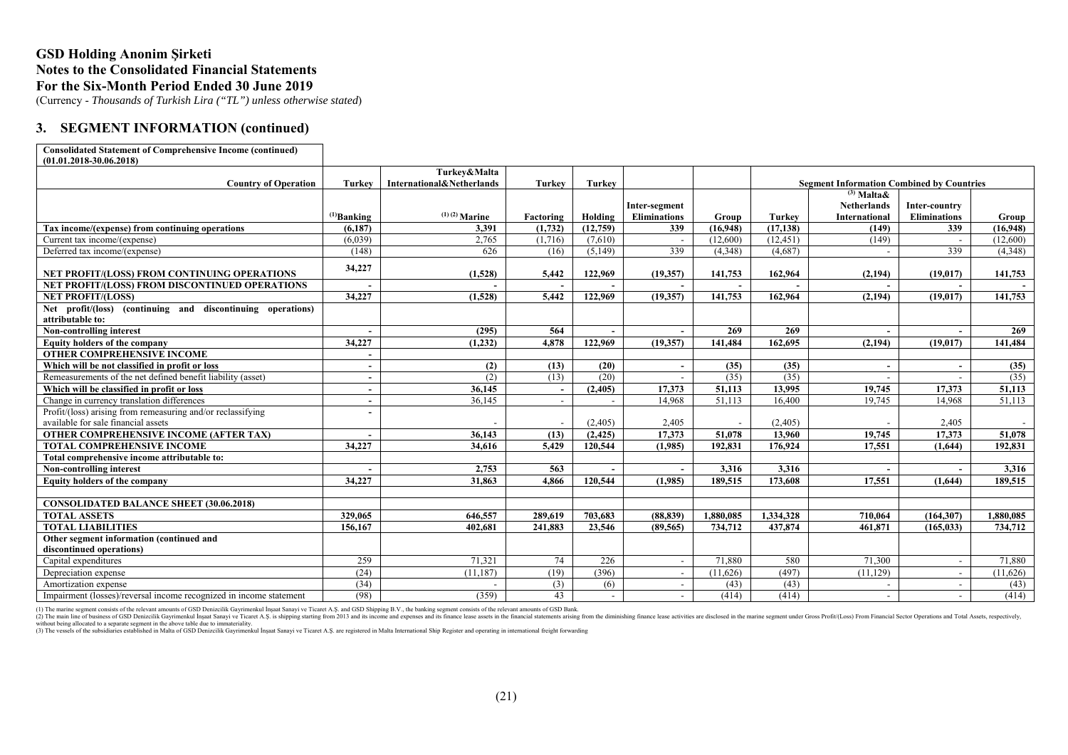## GSD Holding Anonim Şirketi
## Notes to the Consolidated Financial Statements
## For the Six-Month Period Ended 30 June 2019

(Currency - *Thousands of Turkish Lira ("TL") unless otherwise stated*)

## 3. SEGMENT INFORMATION (continued)

**Consolidated Statement of Comprehensive Income (continued) (01.01.2018-30.06.2018)**

| Country of Operation | Turkey | Turkey&Malta International&Netherlands | Turkey | Turkey | | | Segment Information Combined by Countries | | | |
|---|---|---|---|---|---|---|---|---|---|---|
| | [1]Banking | [1] [2] Marine | Factoring | Holding | Inter-segment Eliminations | Group | Turkey | [3] Malta& Netherlands International | Inter-country Eliminations | Group |
| **Tax income/(expense) from continuing operations** | **(6,187)** | **3,391** | **(1,732)** | **(12,759)** | **339** | **(16,948)** | **(17,138)** | **(149)** | **339** | **(16,948)** |
| Current tax income/(expense) | (6,039) | 2,765 | (1,716) | (7,610) | - | (12,600) | (12,451) | (149) | - | (12,600) |
| Deferred tax income/(expense) | (148) | 626 | (16) | (5,149) | 339 | (4,348) | (4,687) | - | 339 | (4,348) |
| **NET PROFIT/(LOSS) FROM CONTINUING OPERATIONS** | **34,227** | **(1,528)** | **5,442** | **122,969** | **(19,357)** | **141,753** | **162,964** | **(2,194)** | **(19,017)** | **141,753** |
| **NET PROFIT/(LOSS) FROM DISCONTINUED OPERATIONS** | **-** | **-** | **-** | **-** | **-** | **-** | **-** | **-** | **-** | **-** |
| **NET PROFIT/(LOSS)** | **34,227** | **(1,528)** | **5,442** | **122,969** | **(19,357)** | **141,753** | **162,964** | **(2,194)** | **(19,017)** | **141,753** |
| **Net profit/(loss) (continuing and discontinuing operations) attributable to:** | | | | | | | | | | |
| **Non-controlling interest** | **-** | **(295)** | **564** | **-** | **-** | **269** | **269** | **-** | **-** | **269** |
| **Equity holders of the company** | **34,227** | **(1,232)** | **4,878** | **122,969** | **(19,357)** | **141,484** | **162,695** | **(2,194)** | **(19,017)** | **141,484** |
| **OTHER COMPREHENSIVE INCOME** | **-** | | | | | | | | | |
| **Which will be not classified in profit or loss** | **-** | **(2)** | **(13)** | **(20)** | **-** | **(35)** | **(35)** | **-** | **-** | **(35)** |
| Remeasurements of the net defined benefit liability (asset) | - | (2) | (13) | (20) | - | (35) | (35) | - | - | (35) |
| **Which will be classified in profit or loss** | **-** | **36,145** | **-** | **(2,405)** | **17,373** | **51,113** | **13,995** | **19,745** | **17,373** | **51,113** |
| Change in currency translation differences | - | 36,145 | - | - | 14,968 | 51,113 | 16,400 | 19,745 | 14,968 | 51,113 |
| Profit/(loss) arising from remeasuring and/or reclassifying available for sale financial assets | - | - | - | (2,405) | 2,405 | - | (2,405) | - | 2,405 | - |
| **OTHER COMPREHENSIVE INCOME (AFTER TAX)** | **-** | **36,143** | **(13)** | **(2,425)** | **17,373** | **51,078** | **13,960** | **19,745** | **17,373** | **51,078** |
| **TOTAL COMPREHENSIVE INCOME** | **34,227** | **34,616** | **5,429** | **120,544** | **(1,985)** | **192,831** | **176,924** | **17,551** | **(1,644)** | **192,831** |
| **Total comprehensive income attributable to:** | | | | | | | | | | |
| **Non-controlling interest** | **-** | **2,753** | **563** | **-** | **-** | **3,316** | **3,316** | **-** | **-** | **3,316** |
| **Equity holders of the company** | **34,227** | **31,863** | **4,866** | **120,544** | **(1,985)** | **189,515** | **173,608** | **17,551** | **(1,644)** | **189,515** |
| | | | | | | | | | | |
| **CONSOLIDATED BALANCE SHEET (30.06.2018)** | | | | | | | | | | |
| **TOTAL ASSETS** | **329,065** | **646,557** | **289,619** | **703,683** | **(88,839)** | **1,880,085** | **1,334,328** | **710,064** | **(164,307)** | **1,880,085** |
| **TOTAL LIABILITIES** | **156,167** | **402,681** | **241,883** | **23,546** | **(89,565)** | **734,712** | **437,874** | **461,871** | **(165,033)** | **734,712** |
| **Other segment information (continued and discontinued operations)** | | | | | | | | | | |
| Capital expenditures | 259 | 71,321 | 74 | 226 | - | 71,880 | 580 | 71,300 | - | 71,880 |
| Depreciation expense | (24) | (11,187) | (19) | (396) | - | (11,626) | (497) | (11,129) | - | (11,626) |
| Amortization expense | (34) | - | (3) | (6) | - | (43) | (43) | - | - | (43) |
| Impairment (losses)/reversal income recognized in income statement | (98) | (359) | 43 | - | - | (414) | (414) | - | - | (414) |

(1) The marine segment consists of the relevant amounts of GSD Denizcilik Gayrimenkul İnşaat Sanayi ve Ticaret A.Ş. and GSD Shipping B.V., the banking segment consists of the relevant amounts of GSD Bank.
(2) The main line of business of GSD Denizcilik Gayrimenkul İnşaat Sanayi ve Ticaret A.Ş. is shipping starting from 2013 and its income and expenses and its finance lease assets in the financial statements arising from the diminishing finance lease activities are disclosed in the marine segment under Gross Profit/(Loss) From Financial Sector Operations and Total Assets, respectively, without being allocated to a separate segment in the above table due to immateriality.
(3) The vessels of the subsidiaries established in Malta of GSD Denizcilik Gayrimenkul İnşaat Sanayi ve Ticaret A.Ş. are registered in Malta International Ship Register and operating in international freight forwarding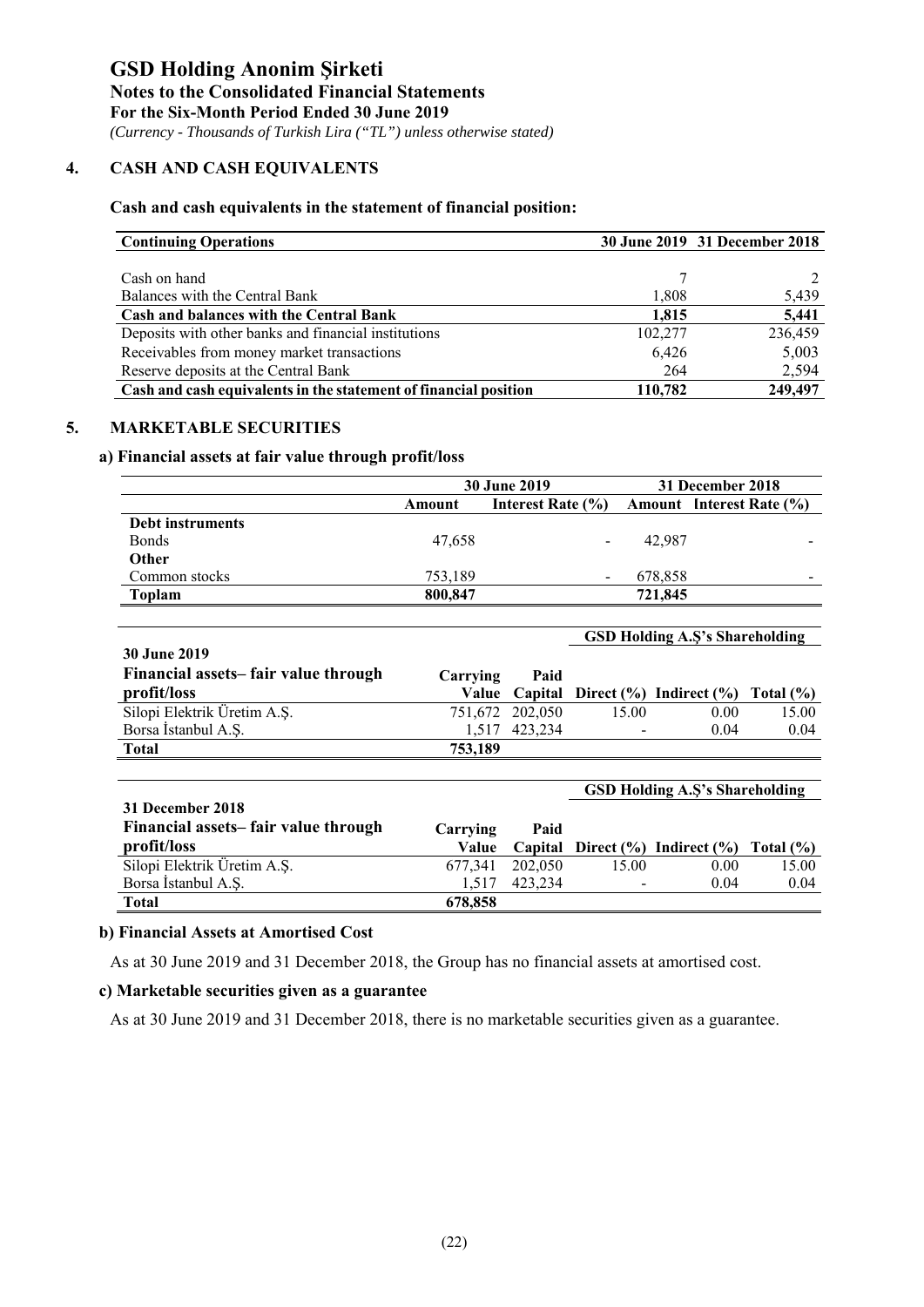# GSD Holding Anonim Şirketi

**Notes to the Consolidated Financial Statements**

**For the Six-Month Period Ended 30 June 2019**

*(Currency - Thousands of Turkish Lira ("TL") unless otherwise stated)*

## 4. CASH AND CASH EQUIVALENTS

**Cash and cash equivalents in the statement of financial position:**

| Continuing Operations | 30 June 2019 | 31 December 2018 |
|---|---|---|
| Cash on hand | 7 | 2 |
| Balances with the Central Bank | 1,808 | 5,439 |
| **Cash and balances with the Central Bank** | **1,815** | **5,441** |
| Deposits with other banks and financial institutions | 102,277 | 236,459 |
| Receivables from money market transactions | 6,426 | 5,003 |
| Reserve deposits at the Central Bank | 264 | 2,594 |
| **Cash and cash equivalents in the statement of financial position** | **110,782** | **249,497** |

## 5. MARKETABLE SECURITIES

### a) Financial assets at fair value through profit/loss

| | 30 June 2019 | | 31 December 2018 | |
|---|---|---|---|---|
| | Amount | Interest Rate (%) | Amount | Interest Rate (%) |
| **Debt instruments** | | | | |
| Bonds | 47,658 | - | 42,987 | - |
| **Other** | | | | |
| Common stocks | 753,189 | - | 678,858 | - |
| **Toplam** | **800,847** | | **721,845** | |

| 30 June 2019 | | | GSD Holding A.Ş's Shareholding | | |
|---|---|---|---|---|---|
| **Financial assets– fair value through profit/loss** | **Carrying Value** | **Paid Capital** | **Direct (%)** | **Indirect (%)** | **Total (%)** |
| Silopi Elektrik Üretim A.Ş. | 751,672 | 202,050 | 15.00 | 0.00 | 15.00 |
| Borsa İstanbul A.Ş. | 1,517 | 423,234 | - | 0.04 | 0.04 |
| **Total** | **753,189** | | | | |

| 31 December 2018 | | | GSD Holding A.Ş's Shareholding | | |
|---|---|---|---|---|---|
| **Financial assets– fair value through profit/loss** | **Carrying Value** | **Paid Capital** | **Direct (%)** | **Indirect (%)** | **Total (%)** |
| Silopi Elektrik Üretim A.Ş. | 677,341 | 202,050 | 15.00 | 0.00 | 15.00 |
| Borsa İstanbul A.Ş. | 1,517 | 423,234 | - | 0.04 | 0.04 |
| **Total** | **678,858** | | | | |

### b) Financial Assets at Amortised Cost

As at 30 June 2019 and 31 December 2018, the Group has no financial assets at amortised cost.

### c) Marketable securities given as a guarantee

As at 30 June 2019 and 31 December 2018, there is no marketable securities given as a guarantee.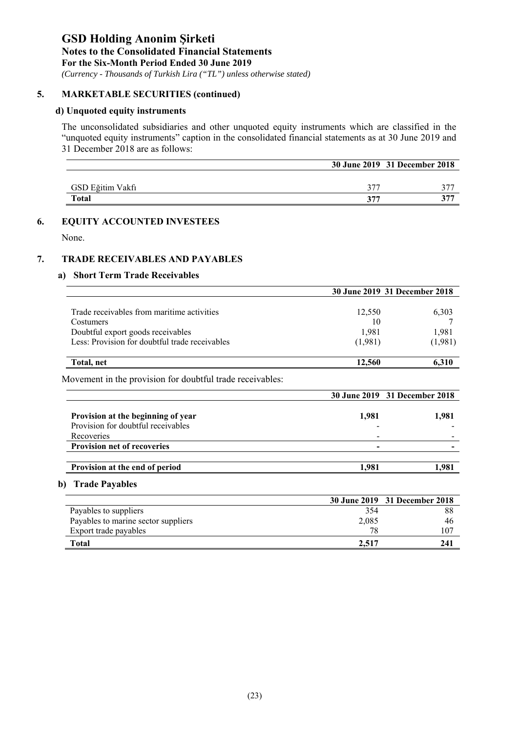# GSD Holding Anonim Şirketi

## Notes to the Consolidated Financial Statements

**For the Six-Month Period Ended 30 June 2019**

*(Currency - Thousands of Turkish Lira ("TL") unless otherwise stated)*

## 5. MARKETABLE SECURITIES (continued)

### d) Unquoted equity instruments

The unconsolidated subsidiaries and other unquoted equity instruments which are classified in the "unquoted equity instruments" caption in the consolidated financial statements as at 30 June 2019 and 31 December 2018 are as follows:

| | 30 June 2019 | 31 December 2018 |
|---|---|---|
| GSD Eğitim Vakfı | 377 | 377 |
| **Total** | **377** | **377** |

## 6. EQUITY ACCOUNTED INVESTEES

None.

## 7. TRADE RECEIVABLES AND PAYABLES

### a) Short Term Trade Receivables

| | 30 June 2019 | 31 December 2018 |
|---|---|---|
| Trade receivables from maritime activities | 12,550 | 6,303 |
| Costumers | 10 | 7 |
| Doubtful export goods receivables | 1,981 | 1,981 |
| Less: Provision for doubtful trade receivables | (1,981) | (1,981) |
| **Total, net** | **12,560** | **6,310** |

Movement in the provision for doubtful trade receivables:

| | 30 June 2019 | 31 December 2018 |
|---|---|---|
| **Provision at the beginning of year** | **1,981** | **1,981** |
| Provision for doubtful receivables | - | - |
| Recoveries | - | - |
| **Provision net of recoveries** | **-** | **-** |
| **Provision at the end of period** | **1,981** | **1,981** |

### b) Trade Payables

| | 30 June 2019 | 31 December 2018 |
|---|---|---|
| Payables to suppliers | 354 | 88 |
| Payables to marine sector suppliers | 2,085 | 46 |
| Export trade payables | 78 | 107 |
| **Total** | **2,517** | **241** |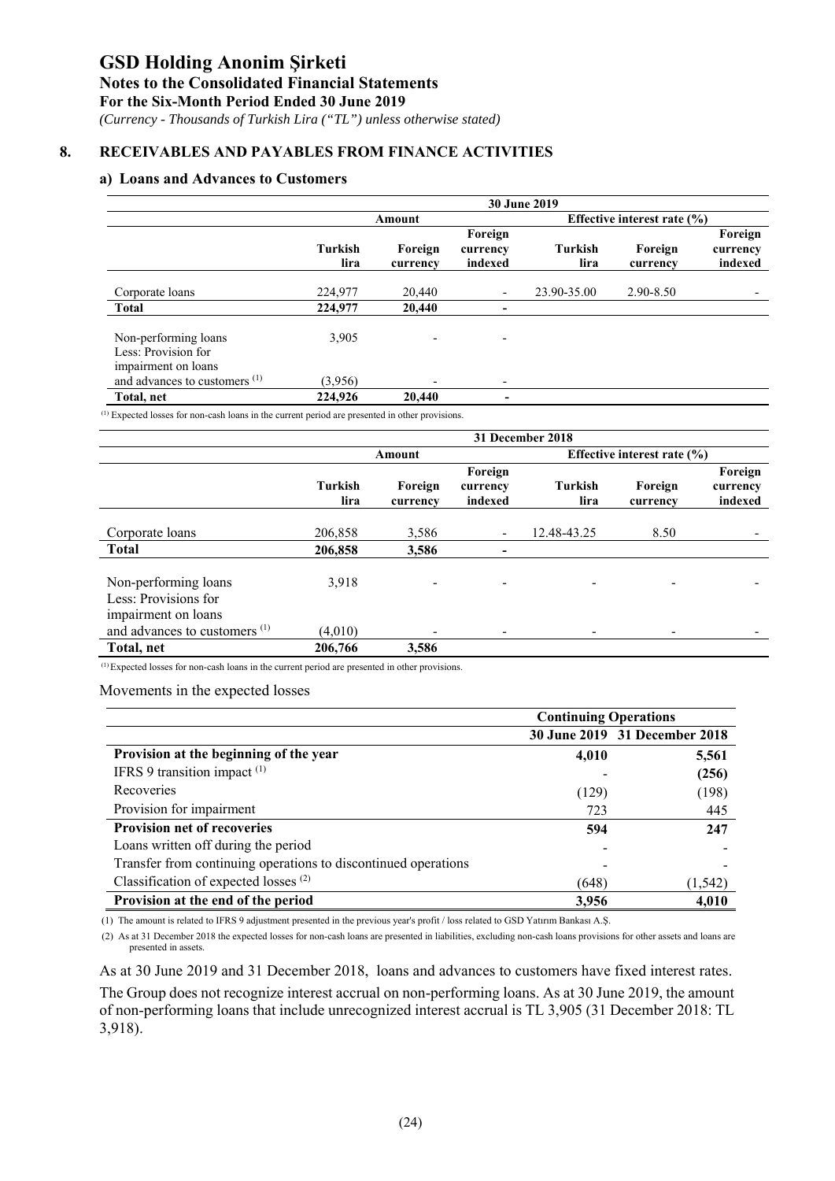## 8. RECEIVABLES AND PAYABLES FROM FINANCE ACTIVITIES

### a) Loans and Advances to Customers

| | 30 June 2019 | | | | | |
|---|---|---|---|---|---|---|
| | Amount | | | Effective interest rate (%) | | |
| | Turkish lira | Foreign currency | Foreign currency indexed | Turkish lira | Foreign currency | Foreign currency indexed |
| Corporate loans | 224,977 | 20,440 | - | 23.90-35.00 | 2.90-8.50 | - |
| **Total** | **224,977** | **20,440** | **-** | | | |
| Non-performing loans | 3,905 | - | - | | | |
| Less: Provision for impairment on loans and advances to customers [(1)] | (3,956) | - | - | | | |
| **Total, net** | **224,926** | **20,440** | **-** | | | |

[(1)] Expected losses for non-cash loans in the current period are presented in other provisions.

| | 31 December 2018 | | | | | |
|---|---|---|---|---|---|---|
| | Amount | | | Effective interest rate (%) | | |
| | Turkish lira | Foreign currency | Foreign currency indexed | Turkish lira | Foreign currency | Foreign currency indexed |
| Corporate loans | 206,858 | 3,586 | - | 12.48-43.25 | 8.50 | - |
| **Total** | **206,858** | **3,586** | **-** | | | |
| Non-performing loans | 3,918 | - | - | - | - | - |
| Less: Provisions for impairment on loans and advances to customers [(1)] | (4,010) | - | - | - | - | - |
| **Total, net** | **206,766** | **3,586** | | | | |

[(1)] Expected losses for non-cash loans in the current period are presented in other provisions.

Movements in the expected losses

| | Continuing Operations | |
|---|---|---|
| | 30 June 2019 | 31 December 2018 |
| **Provision at the beginning of the year** | **4,010** | **5,561** |
| IFRS 9 transition impact [(1)] | - | **(256)** |
| Recoveries | (129) | (198) |
| Provision for impairment | 723 | 445 |
| **Provision net of recoveries** | **594** | **247** |
| Loans written off during the period | - | - |
| Transfer from continuing operations to discontinued operations | - | - |
| Classification of expected losses [(2)] | (648) | (1,542) |
| **Provision at the end of the period** | **3,956** | **4,010** |

(1) The amount is related to IFRS 9 adjustment presented in the previous year's profit / loss related to GSD Yatırım Bankası A.Ş.

(2) As at 31 December 2018 the expected losses for non-cash loans are presented in liabilities, excluding non-cash loans provisions for other assets and loans are presented in assets.

As at 30 June 2019 and 31 December 2018, loans and advances to customers have fixed interest rates.

The Group does not recognize interest accrual on non-performing loans. As at 30 June 2019, the amount of non-performing loans that include unrecognized interest accrual is TL 3,905 (31 December 2018: TL 3,918).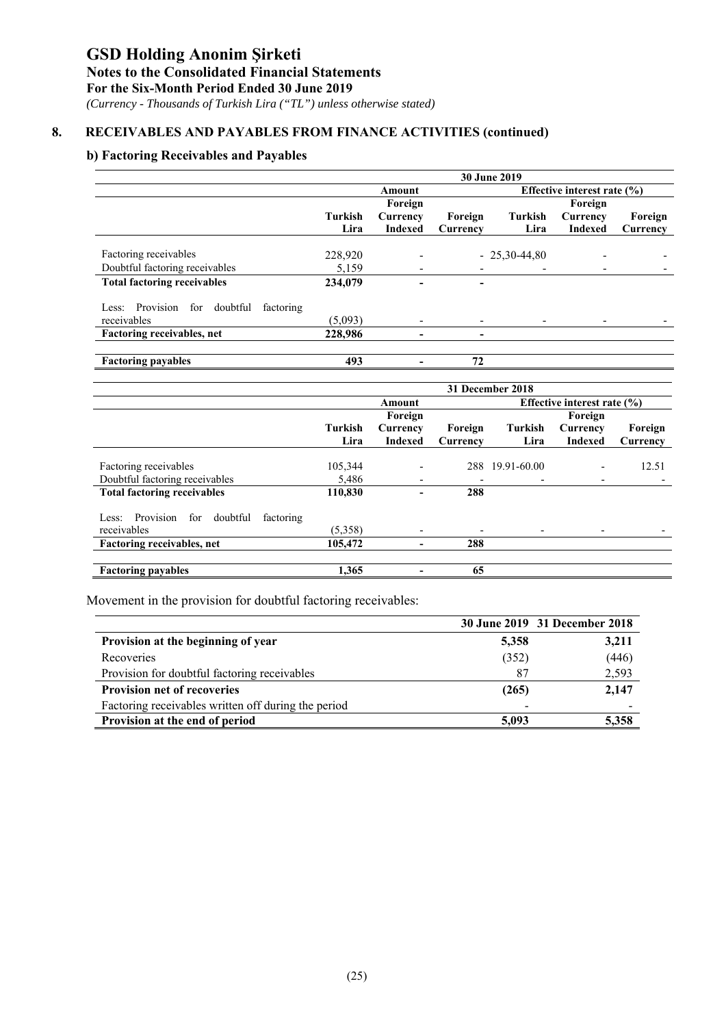## 8. RECEIVABLES AND PAYABLES FROM FINANCE ACTIVITIES (continued)

### b) Factoring Receivables and Payables

| | 30 June 2019 | | | | | |
|---|---|---|---|---|---|---|
| | Amount | | | Effective interest rate (%) | | |
| | Turkish Lira | Foreign Currency Indexed | Foreign Currency | Turkish Lira | Foreign Currency Indexed | Foreign Currency |
| Factoring receivables | 228,920 | - | - | 25,30-44,80 | - | - |
| Doubtful factoring receivables | 5,159 | - | - | - | - | - |
| **Total factoring receivables** | **234,079** | **-** | **-** | | | |
| Less: Provision for doubtful factoring receivables | (5,093) | - | - | - | - | - |
| **Factoring receivables, net** | **228,986** | **-** | **-** | | | |
| **Factoring payables** | **493** | **-** | **72** | | | |

| | 31 December 2018 | | | | | |
|---|---|---|---|---|---|---|
| | Amount | | | Effective interest rate (%) | | |
| | Turkish Lira | Foreign Currency Indexed | Foreign Currency | Turkish Lira | Foreign Currency Indexed | Foreign Currency |
| Factoring receivables | 105,344 | - | 288 | 19.91-60.00 | - | 12.51 |
| Doubtful factoring receivables | 5,486 | - | - | - | - | - |
| **Total factoring receivables** | **110,830** | **-** | **288** | | | |
| Less: Provision for doubtful factoring receivables | (5,358) | - | - | - | - | - |
| **Factoring receivables, net** | **105,472** | **-** | **288** | | | |
| **Factoring payables** | **1,365** | **-** | **65** | | | |

Movement in the provision for doubtful factoring receivables:

| | 30 June 2019 | 31 December 2018 |
|---|---|---|
| **Provision at the beginning of year** | **5,358** | **3,211** |
| Recoveries | (352) | (446) |
| Provision for doubtful factoring receivables | 87 | 2,593 |
| **Provision net of recoveries** | **(265)** | **2,147** |
| Factoring receivables written off during the period | - | - |
| **Provision at the end of period** | **5,093** | **5,358** |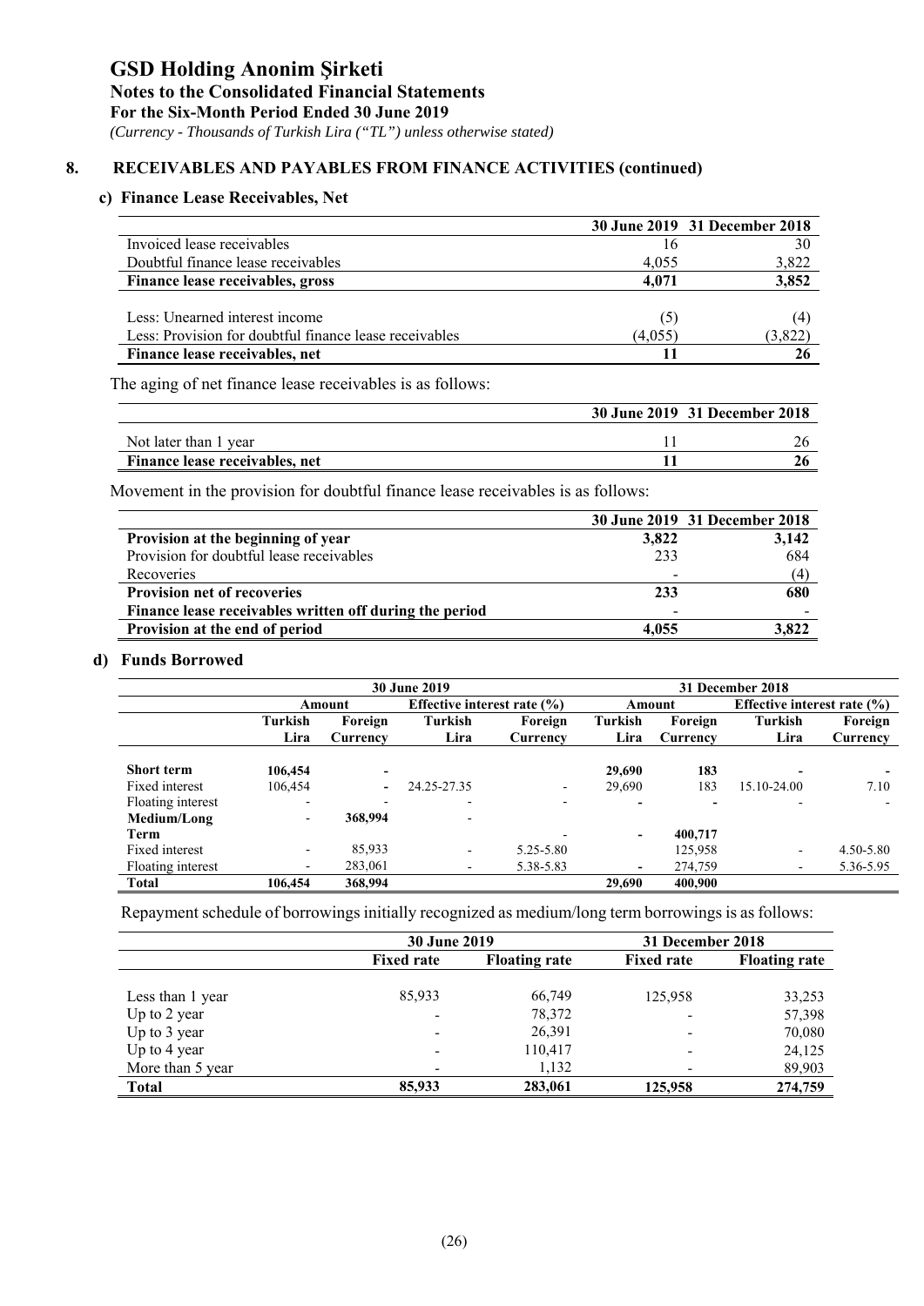## 8. RECEIVABLES AND PAYABLES FROM FINANCE ACTIVITIES (continued)

### c) Finance Lease Receivables, Net

| | 30 June 2019 | 31 December 2018 |
|---|---|---|
| Invoiced lease receivables | 16 | 30 |
| Doubtful finance lease receivables | 4,055 | 3,822 |
| **Finance lease receivables, gross** | **4,071** | **3,852** |
| | | |
| Less: Unearned interest income | (5) | (4) |
| Less: Provision for doubtful finance lease receivables | (4,055) | (3,822) |
| **Finance lease receivables, net** | **11** | **26** |

The aging of net finance lease receivables is as follows:

| | 30 June 2019 | 31 December 2018 |
|---|---|---|
| Not later than 1 year | 11 | 26 |
| **Finance lease receivables, net** | **11** | **26** |

Movement in the provision for doubtful finance lease receivables is as follows:

| | 30 June 2019 | 31 December 2018 |
|---|---|---|
| **Provision at the beginning of year** | **3,822** | **3,142** |
| Provision for doubtful lease receivables | 233 | 684 |
| Recoveries | - | (4) |
| **Provision net of recoveries** | **233** | **680** |
| **Finance lease receivables written off during the period** | - | - |
| **Provision at the end of period** | **4,055** | **3,822** |

### d) Funds Borrowed

| | 30 June 2019 | | | | 31 December 2018 | | | |
|---|---|---|---|---|---|---|---|---|
| | Amount | | Effective interest rate (%) | | Amount | | Effective interest rate (%) | |
| | Turkish Lira | Foreign Currency | Turkish Lira | Foreign Currency | Turkish Lira | Foreign Currency | Turkish Lira | Foreign Currency |
| **Short term** | **106,454** | - | | | **29,690** | **183** | - | - |
| Fixed interest | 106,454 | - | 24.25-27.35 | - | 29,690 | 183 | 15.10-24.00 | 7.10 |
| Floating interest | - | - | - | - | - | - | - | - |
| **Medium/Long Term** | - | **368,994** | - | - | - | **400,717** | | |
| Fixed interest | - | 85,933 | - | 5.25-5.80 | | 125,958 | - | 4.50-5.80 |
| Floating interest | - | 283,061 | - | 5.38-5.83 | - | 274,759 | - | 5.36-5.95 |
| **Total** | **106,454** | **368,994** | | | **29,690** | **400,900** | | |

Repayment schedule of borrowings initially recognized as medium/long term borrowings is as follows:

| | 30 June 2019 | | 31 December 2018 | |
|---|---|---|---|---|
| | Fixed rate | Floating rate | Fixed rate | Floating rate |
| Less than 1 year | 85,933 | 66,749 | 125,958 | 33,253 |
| Up to 2 year | - | 78,372 | - | 57,398 |
| Up to 3 year | - | 26,391 | - | 70,080 |
| Up to 4 year | - | 110,417 | - | 24,125 |
| More than 5 year | - | 1,132 | - | 89,903 |
| **Total** | **85,933** | **283,061** | **125,958** | **274,759** |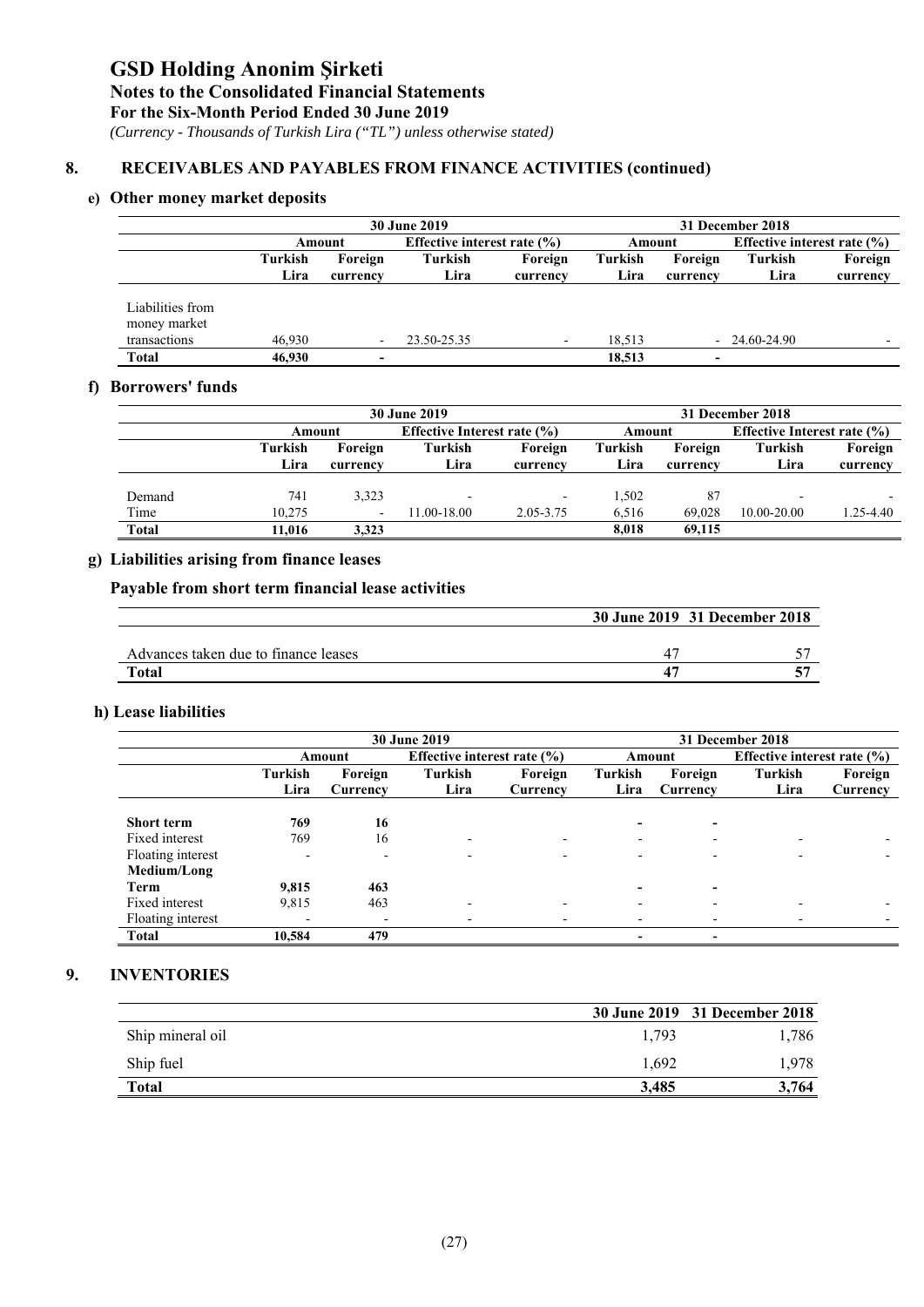# GSD Holding Anonim Şirketi

**Notes to the Consolidated Financial Statements**

**For the Six-Month Period Ended 30 June 2019**

*(Currency - Thousands of Turkish Lira ("TL") unless otherwise stated)*

## 8. RECEIVABLES AND PAYABLES FROM FINANCE ACTIVITIES (continued)

### e) Other money market deposits

| | 30 June 2019 | | | | 31 December 2018 | | | |
|---|---|---|---|---|---|---|---|---|
| | Amount | | Effective interest rate (%) | | Amount | | Effective interest rate (%) | |
| | Turkish Lira | Foreign currency | Turkish Lira | Foreign currency | Turkish Lira | Foreign currency | Turkish Lira | Foreign currency |
| Liabilities from money market transactions | 46,930 | - | 23.50-25.35 | - | 18,513 | - | 24.60-24.90 | - |
| **Total** | **46,930** | **-** | | | **18,513** | **-** | | |

### f) Borrowers' funds

| | 30 June 2019 | | | | 31 December 2018 | | | |
|---|---|---|---|---|---|---|---|---|
| | Amount | | Effective Interest rate (%) | | Amount | | Effective Interest rate (%) | |
| | Turkish Lira | Foreign currency | Turkish Lira | Foreign currency | Turkish Lira | Foreign currency | Turkish Lira | Foreign currency |
| Demand | 741 | 3,323 | - | - | 1,502 | 87 | - | - |
| Time | 10,275 | - | 11.00-18.00 | 2.05-3.75 | 6,516 | 69,028 | 10.00-20.00 | 1.25-4.40 |
| **Total** | **11,016** | **3,323** | | | **8,018** | **69,115** | | |

### g) Liabilities arising from finance leases

**Payable from short term financial lease activities**

| | 30 June 2019 | 31 December 2018 |
|---|---|---|
| Advances taken due to finance leases | 47 | 57 |
| **Total** | **47** | **57** |

### h) Lease liabilities

| | 30 June 2019 | | | | 31 December 2018 | | | |
|---|---|---|---|---|---|---|---|---|
| | Amount | | Effective interest rate (%) | | Amount | | Effective interest rate (%) | |
| | Turkish Lira | Foreign Currency | Turkish Lira | Foreign Currency | Turkish Lira | Foreign Currency | Turkish Lira | Foreign Currency |
| **Short term** | **769** | **16** | | | **-** | **-** | | |
| Fixed interest | 769 | 16 | - | - | - | - | - | - |
| Floating interest | - | - | - | - | - | - | - | - |
| **Medium/Long Term** | **9,815** | **463** | | | **-** | **-** | | |
| Fixed interest | 9,815 | 463 | - | - | - | - | - | - |
| Floating interest | - | - | - | - | - | - | - | - |
| **Total** | **10,584** | **479** | | | **-** | **-** | | |

## 9. INVENTORIES

| | 30 June 2019 | 31 December 2018 |
|---|---|---|
| Ship mineral oil | 1,793 | 1,786 |
| Ship fuel | 1,692 | 1,978 |
| **Total** | **3,485** | **3,764** |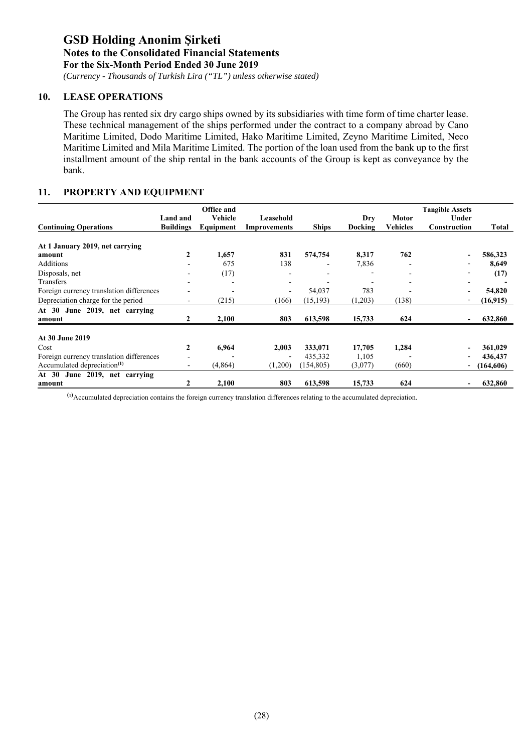## 10. LEASE OPERATIONS

The Group has rented six dry cargo ships owned by its subsidiaries with time form of time charter lease. These technical management of the ships performed under the contract to a company abroad by Cano Maritime Limited, Dodo Maritime Limited, Hako Maritime Limited, Zeyno Maritime Limited, Neco Maritime Limited and Mila Maritime Limited. The portion of the loan used from the bank up to the first installment amount of the ship rental in the bank accounts of the Group is kept as conveyance by the bank.

## 11. PROPERTY AND EQUIPMENT

| Continuing Operations | Land and Buildings | Office and Vehicle Equipment | Leasehold Improvements | Ships | Dry Docking | Motor Vehicles | Tangible Assets Under Construction | Total |
|---|---|---|---|---|---|---|---|---|
| **At 1 January 2019, net carrying amount** | **2** | **1,657** | **831** | **574,754** | **8,317** | **762** | **-** | **586,323** |
| Additions | - | 675 | 138 | - | 7,836 | - | - | **8,649** |
| Disposals, net | - | (17) | - | - | - | - | - | **(17)** |
| Transfers | - | - | - | - | - | - | - | **-** |
| Foreign currency translation differences | - | - | - | 54,037 | 783 | - | - | **54,820** |
| Depreciation charge for the period | - | (215) | (166) | (15,193) | (1,203) | (138) | - | **(16,915)** |
| **At 30 June 2019, net carrying amount** | **2** | **2,100** | **803** | **613,598** | **15,733** | **624** | **-** | **632,860** |
| | | | | | | | | |
| **At 30 June 2019** | | | | | | | | |
| Cost | **2** | **6,964** | **2,003** | **333,071** | **17,705** | **1,284** | **-** | **361,029** |
| Foreign currency translation differences | - | - | - | 435,332 | 1,105 | - | - | **436,437** |
| Accumulated depreciation[1] | - | (4,864) | (1,200) | (154,805) | (3,077) | (660) | - | **(164,606)** |
| **At 30 June 2019, net carrying amount** | **2** | **2,100** | **803** | **613,598** | **15,733** | **624** | **-** | **632,860** |

[1] Accumulated depreciation contains the foreign currency translation differences relating to the accumulated depreciation.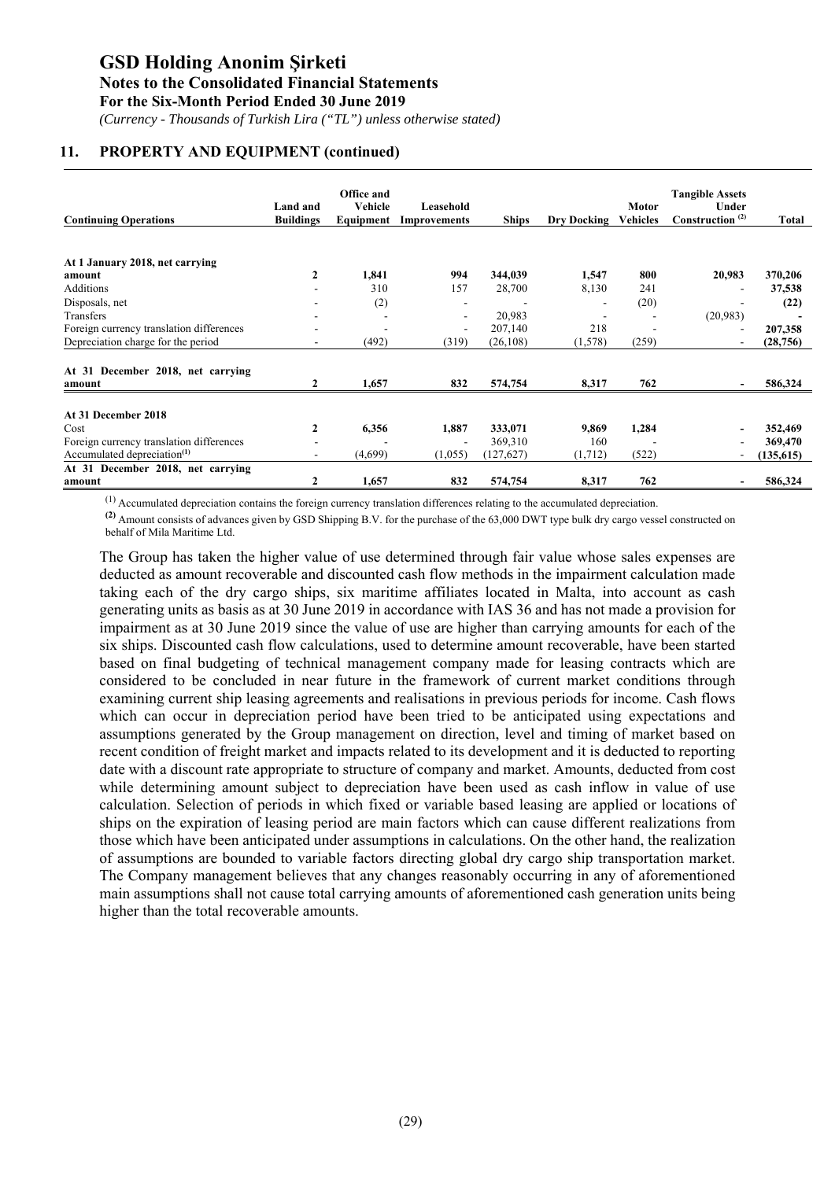## 11. PROPERTY AND EQUIPMENT (continued)

| Continuing Operations | Land and Buildings | Office and Vehicle Equipment | Leasehold Improvements | Ships | Dry Docking | Motor Vehicles | Tangible Assets Under Construction [(2)] | Total |
|---|---|---|---|---|---|---|---|---|
| **At 1 January 2018, net carrying amount** | **2** | **1,841** | **994** | **344,039** | **1,547** | **800** | **20,983** | **370,206** |
| Additions | - | 310 | 157 | 28,700 | 8,130 | 241 | - | **37,538** |
| Disposals, net | - | (2) | - | - | - | (20) | - | **(22)** |
| Transfers | - | - | - | 20,983 | - | - | (20,983) | **-** |
| Foreign currency translation differences | - | - | - | 207,140 | 218 | - | - | **207,358** |
| Depreciation charge for the period | - | (492) | (319) | (26,108) | (1,578) | (259) | - | **(28,756)** |
| **At 31 December 2018, net carrying amount** | **2** | **1,657** | **832** | **574,754** | **8,317** | **762** | **-** | **586,324** |
| **At 31 December 2018** | | | | | | | | |
| Cost | **2** | **6,356** | **1,887** | **333,071** | **9,869** | **1,284** | **-** | **352,469** |
| Foreign currency translation differences | - | - | - | 369,310 | 160 | - | - | **369,470** |
| Accumulated depreciation[(1)] | - | (4,699) | (1,055) | (127,627) | (1,712) | (522) | - | **(135,615)** |
| **At 31 December 2018, net carrying amount** | **2** | **1,657** | **832** | **574,754** | **8,317** | **762** | **-** | **586,324** |

[(1)] Accumulated depreciation contains the foreign currency translation differences relating to the accumulated depreciation.

**[(2)]** Amount consists of advances given by GSD Shipping B.V. for the purchase of the 63,000 DWT type bulk dry cargo vessel constructed on behalf of Mila Maritime Ltd.

The Group has taken the higher value of use determined through fair value whose sales expenses are deducted as amount recoverable and discounted cash flow methods in the impairment calculation made taking each of the dry cargo ships, six maritime affiliates located in Malta, into account as cash generating units as basis as at 30 June 2019 in accordance with IAS 36 and has not made a provision for impairment as at 30 June 2019 since the value of use are higher than carrying amounts for each of the six ships. Discounted cash flow calculations, used to determine amount recoverable, have been started based on final budgeting of technical management company made for leasing contracts which are considered to be concluded in near future in the framework of current market conditions through examining current ship leasing agreements and realisations in previous periods for income. Cash flows which can occur in depreciation period have been tried to be anticipated using expectations and assumptions generated by the Group management on direction, level and timing of market based on recent condition of freight market and impacts related to its development and it is deducted to reporting date with a discount rate appropriate to structure of company and market. Amounts, deducted from cost while determining amount subject to depreciation have been used as cash inflow in value of use calculation. Selection of periods in which fixed or variable based leasing are applied or locations of ships on the expiration of leasing period are main factors which can cause different realizations from those which have been anticipated under assumptions in calculations. On the other hand, the realization of assumptions are bounded to variable factors directing global dry cargo ship transportation market. The Company management believes that any changes reasonably occurring in any of aforementioned main assumptions shall not cause total carrying amounts of aforementioned cash generation units being higher than the total recoverable amounts.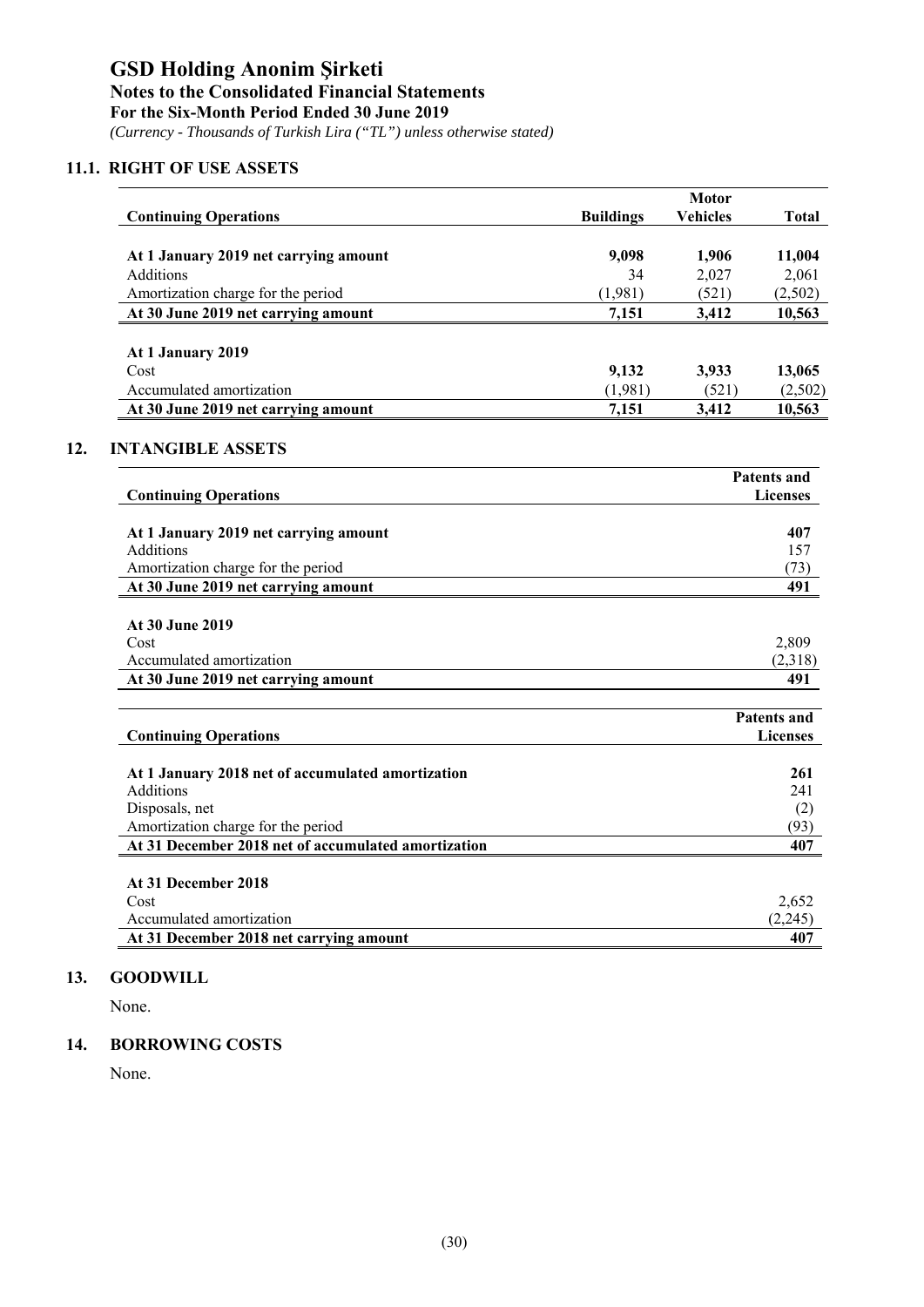# GSD Holding Anonim Şirketi

**Notes to the Consolidated Financial Statements**

**For the Six-Month Period Ended 30 June 2019**

*(Currency - Thousands of Turkish Lira ("TL") unless otherwise stated)*

## 11.1. RIGHT OF USE ASSETS

| Continuing Operations | Buildings | Motor Vehicles | Total |
|---|---|---|---|
| **At 1 January 2019 net carrying amount** | **9,098** | **1,906** | **11,004** |
| Additions | 34 | 2,027 | 2,061 |
| Amortization charge for the period | (1,981) | (521) | (2,502) |
| **At 30 June 2019 net carrying amount** | **7,151** | **3,412** | **10,563** |
| | | | |
| **At 1 January 2019** | | | |
| Cost | **9,132** | **3,933** | **13,065** |
| Accumulated amortization | (1,981) | (521) | (2,502) |
| **At 30 June 2019 net carrying amount** | **7,151** | **3,412** | **10,563** |

## 12. INTANGIBLE ASSETS

| Continuing Operations | Patents and Licenses |
|---|---|
| **At 1 January 2019 net carrying amount** | **407** |
| Additions | 157 |
| Amortization charge for the period | (73) |
| **At 30 June 2019 net carrying amount** | **491** |
| | |
| **At 30 June 2019** | |
| Cost | 2,809 |
| Accumulated amortization | (2,318) |
| **At 30 June 2019 net carrying amount** | **491** |

| Continuing Operations | Patents and Licenses |
|---|---|
| **At 1 January 2018 net of accumulated amortization** | **261** |
| Additions | 241 |
| Disposals, net | (2) |
| Amortization charge for the period | (93) |
| **At 31 December 2018 net of accumulated amortization** | **407** |
| | |
| **At 31 December 2018** | |
| Cost | 2,652 |
| Accumulated amortization | (2,245) |
| **At 31 December 2018 net carrying amount** | **407** |

## 13. GOODWILL

None.

## 14. BORROWING COSTS

None.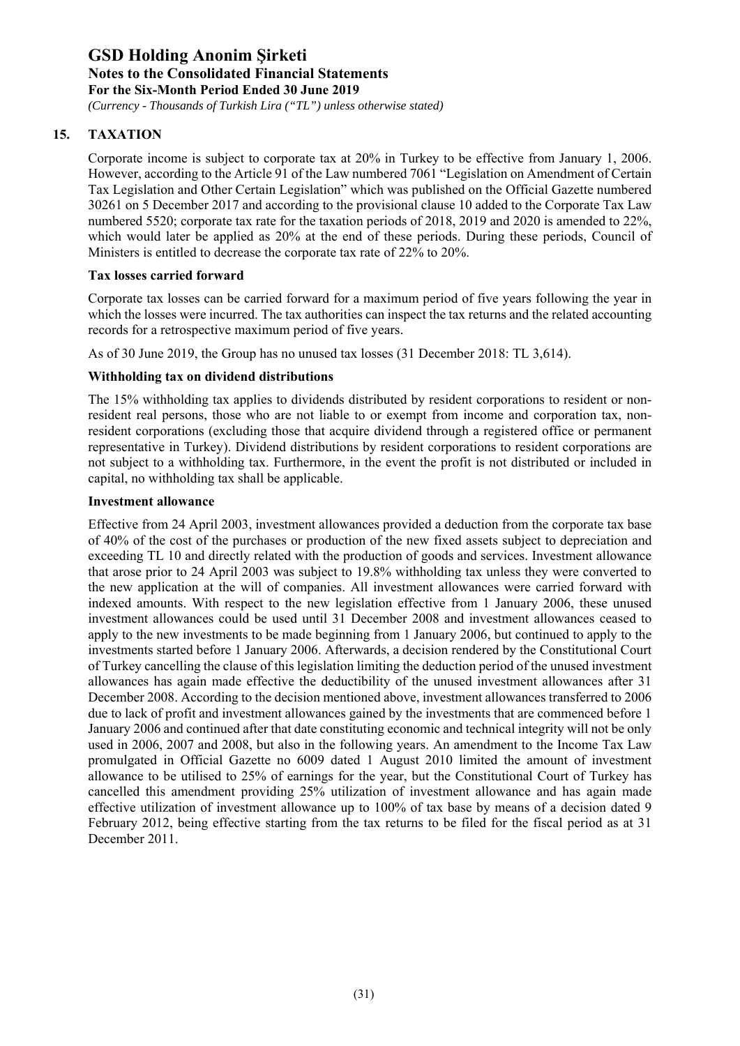## 15. TAXATION

Corporate income is subject to corporate tax at 20% in Turkey to be effective from January 1, 2006. However, according to the Article 91 of the Law numbered 7061 "Legislation on Amendment of Certain Tax Legislation and Other Certain Legislation" which was published on the Official Gazette numbered 30261 on 5 December 2017 and according to the provisional clause 10 added to the Corporate Tax Law numbered 5520; corporate tax rate for the taxation periods of 2018, 2019 and 2020 is amended to 22%, which would later be applied as 20% at the end of these periods. During these periods, Council of Ministers is entitled to decrease the corporate tax rate of 22% to 20%.

**Tax losses carried forward**

Corporate tax losses can be carried forward for a maximum period of five years following the year in which the losses were incurred. The tax authorities can inspect the tax returns and the related accounting records for a retrospective maximum period of five years.

As of 30 June 2019, the Group has no unused tax losses (31 December 2018: TL 3,614).

**Withholding tax on dividend distributions**

The 15% withholding tax applies to dividends distributed by resident corporations to resident or non-resident real persons, those who are not liable to or exempt from income and corporation tax, non-resident corporations (excluding those that acquire dividend through a registered office or permanent representative in Turkey). Dividend distributions by resident corporations to resident corporations are not subject to a withholding tax. Furthermore, in the event the profit is not distributed or included in capital, no withholding tax shall be applicable.

**Investment allowance**

Effective from 24 April 2003, investment allowances provided a deduction from the corporate tax base of 40% of the cost of the purchases or production of the new fixed assets subject to depreciation and exceeding TL 10 and directly related with the production of goods and services. Investment allowance that arose prior to 24 April 2003 was subject to 19.8% withholding tax unless they were converted to the new application at the will of companies. All investment allowances were carried forward with indexed amounts. With respect to the new legislation effective from 1 January 2006, these unused investment allowances could be used until 31 December 2008 and investment allowances ceased to apply to the new investments to be made beginning from 1 January 2006, but continued to apply to the investments started before 1 January 2006. Afterwards, a decision rendered by the Constitutional Court of Turkey cancelling the clause of this legislation limiting the deduction period of the unused investment allowances has again made effective the deductibility of the unused investment allowances after 31 December 2008. According to the decision mentioned above, investment allowances transferred to 2006 due to lack of profit and investment allowances gained by the investments that are commenced before 1 January 2006 and continued after that date constituting economic and technical integrity will not be only used in 2006, 2007 and 2008, but also in the following years. An amendment to the Income Tax Law promulgated in Official Gazette no 6009 dated 1 August 2010 limited the amount of investment allowance to be utilised to 25% of earnings for the year, but the Constitutional Court of Turkey has cancelled this amendment providing 25% utilization of investment allowance and has again made effective utilization of investment allowance up to 100% of tax base by means of a decision dated 9 February 2012, being effective starting from the tax returns to be filed for the fiscal period as at 31 December 2011.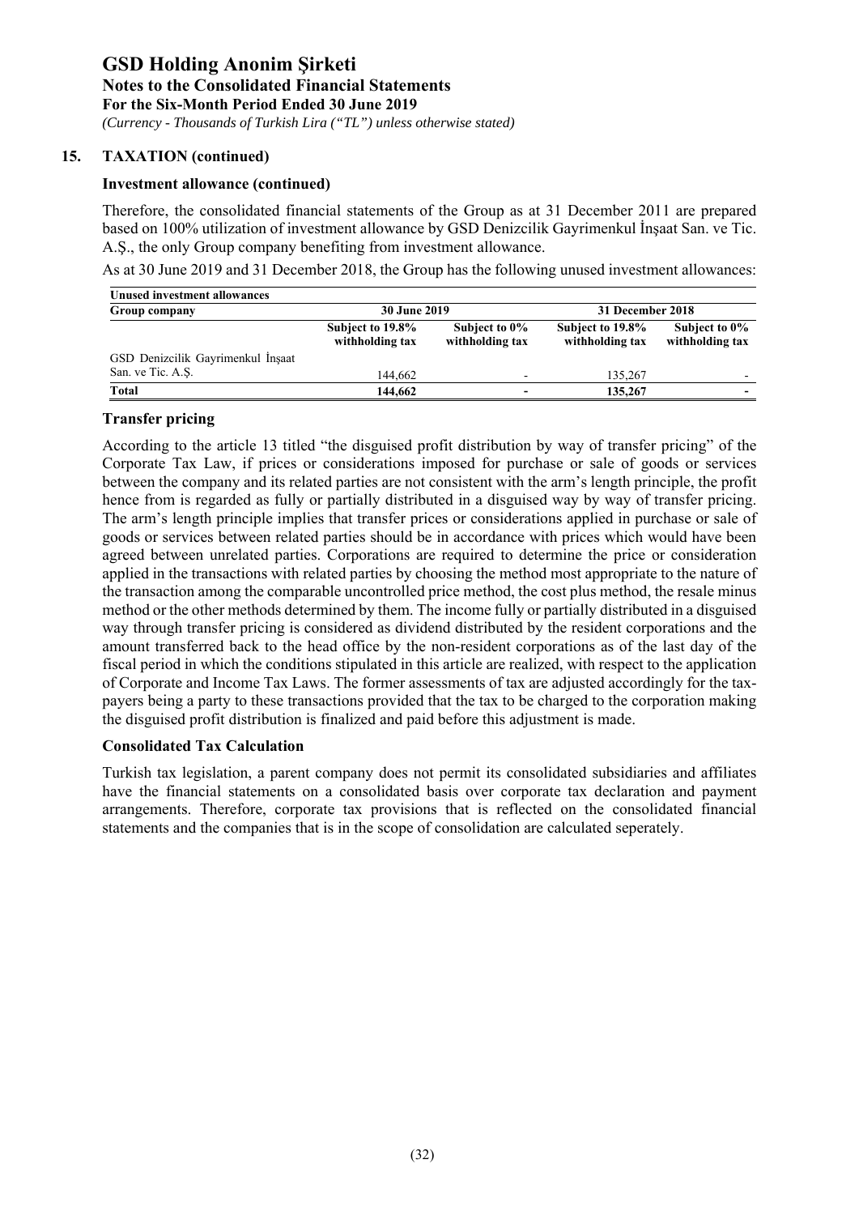## 15. TAXATION (continued)

### Investment allowance (continued)

Therefore, the consolidated financial statements of the Group as at 31 December 2011 are prepared based on 100% utilization of investment allowance by GSD Denizcilik Gayrimenkul İnşaat San. ve Tic. A.Ş., the only Group company benefiting from investment allowance.

As at 30 June 2019 and 31 December 2018, the Group has the following unused investment allowances:

| **Unused investment allowances** | | | | |
|---|---|---|---|---|
| **Group company** | **30 June 2019** | | **31 December 2018** | |
| | **Subject to 19.8% withholding tax** | **Subject to 0% withholding tax** | **Subject to 19.8% withholding tax** | **Subject to 0% withholding tax** |
| GSD Denizcilik Gayrimenkul İnşaat San. ve Tic. A.Ş. | 144,662 | - | 135,267 | - |
| **Total** | **144,662** | **-** | **135,267** | **-** |

### Transfer pricing

According to the article 13 titled "the disguised profit distribution by way of transfer pricing" of the Corporate Tax Law, if prices or considerations imposed for purchase or sale of goods or services between the company and its related parties are not consistent with the arm's length principle, the profit hence from is regarded as fully or partially distributed in a disguised way by way of transfer pricing. The arm's length principle implies that transfer prices or considerations applied in purchase or sale of goods or services between related parties should be in accordance with prices which would have been agreed between unrelated parties. Corporations are required to determine the price or consideration applied in the transactions with related parties by choosing the method most appropriate to the nature of the transaction among the comparable uncontrolled price method, the cost plus method, the resale minus method or the other methods determined by them. The income fully or partially distributed in a disguised way through transfer pricing is considered as dividend distributed by the resident corporations and the amount transferred back to the head office by the non-resident corporations as of the last day of the fiscal period in which the conditions stipulated in this article are realized, with respect to the application of Corporate and Income Tax Laws. The former assessments of tax are adjusted accordingly for the tax-payers being a party to these transactions provided that the tax to be charged to the corporation making the disguised profit distribution is finalized and paid before this adjustment is made.

### Consolidated Tax Calculation

Turkish tax legislation, a parent company does not permit its consolidated subsidiaries and affiliates have the financial statements on a consolidated basis over corporate tax declaration and payment arrangements. Therefore, corporate tax provisions that is reflected on the consolidated financial statements and the companies that is in the scope of consolidation are calculated seperately.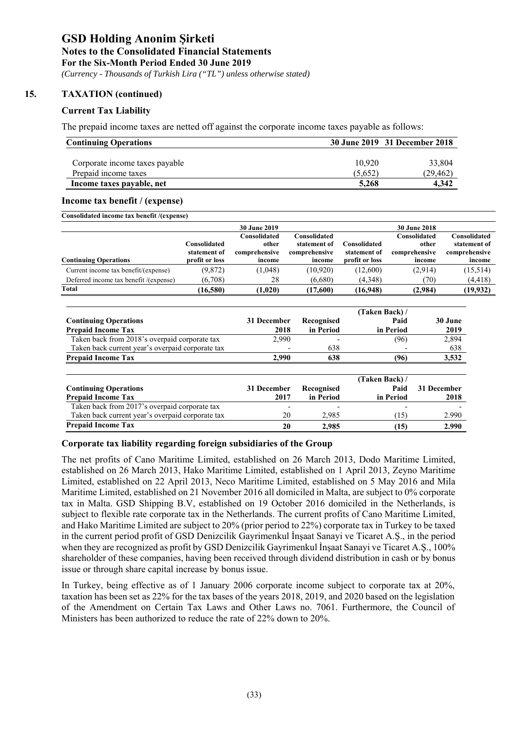# GSD Holding Anonim Şirketi

**Notes to the Consolidated Financial Statements**

**For the Six-Month Period Ended 30 June 2019**

*(Currency - Thousands of Turkish Lira ("TL") unless otherwise stated)*

## 15. TAXATION (continued)

### Current Tax Liability

The prepaid income taxes are netted off against the corporate income taxes payable as follows:

| Continuing Operations | 30 June 2019 | 31 December 2018 |
|---|---|---|
| Corporate income taxes payable | 10,920 | 33,804 |
| Prepaid income taxes | (5,652) | (29,462) |
| **Income taxes payable, net** | **5,268** | **4,342** |

### Income tax benefit / (expense)

**Consolidated income tax benefit /(expense)**

| | 30 June 2019 | | | 30 June 2018 | | |
|---|---|---|---|---|---|---|
| **Continuing Operations** | Consolidated statement of profit or loss | Consolidated other comprehensive income | Consolidated statement of comprehensive income | Consolidated statement of profit or loss | Consolidated other comprehensive income | Consolidated statement of comprehensive income |
| Current income tax benefit/(expense) | (9,872) | (1,048) | (10,920) | (12,600) | (2,914) | (15,514) |
| Deferred income tax benefit /(expense) | (6,708) | 28 | (6,680) | (4,348) | (70) | (4,418) |
| **Total** | **(16,580)** | **(1,020)** | **(17,600)** | **(16,948)** | **(2,984)** | **(19,932)** |

| Continuing Operations<br>Prepaid Income Tax | 31 December 2018 | Recognised in Period | (Taken Back) / Paid in Period | 30 June 2019 |
|---|---|---|---|---|
| Taken back from 2018's overpaid corporate tax | 2,990 | - | (96) | 2,894 |
| Taken back current year's overpaid corporate tax | - | 638 | - | 638 |
| **Prepaid Income Tax** | **2,990** | **638** | **(96)** | **3,532** |

| Continuing Operations<br>Prepaid Income Tax | 31 December 2017 | Recognised in Period | (Taken Back) / Paid in Period | 31 December 2018 |
|---|---|---|---|---|
| Taken back from 2017's overpaid corporate tax | - | - | - | - |
| Taken back current year's overpaid corporate tax | 20 | 2,985 | (15) | 2.990 |
| **Prepaid Income Tax** | **20** | **2,985** | **(15)** | **2.990** |

### Corporate tax liability regarding foreign subsidiaries of the Group

The net profits of Cano Maritime Limited, established on 26 March 2013, Dodo Maritime Limited, established on 26 March 2013, Hako Maritime Limited, established on 1 April 2013, Zeyno Maritime Limited, established on 22 April 2013, Neco Maritime Limited, established on 5 May 2016 and Mila Maritime Limited, established on 21 November 2016 all domiciled in Malta, are subject to 0% corporate tax in Malta. GSD Shipping B.V, established on 19 October 2016 domiciled in the Netherlands, is subject to flexible rate corporate tax in the Netherlands. The current profits of Cano Maritime Limited, and Hako Maritime Limited are subject to 20% (prior period to 22%) corporate tax in Turkey to be taxed in the current period profit of GSD Denizcilik Gayrimenkul İnşaat Sanayi ve Ticaret A.Ş., in the period when they are recognized as profit by GSD Denizcilik Gayrimenkul İnşaat Sanayi ve Ticaret A.Ş., 100% shareholder of these companies, having been received through dividend distribution in cash or by bonus issue or through share capital increase by bonus issue.

In Turkey, being effective as of 1 January 2006 corporate income subject to corporate tax at 20%, taxation has been set as 22% for the tax bases of the years 2018, 2019, and 2020 based on the legislation of the Amendment on Certain Tax Laws and Other Laws no. 7061. Furthermore, the Council of Ministers has been authorized to reduce the rate of 22% down to 20%.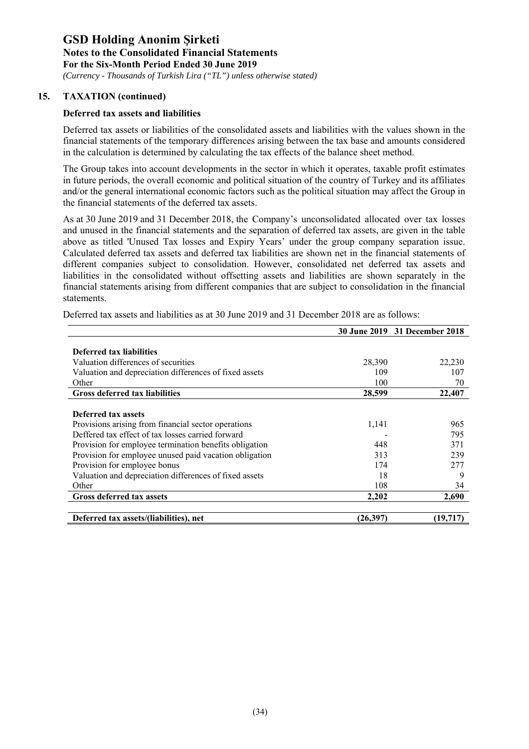## 15. TAXATION (continued)

### Deferred tax assets and liabilities

Deferred tax assets or liabilities of the consolidated assets and liabilities with the values shown in the financial statements of the temporary differences arising between the tax base and amounts considered in the calculation is determined by calculating the tax effects of the balance sheet method.

The Group takes into account developments in the sector in which it operates, taxable profit estimates in future periods, the overall economic and political situation of the country of Turkey and its affiliates and/or the general international economic factors such as the political situation may affect the Group in the financial statements of the deferred tax assets.

As at 30 June 2019 and 31 December 2018, the Company's unconsolidated allocated over tax losses and unused in the financial statements and the separation of deferred tax assets, are given in the table above as titled 'Unused Tax losses and Expiry Years' under the group company separation issue. Calculated deferred tax assets and deferred tax liabilities are shown net in the financial statements of different companies subject to consolidation. However, consolidated net deferred tax assets and liabilities in the consolidated without offsetting assets and liabilities are shown separately in the financial statements arising from different companies that are subject to consolidation in the financial statements.

Deferred tax assets and liabilities as at 30 June 2019 and 31 December 2018 are as follows:

| | 30 June 2019 | 31 December 2018 |
|---|---|---|
| **Deferred tax liabilities** | | |
| Valuation differences of securities | 28,390 | 22,230 |
| Valuation and depreciation differences of fixed assets | 109 | 107 |
| Other | 100 | 70 |
| **Gross deferred tax liabilities** | **28,599** | **22,407** |
| **Deferred tax assets** | | |
| Provisions arising from financial sector operations | 1,141 | 965 |
| Deffered tax effect of tax losses carried forward | - | 795 |
| Provision for employee termination benefits obligation | 448 | 371 |
| Provision for employee unused paid vacation obligation | 313 | 239 |
| Provision for employee bonus | 174 | 277 |
| Valuation and depreciation differences of fixed assets | 18 | 9 |
| Other | 108 | 34 |
| **Gross deferred tax assets** | **2,202** | **2,690** |
| **Deferred tax assets/(liabilities), net** | **(26,397)** | **(19,717)** |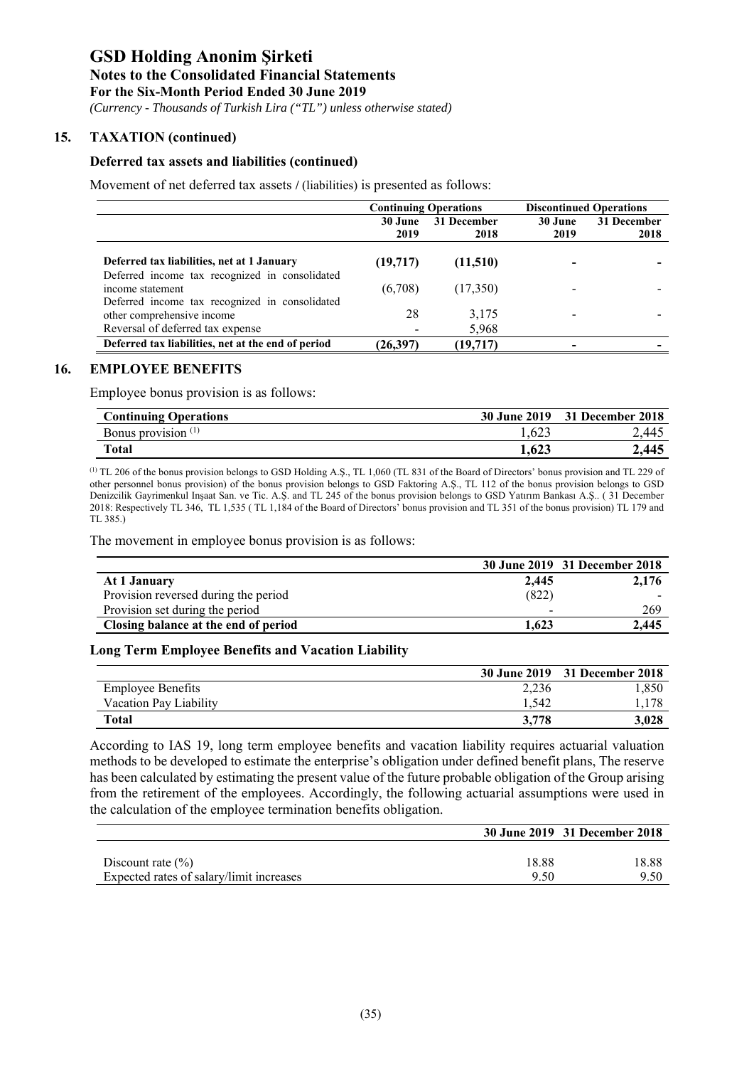# GSD Holding Anonim Şirketi

**Notes to the Consolidated Financial Statements**

**For the Six-Month Period Ended 30 June 2019**

*(Currency - Thousands of Turkish Lira ("TL") unless otherwise stated)*

## 15. TAXATION (continued)

### Deferred tax assets and liabilities (continued)

Movement of net deferred tax assets / (liabilities) is presented as follows:

| | Continuing Operations | | Discontinued Operations | |
|---|---|---|---|---|
| | 30 June 2019 | 31 December 2018 | 30 June 2019 | 31 December 2018 |
| **Deferred tax liabilities, net at 1 January** | **(19,717)** | **(11,510)** | **-** | **-** |
| Deferred income tax recognized in consolidated income statement | (6,708) | (17,350) | - | - |
| Deferred income tax recognized in consolidated other comprehensive income | 28 | 3,175 | - | - |
| Reversal of deferred tax expense | - | 5,968 | | |
| **Deferred tax liabilities, net at the end of period** | **(26,397)** | **(19,717)** | **-** | **-** |

## 16. EMPLOYEE BENEFITS

Employee bonus provision is as follows:

| Continuing Operations | 30 June 2019 | 31 December 2018 |
|---|---|---|
| Bonus provision (1) | 1,623 | 2,445 |
| **Total** | **1,623** | **2,445** |

(1) TL 206 of the bonus provision belongs to GSD Holding A.Ş., TL 1,060 (TL 831 of the Board of Directors' bonus provision and TL 229 of other personnel bonus provision) of the bonus provision belongs to GSD Faktoring A.Ş., TL 112 of the bonus provision belongs to GSD Denizcilik Gayrimenkul Inşaat San. ve Tic. A.Ş. and TL 245 of the bonus provision belongs to GSD Yatırım Bankası A.Ş.. ( 31 December 2018: Respectively TL 346, TL 1,535 ( TL 1,184 of the Board of Directors' bonus provision and TL 351 of the bonus provision) TL 179 and TL 385.)

The movement in employee bonus provision is as follows:

| | 30 June 2019 | 31 December 2018 |
|---|---|---|
| **At 1 January** | **2,445** | **2,176** |
| Provision reversed during the period | (822) | - |
| Provision set during the period | - | 269 |
| **Closing balance at the end of period** | **1,623** | **2,445** |

### Long Term Employee Benefits and Vacation Liability

| | 30 June 2019 | 31 December 2018 |
|---|---|---|
| Employee Benefits | 2,236 | 1,850 |
| Vacation Pay Liability | 1,542 | 1,178 |
| **Total** | **3,778** | **3,028** |

According to IAS 19, long term employee benefits and vacation liability requires actuarial valuation methods to be developed to estimate the enterprise's obligation under defined benefit plans, The reserve has been calculated by estimating the present value of the future probable obligation of the Group arising from the retirement of the employees. Accordingly, the following actuarial assumptions were used in the calculation of the employee termination benefits obligation.

| | 30 June 2019 | 31 December 2018 |
|---|---|---|
| Discount rate (%) | 18.88 | 18.88 |
| Expected rates of salary/limit increases | 9.50 | 9.50 |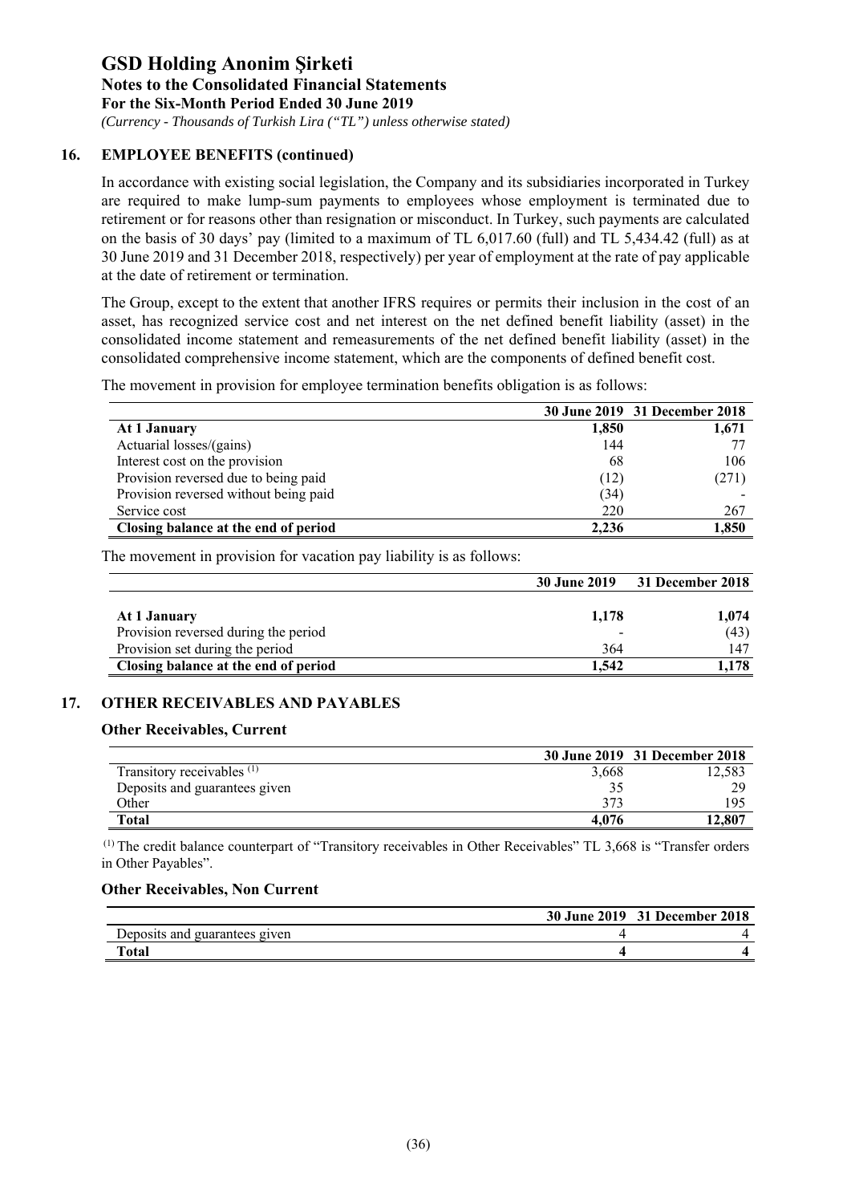## 16. EMPLOYEE BENEFITS (continued)

In accordance with existing social legislation, the Company and its subsidiaries incorporated in Turkey are required to make lump-sum payments to employees whose employment is terminated due to retirement or for reasons other than resignation or misconduct. In Turkey, such payments are calculated on the basis of 30 days' pay (limited to a maximum of TL 6,017.60 (full) and TL 5,434.42 (full) as at 30 June 2019 and 31 December 2018, respectively) per year of employment at the rate of pay applicable at the date of retirement or termination.

The Group, except to the extent that another IFRS requires or permits their inclusion in the cost of an asset, has recognized service cost and net interest on the net defined benefit liability (asset) in the consolidated income statement and remeasurements of the net defined benefit liability (asset) in the consolidated comprehensive income statement, which are the components of defined benefit cost.

The movement in provision for employee termination benefits obligation is as follows:

| | 30 June 2019 | 31 December 2018 |
|---|---|---|
| **At 1 January** | **1,850** | **1,671** |
| Actuarial losses/(gains) | 144 | 77 |
| Interest cost on the provision | 68 | 106 |
| Provision reversed due to being paid | (12) | (271) |
| Provision reversed without being paid | (34) | - |
| Service cost | 220 | 267 |
| **Closing balance at the end of period** | **2,236** | **1,850** |

The movement in provision for vacation pay liability is as follows:

| | 30 June 2019 | 31 December 2018 |
|---|---|---|
| **At 1 January** | **1,178** | **1,074** |
| Provision reversed during the period | - | (43) |
| Provision set during the period | 364 | 147 |
| **Closing balance at the end of period** | **1,542** | **1,178** |

## 17. OTHER RECEIVABLES AND PAYABLES

### Other Receivables, Current

| | 30 June 2019 | 31 December 2018 |
|---|---|---|
| Transitory receivables [1] | 3,668 | 12,583 |
| Deposits and guarantees given | 35 | 29 |
| Other | 373 | 195 |
| **Total** | **4,076** | **12,807** |

[1] The credit balance counterpart of "Transitory receivables in Other Receivables" TL 3,668 is "Transfer orders in Other Payables".

### Other Receivables, Non Current

| | 30 June 2019 | 31 December 2018 |
|---|---|---|
| Deposits and guarantees given | 4 | 4 |
| **Total** | **4** | **4** |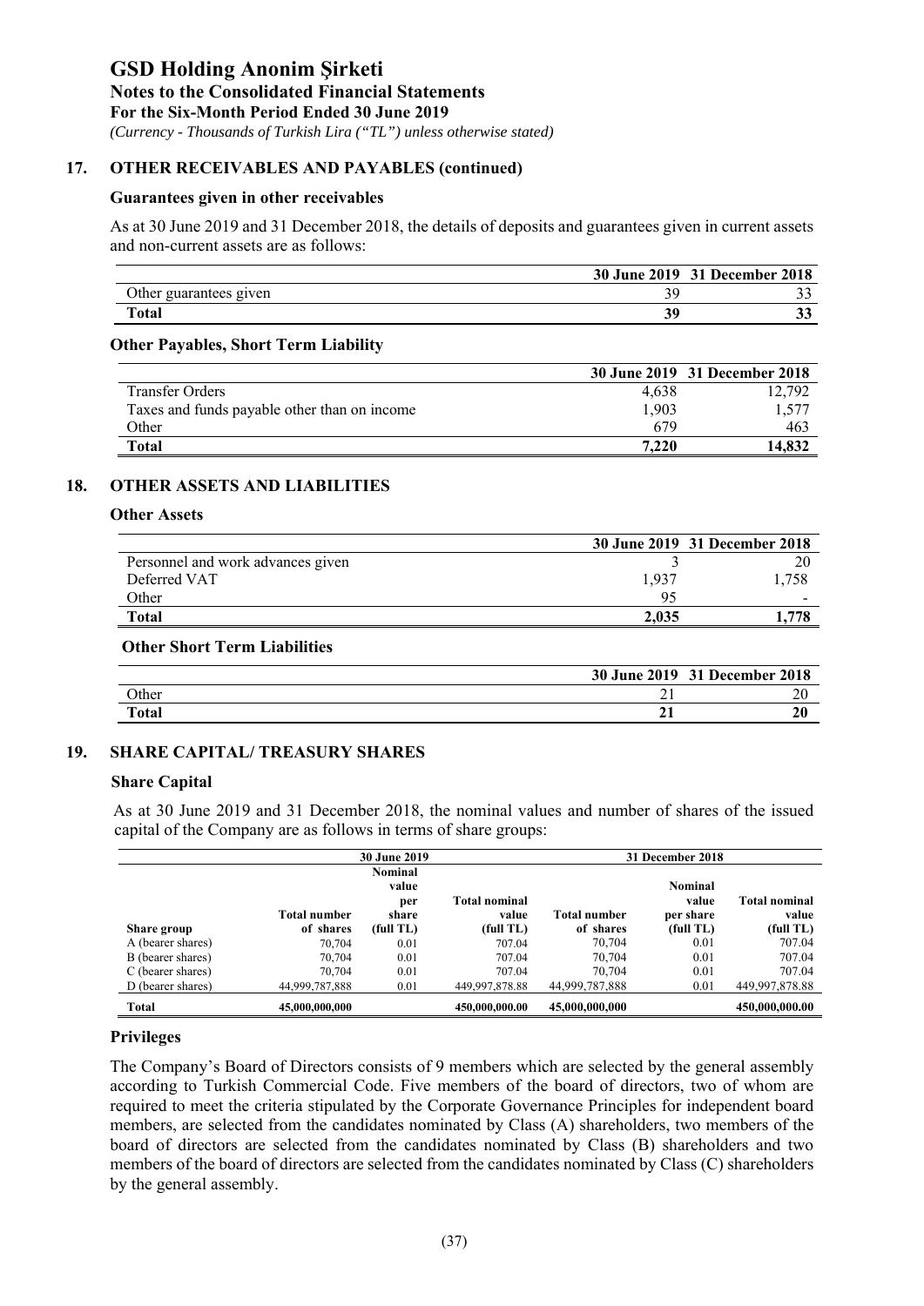# GSD Holding Anonim Şirketi

**Notes to the Consolidated Financial Statements**

**For the Six-Month Period Ended 30 June 2019**

*(Currency - Thousands of Turkish Lira ("TL") unless otherwise stated)*

## 17. OTHER RECEIVABLES AND PAYABLES (continued)

### Guarantees given in other receivables

As at 30 June 2019 and 31 December 2018, the details of deposits and guarantees given in current assets and non-current assets are as follows:

| | 30 June 2019 | 31 December 2018 |
|---|---|---|
| Other guarantees given | 39 | 33 |
| **Total** | **39** | **33** |

### Other Payables, Short Term Liability

| | 30 June 2019 | 31 December 2018 |
|---|---|---|
| Transfer Orders | 4,638 | 12,792 |
| Taxes and funds payable other than on income | 1,903 | 1,577 |
| Other | 679 | 463 |
| **Total** | **7,220** | **14,832** |

## 18. OTHER ASSETS AND LIABILITIES

### Other Assets

| | 30 June 2019 | 31 December 2018 |
|---|---|---|
| Personnel and work advances given | 3 | 20 |
| Deferred VAT | 1,937 | 1,758 |
| Other | 95 | - |
| **Total** | **2,035** | **1,778** |

### Other Short Term Liabilities

| | 30 June 2019 | 31 December 2018 |
|---|---|---|
| Other | 21 | 20 |
| **Total** | **21** | **20** |

## 19. SHARE CAPITAL/ TREASURY SHARES

### Share Capital

As at 30 June 2019 and 31 December 2018, the nominal values and number of shares of the issued capital of the Company are as follows in terms of share groups:

| | 30 June 2019 | | | 31 December 2018 | | |
|---|---|---|---|---|---|---|
| Share group | Total number of shares | Nominal value per share (full TL) | Total nominal value (full TL) | Total number of shares | Nominal value per share (full TL) | Total nominal value (full TL) |
| A (bearer shares) | 70,704 | 0.01 | 707.04 | 70,704 | 0.01 | 707.04 |
| B (bearer shares) | 70,704 | 0.01 | 707.04 | 70,704 | 0.01 | 707.04 |
| C (bearer shares) | 70,704 | 0.01 | 707.04 | 70,704 | 0.01 | 707.04 |
| D (bearer shares) | 44,999,787,888 | 0.01 | 449,997,878.88 | 44,999,787,888 | 0.01 | 449,997,878.88 |
| **Total** | **45,000,000,000** | | **450,000,000.00** | **45,000,000,000** | | **450,000,000.00** |

### Privileges

The Company's Board of Directors consists of 9 members which are selected by the general assembly according to Turkish Commercial Code. Five members of the board of directors, two of whom are required to meet the criteria stipulated by the Corporate Governance Principles for independent board members, are selected from the candidates nominated by Class (A) shareholders, two members of the board of directors are selected from the candidates nominated by Class (B) shareholders and two members of the board of directors are selected from the candidates nominated by Class (C) shareholders by the general assembly.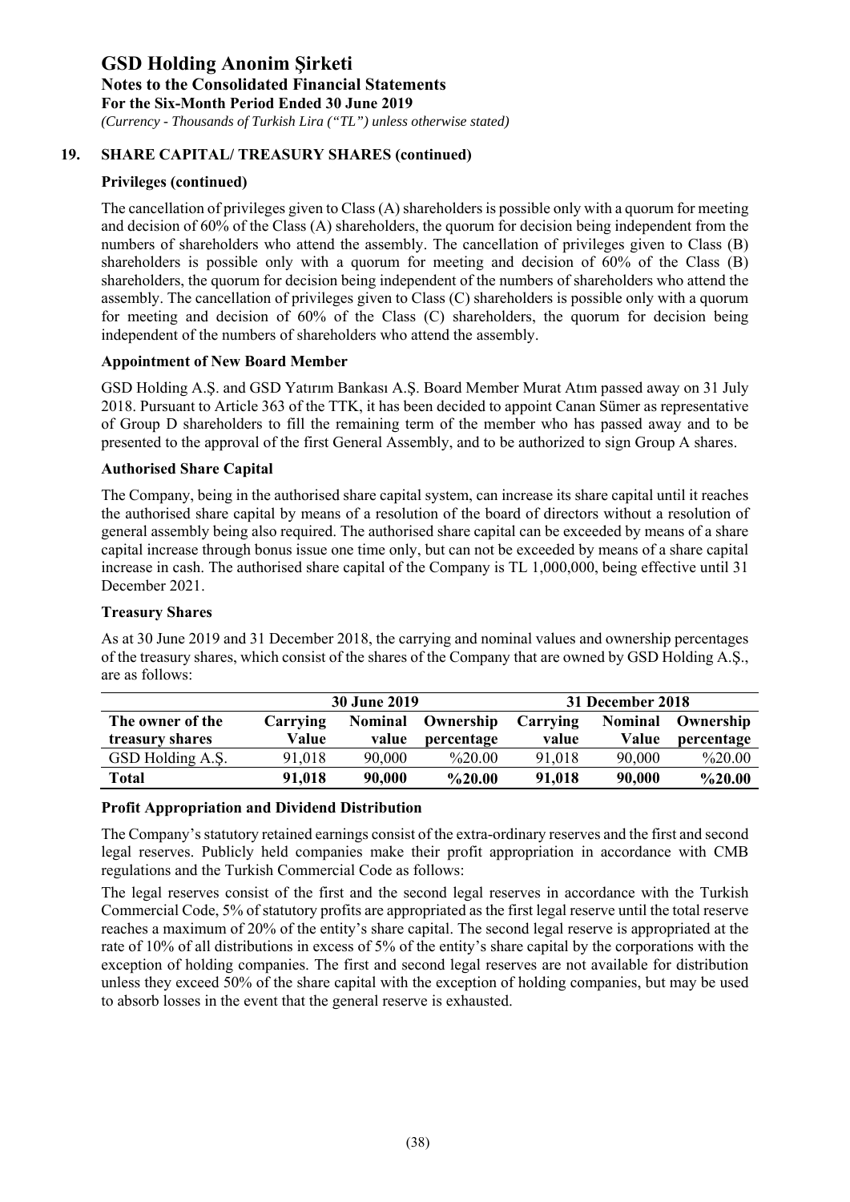## 19. SHARE CAPITAL/ TREASURY SHARES (continued)

### Privileges (continued)

The cancellation of privileges given to Class (A) shareholders is possible only with a quorum for meeting and decision of 60% of the Class (A) shareholders, the quorum for decision being independent from the numbers of shareholders who attend the assembly. The cancellation of privileges given to Class (B) shareholders is possible only with a quorum for meeting and decision of 60% of the Class (B) shareholders, the quorum for decision being independent of the numbers of shareholders who attend the assembly. The cancellation of privileges given to Class (C) shareholders is possible only with a quorum for meeting and decision of 60% of the Class (C) shareholders, the quorum for decision being independent of the numbers of shareholders who attend the assembly.

### Appointment of New Board Member

GSD Holding A.Ş. and GSD Yatırım Bankası A.Ş. Board Member Murat Atım passed away on 31 July 2018. Pursuant to Article 363 of the TTK, it has been decided to appoint Canan Sümer as representative of Group D shareholders to fill the remaining term of the member who has passed away and to be presented to the approval of the first General Assembly, and to be authorized to sign Group A shares.

### Authorised Share Capital

The Company, being in the authorised share capital system, can increase its share capital until it reaches the authorised share capital by means of a resolution of the board of directors without a resolution of general assembly being also required. The authorised share capital can be exceeded by means of a share capital increase through bonus issue one time only, but can not be exceeded by means of a share capital increase in cash. The authorised share capital of the Company is TL 1,000,000, being effective until 31 December 2021.

### Treasury Shares

As at 30 June 2019 and 31 December 2018, the carrying and nominal values and ownership percentages of the treasury shares, which consist of the shares of the Company that are owned by GSD Holding A.Ş., are as follows:

| | 30 June 2019 | | | 31 December 2018 | | |
|---|---|---|---|---|---|---|
| **The owner of the treasury shares** | **Carrying Value** | **Nominal value** | **Ownership percentage** | **Carrying value** | **Nominal Value** | **Ownership percentage** |
| GSD Holding A.Ş. | 91,018 | 90,000 | %20.00 | 91,018 | 90,000 | %20.00 |
| **Total** | **91,018** | **90,000** | **%20.00** | **91,018** | **90,000** | **%20.00** |

### Profit Appropriation and Dividend Distribution

The Company's statutory retained earnings consist of the extra-ordinary reserves and the first and second legal reserves. Publicly held companies make their profit appropriation in accordance with CMB regulations and the Turkish Commercial Code as follows:

The legal reserves consist of the first and the second legal reserves in accordance with the Turkish Commercial Code, 5% of statutory profits are appropriated as the first legal reserve until the total reserve reaches a maximum of 20% of the entity's share capital. The second legal reserve is appropriated at the rate of 10% of all distributions in excess of 5% of the entity's share capital by the corporations with the exception of holding companies. The first and second legal reserves are not available for distribution unless they exceed 50% of the share capital with the exception of holding companies, but may be used to absorb losses in the event that the general reserve is exhausted.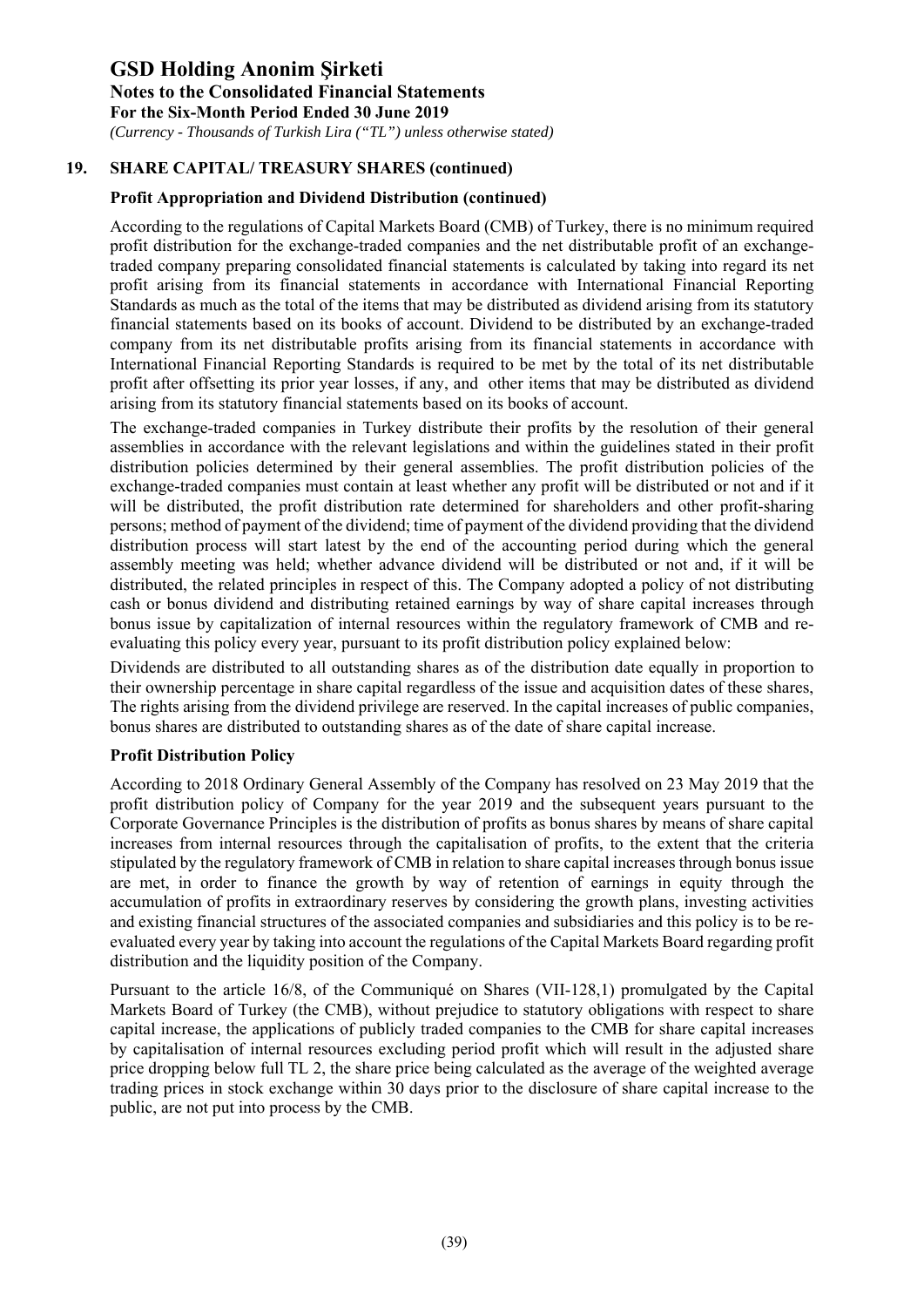## 19. SHARE CAPITAL/ TREASURY SHARES (continued)

### Profit Appropriation and Dividend Distribution (continued)

According to the regulations of Capital Markets Board (CMB) of Turkey, there is no minimum required profit distribution for the exchange-traded companies and the net distributable profit of an exchange-traded company preparing consolidated financial statements is calculated by taking into regard its net profit arising from its financial statements in accordance with International Financial Reporting Standards as much as the total of the items that may be distributed as dividend arising from its statutory financial statements based on its books of account. Dividend to be distributed by an exchange-traded company from its net distributable profits arising from its financial statements in accordance with International Financial Reporting Standards is required to be met by the total of its net distributable profit after offsetting its prior year losses, if any, and other items that may be distributed as dividend arising from its statutory financial statements based on its books of account.

The exchange-traded companies in Turkey distribute their profits by the resolution of their general assemblies in accordance with the relevant legislations and within the guidelines stated in their profit distribution policies determined by their general assemblies. The profit distribution policies of the exchange-traded companies must contain at least whether any profit will be distributed or not and if it will be distributed, the profit distribution rate determined for shareholders and other profit-sharing persons; method of payment of the dividend; time of payment of the dividend providing that the dividend distribution process will start latest by the end of the accounting period during which the general assembly meeting was held; whether advance dividend will be distributed or not and, if it will be distributed, the related principles in respect of this. The Company adopted a policy of not distributing cash or bonus dividend and distributing retained earnings by way of share capital increases through bonus issue by capitalization of internal resources within the regulatory framework of CMB and re-evaluating this policy every year, pursuant to its profit distribution policy explained below:

Dividends are distributed to all outstanding shares as of the distribution date equally in proportion to their ownership percentage in share capital regardless of the issue and acquisition dates of these shares, The rights arising from the dividend privilege are reserved. In the capital increases of public companies, bonus shares are distributed to outstanding shares as of the date of share capital increase.

### Profit Distribution Policy

According to 2018 Ordinary General Assembly of the Company has resolved on 23 May 2019 that the profit distribution policy of Company for the year 2019 and the subsequent years pursuant to the Corporate Governance Principles is the distribution of profits as bonus shares by means of share capital increases from internal resources through the capitalisation of profits, to the extent that the criteria stipulated by the regulatory framework of CMB in relation to share capital increases through bonus issue are met, in order to finance the growth by way of retention of earnings in equity through the accumulation of profits in extraordinary reserves by considering the growth plans, investing activities and existing financial structures of the associated companies and subsidiaries and this policy is to be re-evaluated every year by taking into account the regulations of the Capital Markets Board regarding profit distribution and the liquidity position of the Company.

Pursuant to the article 16/8, of the Communiqué on Shares (VII-128,1) promulgated by the Capital Markets Board of Turkey (the CMB), without prejudice to statutory obligations with respect to share capital increase, the applications of publicly traded companies to the CMB for share capital increases by capitalisation of internal resources excluding period profit which will result in the adjusted share price dropping below full TL 2, the share price being calculated as the average of the weighted average trading prices in stock exchange within 30 days prior to the disclosure of share capital increase to the public, are not put into process by the CMB.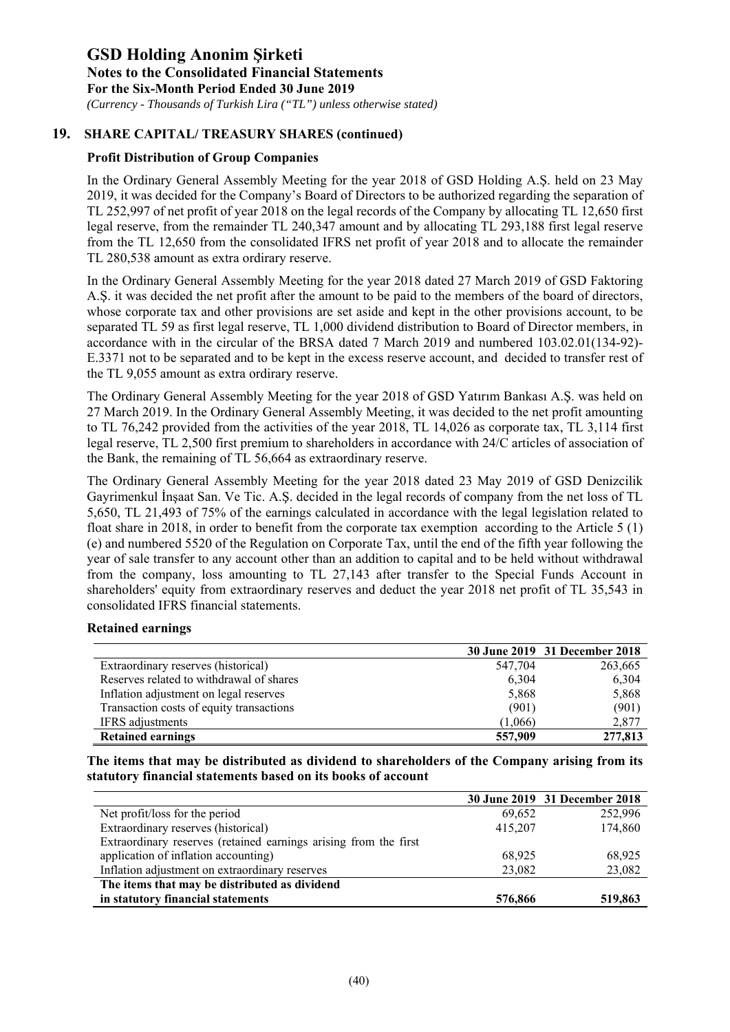## 19. SHARE CAPITAL/ TREASURY SHARES (continued)

### Profit Distribution of Group Companies

In the Ordinary General Assembly Meeting for the year 2018 of GSD Holding A.Ş. held on 23 May 2019, it was decided for the Company's Board of Directors to be authorized regarding the separation of TL 252,997 of net profit of year 2018 on the legal records of the Company by allocating TL 12,650 first legal reserve, from the remainder TL 240,347 amount and by allocating TL 293,188 first legal reserve from the TL 12,650 from the consolidated IFRS net profit of year 2018 and to allocate the remainder TL 280,538 amount as extra ordirary reserve.

In the Ordinary General Assembly Meeting for the year 2018 dated 27 March 2019 of GSD Faktoring A.Ş. it was decided the net profit after the amount to be paid to the members of the board of directors, whose corporate tax and other provisions are set aside and kept in the other provisions account, to be separated TL 59 as first legal reserve, TL 1,000 dividend distribution to Board of Director members, in accordance with in the circular of the BRSA dated 7 March 2019 and numbered 103.02.01(134-92)-E.3371 not to be separated and to be kept in the excess reserve account, and decided to transfer rest of the TL 9,055 amount as extra ordirary reserve.

The Ordinary General Assembly Meeting for the year 2018 of GSD Yatırım Bankası A.Ş. was held on 27 March 2019. In the Ordinary General Assembly Meeting, it was decided to the net profit amounting to TL 76,242 provided from the activities of the year 2018, TL 14,026 as corporate tax, TL 3,114 first legal reserve, TL 2,500 first premium to shareholders in accordance with 24/C articles of association of the Bank, the remaining of TL 56,664 as extraordinary reserve.

The Ordinary General Assembly Meeting for the year 2018 dated 23 May 2019 of GSD Denizcilik Gayrimenkul İnşaat San. Ve Tic. A.Ş. decided in the legal records of company from the net loss of TL 5,650, TL 21,493 of 75% of the earnings calculated in accordance with the legal legislation related to float share in 2018, in order to benefit from the corporate tax exemption according to the Article 5 (1) (e) and numbered 5520 of the Regulation on Corporate Tax, until the end of the fifth year following the year of sale transfer to any account other than an addition to capital and to be held without withdrawal from the company, loss amounting to TL 27,143 after transfer to the Special Funds Account in shareholders' equity from extraordinary reserves and deduct the year 2018 net profit of TL 35,543 in consolidated IFRS financial statements.

### Retained earnings

| | 30 June 2019 | 31 December 2018 |
|---|---|---|
| Extraordinary reserves (historical) | 547,704 | 263,665 |
| Reserves related to withdrawal of shares | 6,304 | 6,304 |
| Inflation adjustment on legal reserves | 5,868 | 5,868 |
| Transaction costs of equity transactions | (901) | (901) |
| IFRS adjustments | (1,066) | 2,877 |
| **Retained earnings** | **557,909** | **277,813** |

### The items that may be distributed as dividend to shareholders of the Company arising from its statutory financial statements based on its books of account

| | 30 June 2019 | 31 December 2018 |
|---|---|---|
| Net profit/loss for the period | 69,652 | 252,996 |
| Extraordinary reserves (historical) | 415,207 | 174,860 |
| Extraordinary reserves (retained earnings arising from the first application of inflation accounting) | 68,925 | 68,925 |
| Inflation adjustment on extraordinary reserves | 23,082 | 23,082 |
| **The items that may be distributed as dividend in statutory financial statements** | **576,866** | **519,863** |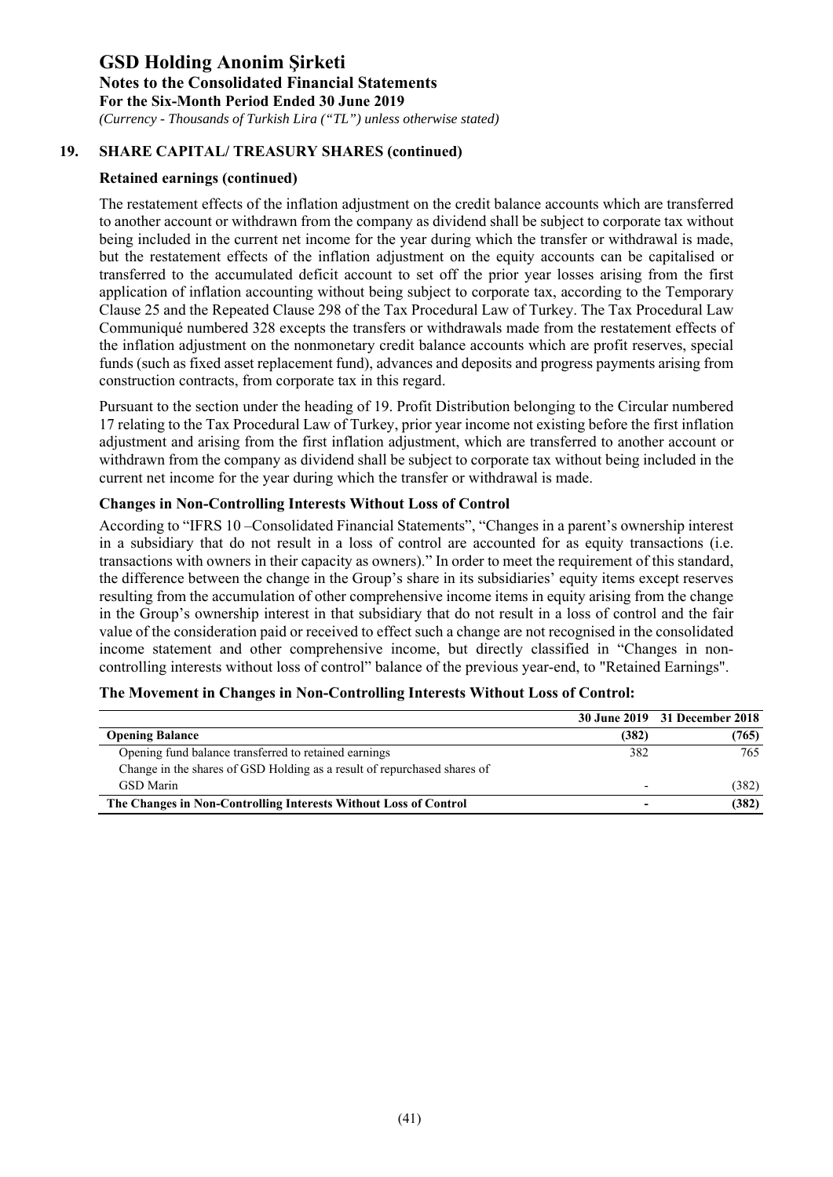## 19. SHARE CAPITAL/ TREASURY SHARES (continued)

### Retained earnings (continued)

The restatement effects of the inflation adjustment on the credit balance accounts which are transferred to another account or withdrawn from the company as dividend shall be subject to corporate tax without being included in the current net income for the year during which the transfer or withdrawal is made, but the restatement effects of the inflation adjustment on the equity accounts can be capitalised or transferred to the accumulated deficit account to set off the prior year losses arising from the first application of inflation accounting without being subject to corporate tax, according to the Temporary Clause 25 and the Repeated Clause 298 of the Tax Procedural Law of Turkey. The Tax Procedural Law Communiqué numbered 328 excepts the transfers or withdrawals made from the restatement effects of the inflation adjustment on the nonmonetary credit balance accounts which are profit reserves, special funds (such as fixed asset replacement fund), advances and deposits and progress payments arising from construction contracts, from corporate tax in this regard.

Pursuant to the section under the heading of 19. Profit Distribution belonging to the Circular numbered 17 relating to the Tax Procedural Law of Turkey, prior year income not existing before the first inflation adjustment and arising from the first inflation adjustment, which are transferred to another account or withdrawn from the company as dividend shall be subject to corporate tax without being included in the current net income for the year during which the transfer or withdrawal is made.

### Changes in Non-Controlling Interests Without Loss of Control

According to "IFRS 10 –Consolidated Financial Statements", "Changes in a parent's ownership interest in a subsidiary that do not result in a loss of control are accounted for as equity transactions (i.e. transactions with owners in their capacity as owners)." In order to meet the requirement of this standard, the difference between the change in the Group's share in its subsidiaries' equity items except reserves resulting from the accumulation of other comprehensive income items in equity arising from the change in the Group's ownership interest in that subsidiary that do not result in a loss of control and the fair value of the consideration paid or received to effect such a change are not recognised in the consolidated income statement and other comprehensive income, but directly classified in "Changes in non-controlling interests without loss of control" balance of the previous year-end, to "Retained Earnings".

### The Movement in Changes in Non-Controlling Interests Without Loss of Control:

| | 30 June 2019 | 31 December 2018 |
|---|---|---|
| **Opening Balance** | **(382)** | **(765)** |
| Opening fund balance transferred to retained earnings | 382 | 765 |
| Change in the shares of GSD Holding as a result of repurchased shares of GSD Marin | - | (382) |
| **The Changes in Non-Controlling Interests Without Loss of Control** | **-** | **(382)** |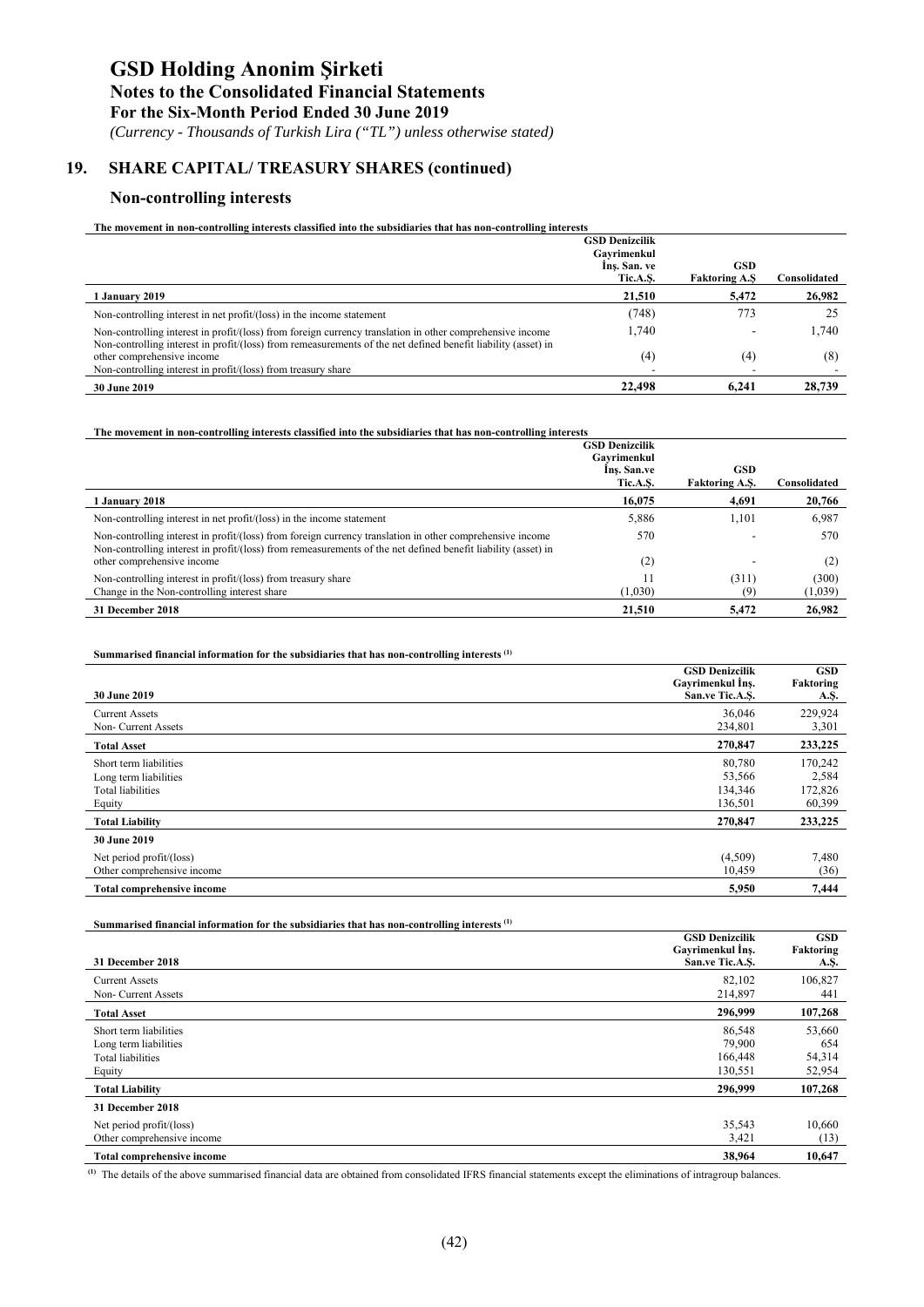## 19. SHARE CAPITAL/ TREASURY SHARES (continued)

### Non-controlling interests

**The movement in non-controlling interests classified into the subsidiaries that has non-controlling interests**

| | GSD Denizcilik Gayrimenkul İnş. San. ve Tic.A.Ş. | GSD Faktoring A.Ş | Consolidated |
|---|---|---|---|
| **1 January 2019** | **21,510** | **5,472** | **26,982** |
| Non-controlling interest in net profit/(loss) in the income statement | (748) | 773 | 25 |
| Non-controlling interest in profit/(loss) from foreign currency translation in other comprehensive income | 1,740 | - | 1,740 |
| Non-controlling interest in profit/(loss) from remeasurements of the net defined benefit liability (asset) in other comprehensive income | (4) | (4) | (8) |
| Non-controlling interest in profit/(loss) from treasury share | - | - | - |
| **30 June 2019** | **22,498** | **6,241** | **28,739** |

**The movement in non-controlling interests classified into the subsidiaries that has non-controlling interests**

| | GSD Denizcilik Gayrimenkul İnş. San.ve Tic.A.Ş. | GSD Faktoring A.Ş. | Consolidated |
|---|---|---|---|
| **1 January 2018** | **16,075** | **4,691** | **20,766** |
| Non-controlling interest in net profit/(loss) in the income statement | 5,886 | 1,101 | 6,987 |
| Non-controlling interest in profit/(loss) from foreign currency translation in other comprehensive income | 570 | - | 570 |
| Non-controlling interest in profit/(loss) from remeasurements of the net defined benefit liability (asset) in other comprehensive income | (2) | - | (2) |
| Non-controlling interest in profit/(loss) from treasury share | 11 | (311) | (300) |
| Change in the Non-controlling interest share | (1,030) | (9) | (1,039) |
| **31 December 2018** | **21,510** | **5,472** | **26,982** |

**Summarised financial information for the subsidiaries that has non-controlling interests [(1)]**

| 30 June 2019 | GSD Denizcilik Gayrimenkul İnş. San.ve Tic.A.Ş. | GSD Faktoring A.Ş. |
|---|---|---|
| Current Assets | 36,046 | 229,924 |
| Non- Current Assets | 234,801 | 3,301 |
| **Total Asset** | **270,847** | **233,225** |
| Short term liabilities | 80,780 | 170,242 |
| Long term liabilities | 53,566 | 2,584 |
| Total liabilities | 134,346 | 172,826 |
| Equity | 136,501 | 60,399 |
| **Total Liability** | **270,847** | **233,225** |
| **30 June 2019** | | |
| Net period profit/(loss) | (4,509) | 7,480 |
| Other comprehensive income | 10,459 | (36) |
| **Total comprehensive income** | **5,950** | **7,444** |

**Summarised financial information for the subsidiaries that has non-controlling interests [(1)]**

| 31 December 2018 | GSD Denizcilik Gayrimenkul İnş. San.ve Tic.A.Ş. | GSD Faktoring A.Ş. |
|---|---|---|
| Current Assets | 82,102 | 106,827 |
| Non- Current Assets | 214,897 | 441 |
| **Total Asset** | **296,999** | **107,268** |
| Short term liabilities | 86,548 | 53,660 |
| Long term liabilities | 79,900 | 654 |
| Total liabilities | 166,448 | 54,314 |
| Equity | 130,551 | 52,954 |
| **Total Liability** | **296,999** | **107,268** |
| **31 December 2018** | | |
| Net period profit/(loss) | 35,543 | 10,660 |
| Other comprehensive income | 3,421 | (13) |
| **Total comprehensive income** | **38,964** | **10,647** |

[(1)] The details of the above summarised financial data are obtained from consolidated IFRS financial statements except the eliminations of intragroup balances.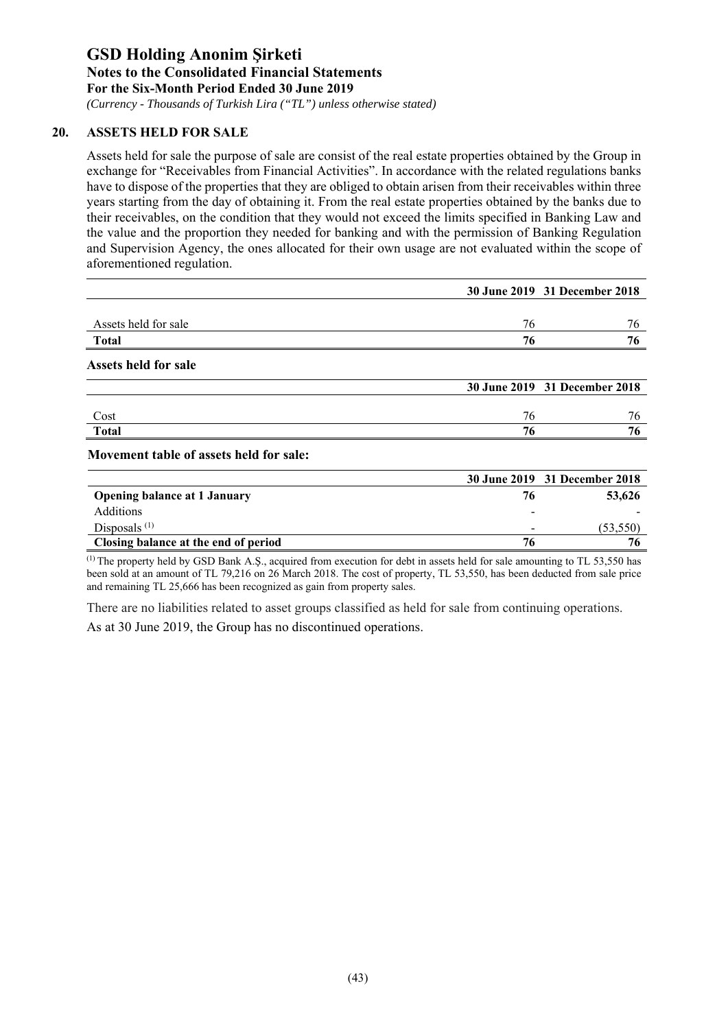# GSD Holding Anonim Şirketi

**Notes to the Consolidated Financial Statements**

**For the Six-Month Period Ended 30 June 2019**

*(Currency - Thousands of Turkish Lira ("TL") unless otherwise stated)*

## 20. ASSETS HELD FOR SALE

Assets held for sale the purpose of sale are consist of the real estate properties obtained by the Group in exchange for "Receivables from Financial Activities". In accordance with the related regulations banks have to dispose of the properties that they are obliged to obtain arisen from their receivables within three years starting from the day of obtaining it. From the real estate properties obtained by the banks due to their receivables, on the condition that they would not exceed the limits specified in Banking Law and the value and the proportion they needed for banking and with the permission of Banking Regulation and Supervision Agency, the ones allocated for their own usage are not evaluated within the scope of aforementioned regulation.

| | 30 June 2019 | 31 December 2018 |
|---|---|---|
| Assets held for sale | 76 | 76 |
| **Total** | **76** | **76** |

**Assets held for sale**

| | 30 June 2019 | 31 December 2018 |
|---|---|---|
| Cost | 76 | 76 |
| **Total** | **76** | **76** |

**Movement table of assets held for sale:**

| | 30 June 2019 | 31 December 2018 |
|---|---|---|
| **Opening balance at 1 January** | **76** | **53,626** |
| Additions | - | - |
| Disposals [1] | - | (53,550) |
| **Closing balance at the end of period** | **76** | **76** |

[1] The property held by GSD Bank A.Ş., acquired from execution for debt in assets held for sale amounting to TL 53,550 has been sold at an amount of TL 79,216 on 26 March 2018. The cost of property, TL 53,550, has been deducted from sale price and remaining TL 25,666 has been recognized as gain from property sales.

There are no liabilities related to asset groups classified as held for sale from continuing operations.

As at 30 June 2019, the Group has no discontinued operations.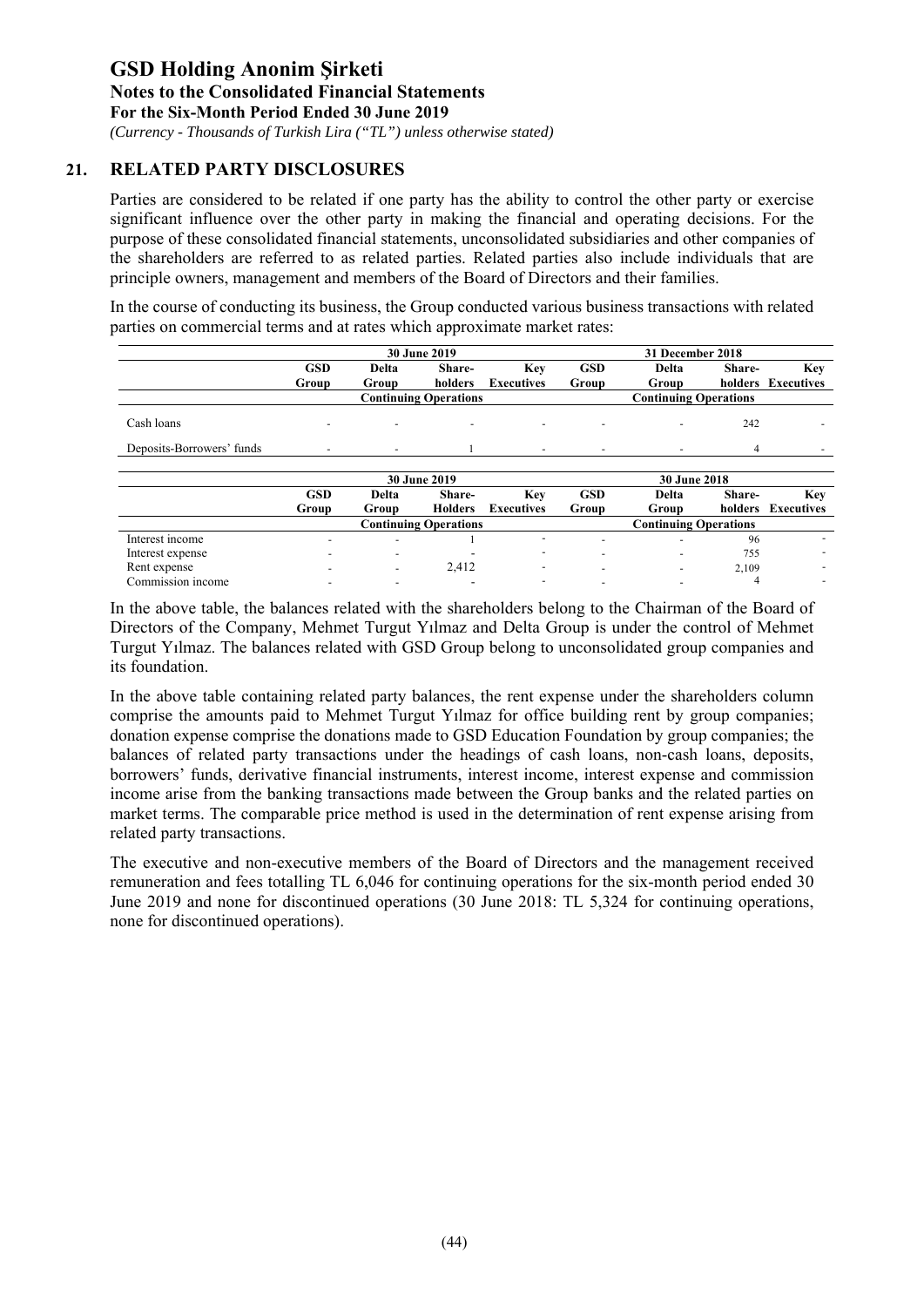# GSD Holding Anonim Şirketi

**Notes to the Consolidated Financial Statements**

**For the Six-Month Period Ended 30 June 2019**

*(Currency - Thousands of Turkish Lira ("TL") unless otherwise stated)*

## 21. RELATED PARTY DISCLOSURES

Parties are considered to be related if one party has the ability to control the other party or exercise significant influence over the other party in making the financial and operating decisions. For the purpose of these consolidated financial statements, unconsolidated subsidiaries and other companies of the shareholders are referred to as related parties. Related parties also include individuals that are principle owners, management and members of the Board of Directors and their families.

In the course of conducting its business, the Group conducted various business transactions with related parties on commercial terms and at rates which approximate market rates:

| | 30 June 2019 | | | | 31 December 2018 | | | |
|---|---|---|---|---|---|---|---|---|
| | GSD Group | Delta Group | Share-holders | Key Executives | GSD Group | Delta Group | Share-holders | Key Executives |
| | Continuing Operations | | | | Continuing Operations | | | |
| Cash loans | - | - | - | - | - | - | 242 | - |
| Deposits-Borrowers' funds | - | - | 1 | - | - | - | 4 | - |

| | 30 June 2019 | | | | 30 June 2018 | | | |
|---|---|---|---|---|---|---|---|---|
| | GSD Group | Delta Group | Share-Holders | Key Executives | GSD Group | Delta Group | Share-holders | Key Executives |
| | Continuing Operations | | | | Continuing Operations | | | |
| Interest income | - | - | 1 | - | - | - | 96 | - |
| Interest expense | - | - | - | - | - | - | 755 | - |
| Rent expense | - | - | 2,412 | - | - | - | 2,109 | - |
| Commission income | - | - | - | - | - | - | 4 | - |

In the above table, the balances related with the shareholders belong to the Chairman of the Board of Directors of the Company, Mehmet Turgut Yılmaz and Delta Group is under the control of Mehmet Turgut Yılmaz. The balances related with GSD Group belong to unconsolidated group companies and its foundation.

In the above table containing related party balances, the rent expense under the shareholders column comprise the amounts paid to Mehmet Turgut Yılmaz for office building rent by group companies; donation expense comprise the donations made to GSD Education Foundation by group companies; the balances of related party transactions under the headings of cash loans, non-cash loans, deposits, borrowers' funds, derivative financial instruments, interest income, interest expense and commission income arise from the banking transactions made between the Group banks and the related parties on market terms. The comparable price method is used in the determination of rent expense arising from related party transactions.

The executive and non-executive members of the Board of Directors and the management received remuneration and fees totalling TL 6,046 for continuing operations for the six-month period ended 30 June 2019 and none for discontinued operations (30 June 2018: TL 5,324 for continuing operations, none for discontinued operations).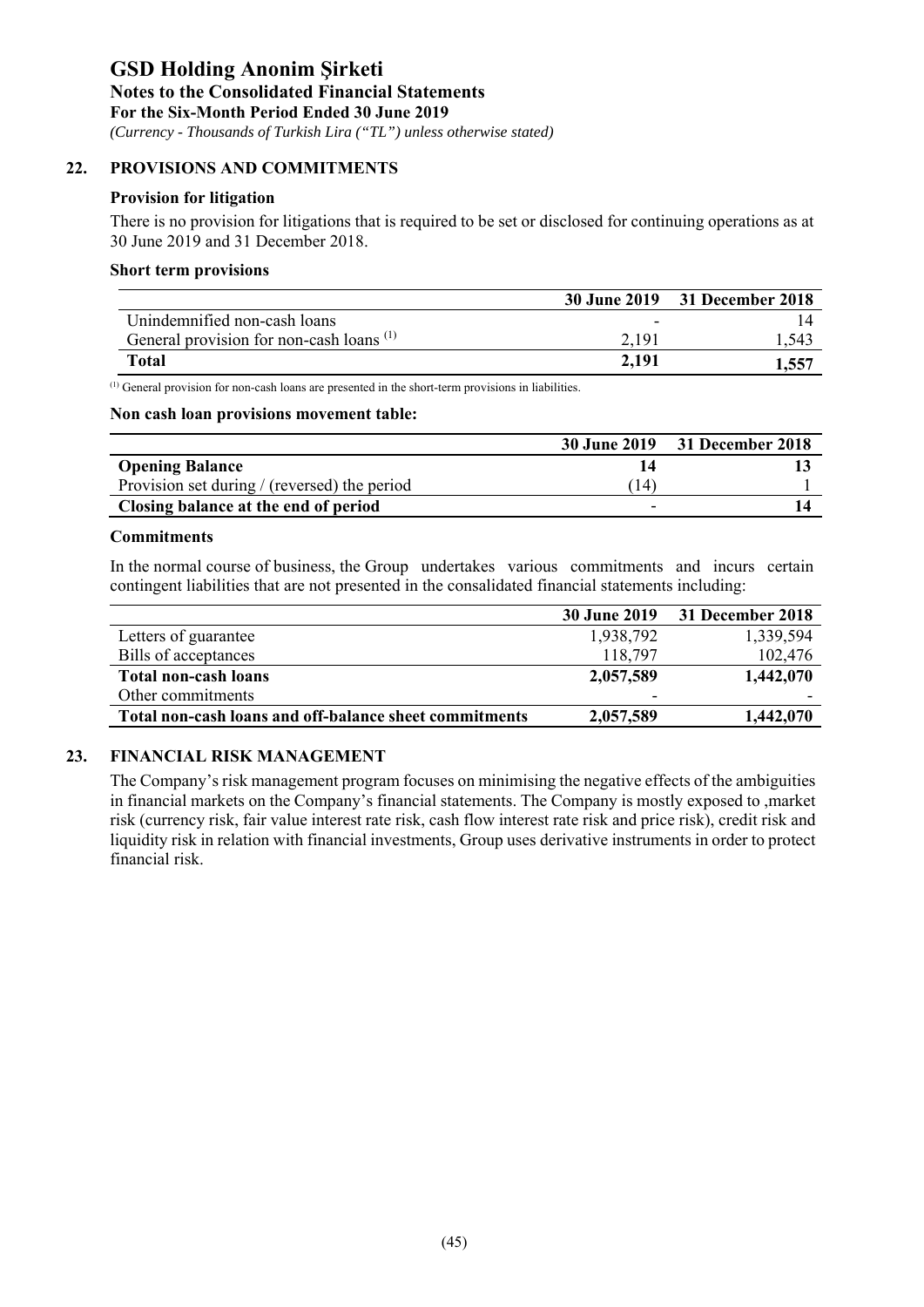# GSD Holding Anonim Şirketi
**Notes to the Consolidated Financial Statements**
**For the Six-Month Period Ended 30 June 2019**
*(Currency - Thousands of Turkish Lira ("TL") unless otherwise stated)*

## 22. PROVISIONS AND COMMITMENTS

### Provision for litigation

There is no provision for litigations that is required to be set or disclosed for continuing operations as at 30 June 2019 and 31 December 2018.

### Short term provisions

| | 30 June 2019 | 31 December 2018 |
|---|---|---|
| Unindemnified non-cash loans | - | 14 |
| General provision for non-cash loans [1] | 2,191 | 1,543 |
| **Total** | **2,191** | **1,557** |

[1] General provision for non-cash loans are presented in the short-term provisions in liabilities.

### Non cash loan provisions movement table:

| | 30 June 2019 | 31 December 2018 |
|---|---|---|
| **Opening Balance** | **14** | **13** |
| Provision set during / (reversed) the period | (14) | 1 |
| **Closing balance at the end of period** | **-** | **14** |

### Commitments

In the normal course of business, the Group undertakes various commitments and incurs certain contingent liabilities that are not presented in the consalidated financial statements including:

| | 30 June 2019 | 31 December 2018 |
|---|---|---|
| Letters of guarantee | 1,938,792 | 1,339,594 |
| Bills of acceptances | 118,797 | 102,476 |
| **Total non-cash loans** | **2,057,589** | **1,442,070** |
| Other commitments | - | - |
| **Total non-cash loans and off-balance sheet commitments** | **2,057,589** | **1,442,070** |

## 23. FINANCIAL RISK MANAGEMENT

The Company's risk management program focuses on minimising the negative effects of the ambiguities in financial markets on the Company's financial statements. The Company is mostly exposed to ,market risk (currency risk, fair value interest rate risk, cash flow interest rate risk and price risk), credit risk and liquidity risk in relation with financial investments, Group uses derivative instruments in order to protect financial risk.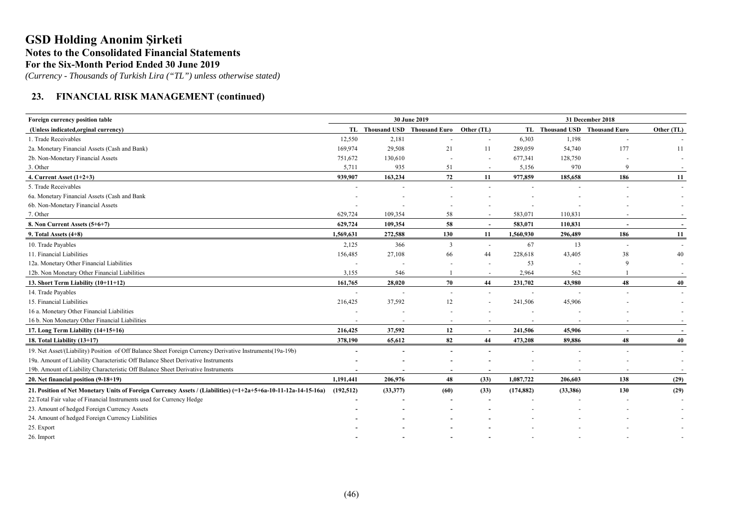# GSD Holding Anonim Şirketi

## Notes to the Consolidated Financial Statements

## For the Six-Month Period Ended 30 June 2019

*(Currency - Thousands of Turkish Lira ("TL") unless otherwise stated)*

### 23. FINANCIAL RISK MANAGEMENT (continued)

| Foreign currency position table | 30 June 2019 | | | | 31 December 2018 | | | |
|---|---|---|---|---|---|---|---|---|
| (Unless indicated,orginal currency) | TL | Thousand USD | Thousand Euro | Other (TL) | TL | Thousand USD | Thousand Euro | Other (TL) |
| 1. Trade Receivables | 12,550 | 2,181 | - | - | 6,303 | 1,198 | - | - |
| 2a. Monetary Financial Assets (Cash and Bank) | 169,974 | 29,508 | 21 | 11 | 289,059 | 54,740 | 177 | 11 |
| 2b. Non-Monetary Financial Assets | 751,672 | 130,610 | - | - | 677,341 | 128,750 | - | - |
| 3. Other | 5,711 | 935 | 51 | - | 5,156 | 970 | 9 | - |
| **4. Current Asset (1+2+3)** | **939,907** | **163,234** | **72** | **11** | **977,859** | **185,658** | **186** | **11** |
| 5. Trade Receivables | - | - | - | - | - | - | - | - |
| 6a. Monetary Financial Assets (Cash and Bank | - | - | - | - | - | - | - | - |
| 6b. Non-Monetary Financial Assets | - | - | - | - | - | - | - | - |
| 7. Other | 629,724 | 109,354 | 58 | - | 583,071 | 110,831 | - | - |
| **8. Non Current Assets (5+6+7)** | **629,724** | **109,354** | **58** | **-** | **583,071** | **110,831** | **-** | **-** |
| **9. Total Assets (4+8)** | **1,569,631** | **272,588** | **130** | **11** | **1,560,930** | **296,489** | **186** | **11** |
| 10. Trade Payables | 2,125 | 366 | 3 | - | 67 | 13 | - | - |
| 11. Financial Liabilities | 156,485 | 27,108 | 66 | 44 | 228,618 | 43,405 | 38 | 40 |
| 12a. Monetary Other Financial Liabilities | - | - | - | - | 53 | - | 9 | - |
| 12b. Non Monetary Other Financial Liabilities | 3,155 | 546 | 1 | - | 2,964 | 562 | 1 | - |
| **13. Short Term Liability (10+11+12)** | **161,765** | **28,020** | **70** | **44** | **231,702** | **43,980** | **48** | **40** |
| 14. Trade Payables | - | - | - | - | - | - | - | - |
| 15. Financial Liabilities | 216,425 | 37,592 | 12 | - | 241,506 | 45,906 | - | - |
| 16 a. Monetary Other Financial Liabilities | - | - | - | - | - | - | - | - |
| 16 b. Non Monetary Other Financial Liabilities | - | - | - | - | - | - | - | - |
| **17. Long Term Liability (14+15+16)** | **216,425** | **37,592** | **12** | **-** | **241,506** | **45,906** | **-** | **-** |
| **18. Total Liability (13+17)** | **378,190** | **65,612** | **82** | **44** | **473,208** | **89,886** | **48** | **40** |
| 19. Net Asset/(Liability) Position of Off Balance Sheet Foreign Currency Derivative Instruments(19a-19b) | - | - | - | - | - | - | - | - |
| 19a. Amount of Liability Characteristic Off Balance Sheet Derivative Instruments | - | - | - | - | - | - | - | - |
| 19b. Amount of Liability Characteristic Off Balance Sheet Derivative Instruments | - | - | - | - | - | - | - | - |
| **20. Net financial position (9-18+19)** | **1,191,441** | **206,976** | **48** | **(33)** | **1,087,722** | **206,603** | **138** | **(29)** |
| **21. Position of Net Monetary Units of Foreign Currency Assets / (Liabilities) (=1+2a+5+6a-10-11-12a-14-15-16a)** | **(192,512)** | **(33,377)** | **(60)** | **(33)** | **(174,882)** | **(33,386)** | **130** | **(29)** |
| 22.Total Fair value of Financial Instruments used for Currency Hedge | - | - | - | - | - | - | - | - |
| 23. Amount of hedged Foreign Currency Assets | - | - | - | - | - | - | - | - |
| 24. Amount of hedged Foreign Currency Liabilities | - | - | - | - | - | - | - | - |
| 25. Export | - | - | - | - | - | - | - | - |
| 26. Import | - | - | - | - | - | - | - | - |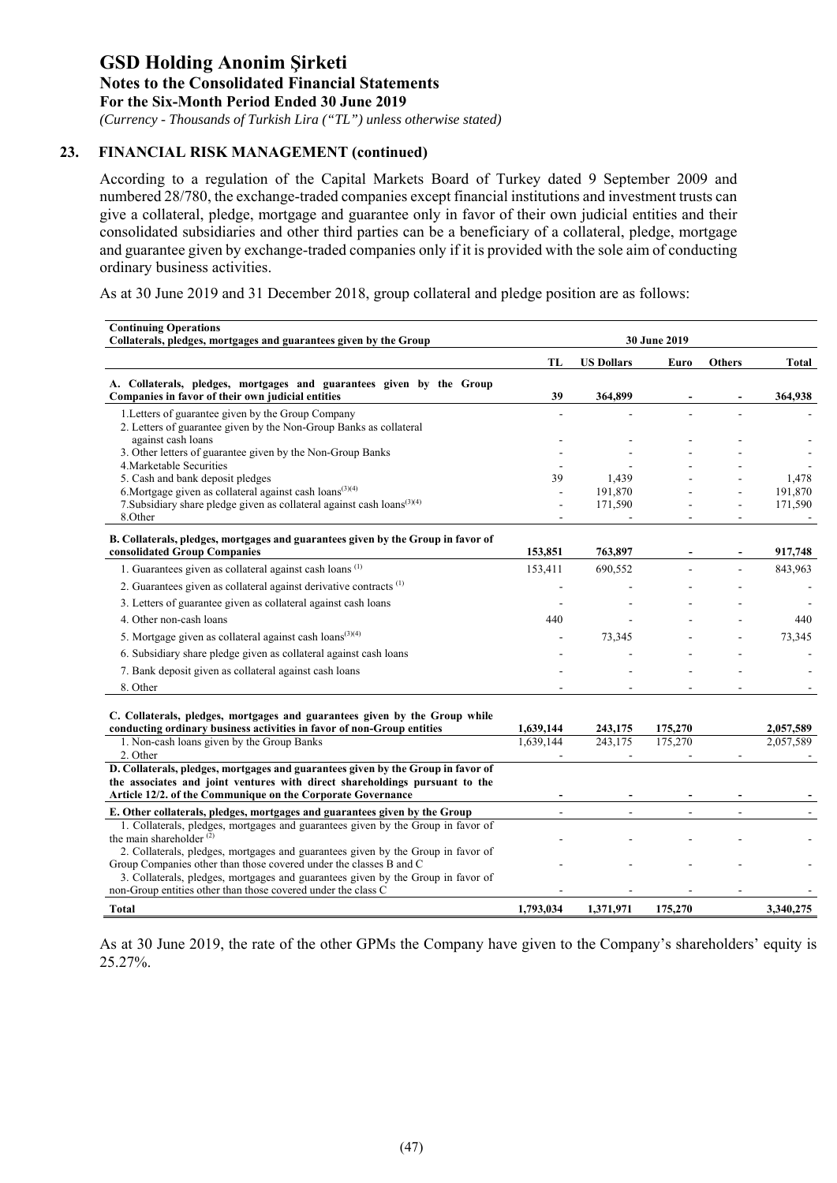## 23. FINANCIAL RISK MANAGEMENT (continued)

According to a regulation of the Capital Markets Board of Turkey dated 9 September 2009 and numbered 28/780, the exchange-traded companies except financial institutions and investment trusts can give a collateral, pledge, mortgage and guarantee only in favor of their own judicial entities and their consolidated subsidiaries and other third parties can be a beneficiary of a collateral, pledge, mortgage and guarantee given by exchange-traded companies only if it is provided with the sole aim of conducting ordinary business activities.

As at 30 June 2019 and 31 December 2018, group collateral and pledge position are as follows:

| **Continuing Operations**<br>**Collaterals, pledges, mortgages and guarantees given by the Group** | **30 June 2019** | | | | |
|---|---|---|---|---|---|
| | **TL** | **US Dollars** | **Euro** | **Others** | **Total** |
| **A. Collaterals, pledges, mortgages and guarantees given by the Group Companies in favor of their own judicial entities** | **39** | **364,899** | **-** | **-** | **364,938** |
| 1.Letters of guarantee given by the Group Company | - | - | - | - | - |
| 2. Letters of guarantee given by the Non-Group Banks as collateral against cash loans | - | - | - | - | - |
| 3. Other letters of guarantee given by the Non-Group Banks | - | - | - | - | - |
| 4.Marketable Securities | - | - | - | - | - |
| 5. Cash and bank deposit pledges | 39 | 1,439 | - | - | 1,478 |
| 6.Mortgage given as collateral against cash loans[(3)(4)] | - | 191,870 | - | - | 191,870 |
| 7.Subsidiary share pledge given as collateral against cash loans[(3)(4)] | - | 171,590 | - | - | 171,590 |
| 8.Other | - | - | - | - | - |
| **B. Collaterals, pledges, mortgages and guarantees given by the Group in favor of consolidated Group Companies** | **153,851** | **763,897** | **-** | **-** | **917,748** |
| 1. Guarantees given as collateral against cash loans [(1)] | 153,411 | 690,552 | - | - | 843,963 |
| 2. Guarantees given as collateral against derivative contracts [(1)] | - | - | - | - | - |
| 3. Letters of guarantee given as collateral against cash loans | - | - | - | - | - |
| 4. Other non-cash loans | 440 | - | - | - | 440 |
| 5. Mortgage given as collateral against cash loans[(3)(4)] | - | 73,345 | - | - | 73,345 |
| 6. Subsidiary share pledge given as collateral against cash loans | - | - | - | - | - |
| 7. Bank deposit given as collateral against cash loans | - | - | - | - | - |
| 8. Other | - | - | - | - | - |
| **C. Collaterals, pledges, mortgages and guarantees given by the Group while conducting ordinary business activities in favor of non-Group entities** | **1,639,144** | **243,175** | **175,270** | | **2,057,589** |
| 1. Non-cash loans given by the Group Banks | 1,639,144 | 243,175 | 175,270 | | 2,057,589 |
| 2. Other | - | - | - | - | - |
| **D. Collaterals, pledges, mortgages and guarantees given by the Group in favor of the associates and joint ventures with direct shareholdings pursuant to the Article 12/2. of the Communique on the Corporate Governance** | **-** | **-** | **-** | **-** | **-** |
| **E. Other collaterals, pledges, mortgages and guarantees given by the Group** | - | - | - | - | - |
| 1. Collaterals, pledges, mortgages and guarantees given by the Group in favor of the main shareholder [(2)] | - | - | - | - | - |
| 2. Collaterals, pledges, mortgages and guarantees given by the Group in favor of Group Companies other than those covered under the classes B and C | - | - | - | - | - |
| 3. Collaterals, pledges, mortgages and guarantees given by the Group in favor of non-Group entities other than those covered under the class C | - | - | - | - | - |
| **Total** | **1,793,034** | **1,371,971** | **175,270** | | **3,340,275** |

As at 30 June 2019, the rate of the other GPMs the Company have given to the Company's shareholders' equity is 25.27%.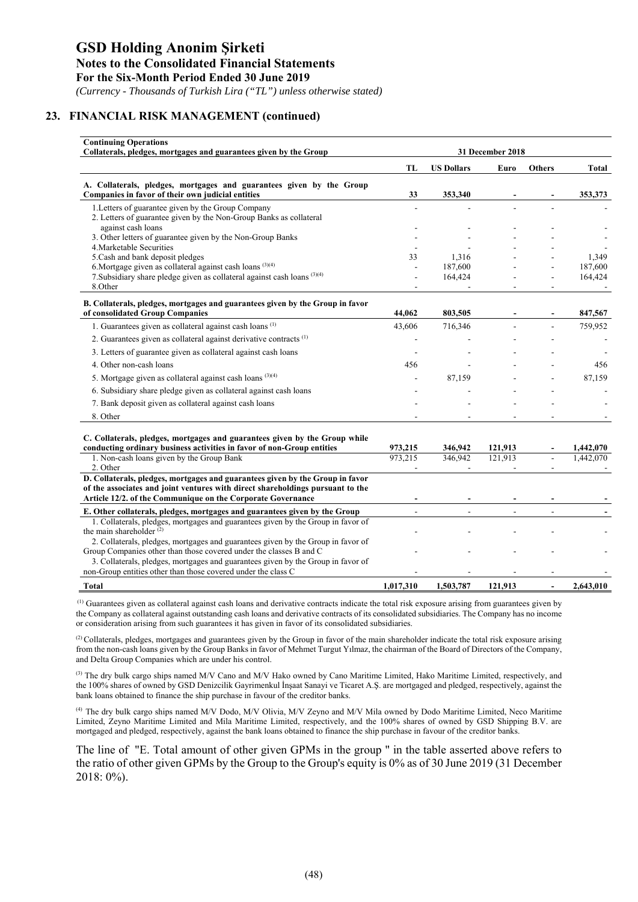## 23. FINANCIAL RISK MANAGEMENT (continued)

| **Continuing Operations**<br>**Collaterals, pledges, mortgages and guarantees given by the Group** | **31 December 2018** | | | | |
|---|---|---|---|---|---|
| | **TL** | **US Dollars** | **Euro** | **Others** | **Total** |
| **A. Collaterals, pledges, mortgages and guarantees given by the Group Companies in favor of their own judicial entities** | **33** | **353,340** | **-** | **-** | **353,373** |
| 1.Letters of guarantee given by the Group Company | - | - | - | - | - |
| 2. Letters of guarantee given by the Non-Group Banks as collateral against cash loans | - | - | - | - | - |
| 3. Other letters of guarantee given by the Non-Group Banks | - | - | - | - | - |
| 4.Marketable Securities | - | - | - | - | - |
| 5.Cash and bank deposit pledges | 33 | 1,316 | - | - | 1,349 |
| 6.Mortgage given as collateral against cash loans [(3)(4)] | - | 187,600 | - | - | 187,600 |
| 7.Subsidiary share pledge given as collateral against cash loans [(3)(4)] | - | 164,424 | - | - | 164,424 |
| 8.Other | - | - | - | - | - |
| **B. Collaterals, pledges, mortgages and guarantees given by the Group in favor of consolidated Group Companies** | **44,062** | **803,505** | **-** | **-** | **847,567** |
| 1. Guarantees given as collateral against cash loans [(1)] | 43,606 | 716,346 | - | - | 759,952 |
| 2. Guarantees given as collateral against derivative contracts [(1)] | - | - | - | - | - |
| 3. Letters of guarantee given as collateral against cash loans | - | - | - | - | - |
| 4. Other non-cash loans | 456 | - | - | - | 456 |
| 5. Mortgage given as collateral against cash loans [(3)(4)] | - | 87,159 | - | - | 87,159 |
| 6. Subsidiary share pledge given as collateral against cash loans | - | - | - | - | - |
| 7. Bank deposit given as collateral against cash loans | - | - | - | - | - |
| 8. Other | - | - | - | - | - |
| **C. Collaterals, pledges, mortgages and guarantees given by the Group while conducting ordinary business activities in favor of non-Group entities** | **973,215** | **346,942** | **121,913** | **-** | **1,442,070** |
| 1. Non-cash loans given by the Group Bank | 973,215 | 346,942 | 121,913 | - | 1,442,070 |
| 2. Other | - | - | - | - | - |
| **D. Collaterals, pledges, mortgages and guarantees given by the Group in favor of the associates and joint ventures with direct shareholdings pursuant to the Article 12/2. of the Communique on the Corporate Governance** | **-** | **-** | **-** | **-** | **-** |
| **E. Other collaterals, pledges, mortgages and guarantees given by the Group** | - | - | - | - | **-** |
| 1. Collaterals, pledges, mortgages and guarantees given by the Group in favor of the main shareholder [(2)] | - | - | - | - | - |
| 2. Collaterals, pledges, mortgages and guarantees given by the Group in favor of Group Companies other than those covered under the classes B and C | - | - | - | - | - |
| 3. Collaterals, pledges, mortgages and guarantees given by the Group in favor of non-Group entities other than those covered under the class C | - | - | - | - | - |
| **Total** | **1,017,310** | **1,503,787** | **121,913** | **-** | **2,643,010** |

[(1)] Guarantees given as collateral against cash loans and derivative contracts indicate the total risk exposure arising from guarantees given by the Company as collateral against outstanding cash loans and derivative contracts of its consolidated subsidiaries. The Company has no income or consideration arising from such guarantees it has given in favor of its consolidated subsidiaries.

[(2)] Collaterals, pledges, mortgages and guarantees given by the Group in favor of the main shareholder indicate the total risk exposure arising from the non-cash loans given by the Group Banks in favor of Mehmet Turgut Yılmaz, the chairman of the Board of Directors of the Company, and Delta Group Companies which are under his control.

[(3)] The dry bulk cargo ships named M/V Cano and M/V Hako owned by Cano Maritime Limited, Hako Maritime Limited, respectively, and the 100% shares of owned by GSD Denizcilik Gayrimenkul İnşaat Sanayi ve Ticaret A.Ş. are mortgaged and pledged, respectively, against the bank loans obtained to finance the ship purchase in favour of the creditor banks.

[(4)] The dry bulk cargo ships named M/V Dodo, M/V Olivia, M/V Zeyno and M/V Mila owned by Dodo Maritime Limited, Neco Maritime Limited, Zeyno Maritime Limited and Mila Maritime Limited, respectively, and the 100% shares of owned by GSD Shipping B.V. are mortgaged and pledged, respectively, against the bank loans obtained to finance the ship purchase in favour of the creditor banks.

The line of "E. Total amount of other given GPMs in the group " in the table asserted above refers to the ratio of other given GPMs by the Group to the Group's equity is 0% as of 30 June 2019 (31 December 2018: 0%).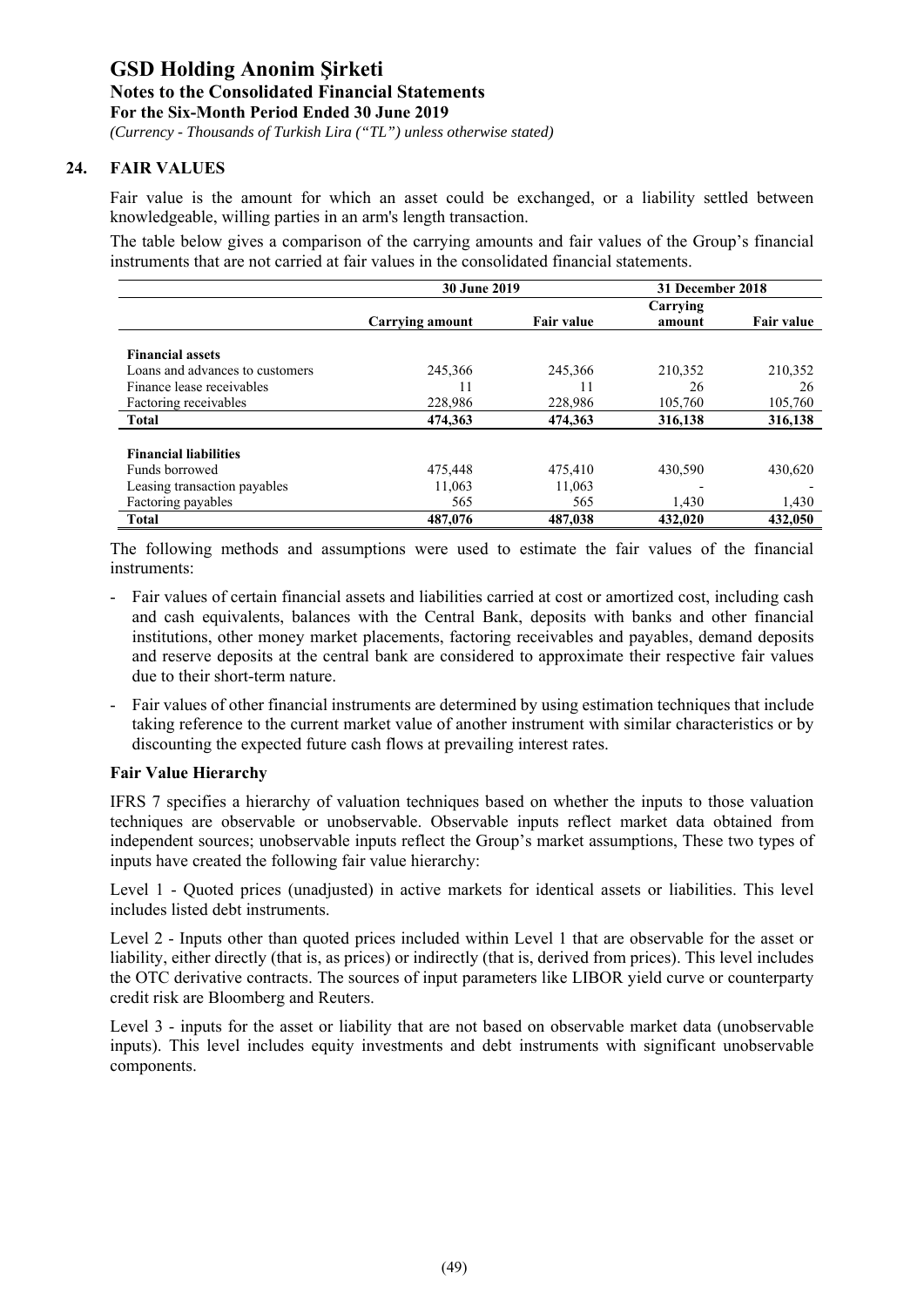# GSD Holding Anonim Şirketi

**Notes to the Consolidated Financial Statements**

**For the Six-Month Period Ended 30 June 2019**

*(Currency - Thousands of Turkish Lira ("TL") unless otherwise stated)*

## 24. FAIR VALUES

Fair value is the amount for which an asset could be exchanged, or a liability settled between knowledgeable, willing parties in an arm's length transaction.

The table below gives a comparison of the carrying amounts and fair values of the Group's financial instruments that are not carried at fair values in the consolidated financial statements.

| | 30 June 2019 | | 31 December 2018 | |
|---|---|---|---|---|
| | Carrying amount | Fair value | Carrying amount | Fair value |
| **Financial assets** | | | | |
| Loans and advances to customers | 245,366 | 245,366 | 210,352 | 210,352 |
| Finance lease receivables | 11 | 11 | 26 | 26 |
| Factoring receivables | 228,986 | 228,986 | 105,760 | 105,760 |
| **Total** | **474,363** | **474,363** | **316,138** | **316,138** |
| **Financial liabilities** | | | | |
| Funds borrowed | 475,448 | 475,410 | 430,590 | 430,620 |
| Leasing transaction payables | 11,063 | 11,063 | - | - |
| Factoring payables | 565 | 565 | 1,430 | 1,430 |
| **Total** | **487,076** | **487,038** | **432,020** | **432,050** |

The following methods and assumptions were used to estimate the fair values of the financial instruments:

- Fair values of certain financial assets and liabilities carried at cost or amortized cost, including cash and cash equivalents, balances with the Central Bank, deposits with banks and other financial institutions, other money market placements, factoring receivables and payables, demand deposits and reserve deposits at the central bank are considered to approximate their respective fair values due to their short-term nature.
- Fair values of other financial instruments are determined by using estimation techniques that include taking reference to the current market value of another instrument with similar characteristics or by discounting the expected future cash flows at prevailing interest rates.

### Fair Value Hierarchy

IFRS 7 specifies a hierarchy of valuation techniques based on whether the inputs to those valuation techniques are observable or unobservable. Observable inputs reflect market data obtained from independent sources; unobservable inputs reflect the Group's market assumptions, These two types of inputs have created the following fair value hierarchy:

Level 1 - Quoted prices (unadjusted) in active markets for identical assets or liabilities. This level includes listed debt instruments.

Level 2 - Inputs other than quoted prices included within Level 1 that are observable for the asset or liability, either directly (that is, as prices) or indirectly (that is, derived from prices). This level includes the OTC derivative contracts. The sources of input parameters like LIBOR yield curve or counterparty credit risk are Bloomberg and Reuters.

Level 3 - inputs for the asset or liability that are not based on observable market data (unobservable inputs). This level includes equity investments and debt instruments with significant unobservable components.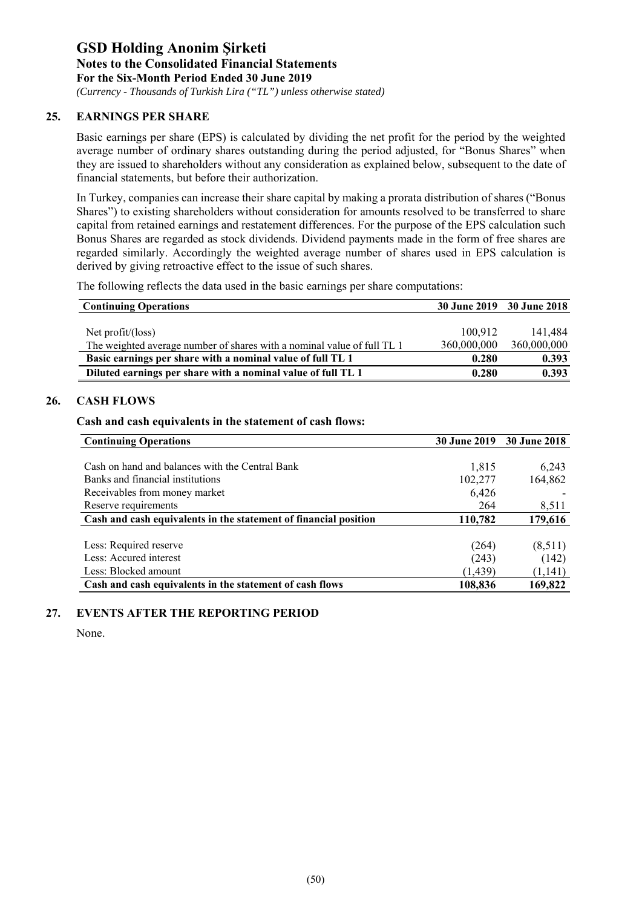## 25. EARNINGS PER SHARE

Basic earnings per share (EPS) is calculated by dividing the net profit for the period by the weighted average number of ordinary shares outstanding during the period adjusted, for "Bonus Shares" when they are issued to shareholders without any consideration as explained below, subsequent to the date of financial statements, but before their authorization.

In Turkey, companies can increase their share capital by making a prorata distribution of shares ("Bonus Shares") to existing shareholders without consideration for amounts resolved to be transferred to share capital from retained earnings and restatement differences. For the purpose of the EPS calculation such Bonus Shares are regarded as stock dividends. Dividend payments made in the form of free shares are regarded similarly. Accordingly the weighted average number of shares used in EPS calculation is derived by giving retroactive effect to the issue of such shares.

The following reflects the data used in the basic earnings per share computations:

| Continuing Operations | 30 June 2019 | 30 June 2018 |
|---|---|---|
| Net profit/(loss) | 100,912 | 141,484 |
| The weighted average number of shares with a nominal value of full TL 1 | 360,000,000 | 360,000,000 |
| **Basic earnings per share with a nominal value of full TL 1** | **0.280** | **0.393** |
| **Diluted earnings per share with a nominal value of full TL 1** | **0.280** | **0.393** |

## 26. CASH FLOWS

**Cash and cash equivalents in the statement of cash flows:**

| Continuing Operations | 30 June 2019 | 30 June 2018 |
|---|---|---|
| Cash on hand and balances with the Central Bank | 1,815 | 6,243 |
| Banks and financial institutions | 102,277 | 164,862 |
| Receivables from money market | 6,426 | - |
| Reserve requirements | 264 | 8,511 |
| **Cash and cash equivalents in the statement of financial position** | **110,782** | **179,616** |
| Less: Required reserve | (264) | (8,511) |
| Less: Accured interest | (243) | (142) |
| Less: Blocked amount | (1,439) | (1,141) |
| **Cash and cash equivalents in the statement of cash flows** | **108,836** | **169,822** |

## 27. EVENTS AFTER THE REPORTING PERIOD

None.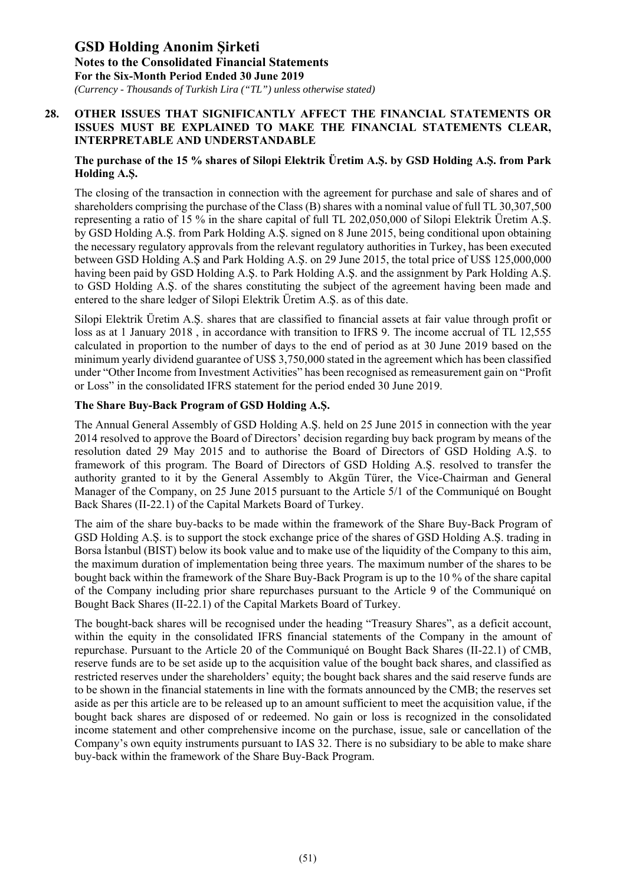## 28. OTHER ISSUES THAT SIGNIFICANTLY AFFECT THE FINANCIAL STATEMENTS OR ISSUES MUST BE EXPLAINED TO MAKE THE FINANCIAL STATEMENTS CLEAR, INTERPRETABLE AND UNDERSTANDABLE

### The purchase of the 15 % shares of Silopi Elektrik Üretim A.Ş. by GSD Holding A.Ş. from Park Holding A.Ş.

The closing of the transaction in connection with the agreement for purchase and sale of shares and of shareholders comprising the purchase of the Class (B) shares with a nominal value of full TL 30,307,500 representing a ratio of 15 % in the share capital of full TL 202,050,000 of Silopi Elektrik Üretim A.Ş. by GSD Holding A.Ş. from Park Holding A.Ş. signed on 8 June 2015, being conditional upon obtaining the necessary regulatory approvals from the relevant regulatory authorities in Turkey, has been executed between GSD Holding A.Ş and Park Holding A.Ş. on 29 June 2015, the total price of US$ 125,000,000 having been paid by GSD Holding A.Ş. to Park Holding A.Ş. and the assignment by Park Holding A.Ş. to GSD Holding A.Ş. of the shares constituting the subject of the agreement having been made and entered to the share ledger of Silopi Elektrik Üretim A.Ş. as of this date.

Silopi Elektrik Üretim A.Ş. shares that are classified to financial assets at fair value through profit or loss as at 1 January 2018 , in accordance with transition to IFRS 9. The income accrual of TL 12,555 calculated in proportion to the number of days to the end of period as at 30 June 2019 based on the minimum yearly dividend guarantee of US$ 3,750,000 stated in the agreement which has been classified under "Other Income from Investment Activities" has been recognised as remeasurement gain on "Profit or Loss" in the consolidated IFRS statement for the period ended 30 June 2019.

### The Share Buy-Back Program of GSD Holding A.Ş.

The Annual General Assembly of GSD Holding A.Ş. held on 25 June 2015 in connection with the year 2014 resolved to approve the Board of Directors' decision regarding buy back program by means of the resolution dated 29 May 2015 and to authorise the Board of Directors of GSD Holding A.Ş. to framework of this program. The Board of Directors of GSD Holding A.Ş. resolved to transfer the authority granted to it by the General Assembly to Akgün Türer, the Vice-Chairman and General Manager of the Company, on 25 June 2015 pursuant to the Article 5/1 of the Communiqué on Bought Back Shares (II-22.1) of the Capital Markets Board of Turkey.

The aim of the share buy-backs to be made within the framework of the Share Buy-Back Program of GSD Holding A.Ş. is to support the stock exchange price of the shares of GSD Holding A.Ş. trading in Borsa İstanbul (BIST) below its book value and to make use of the liquidity of the Company to this aim, the maximum duration of implementation being three years. The maximum number of the shares to be bought back within the framework of the Share Buy-Back Program is up to the 10 % of the share capital of the Company including prior share repurchases pursuant to the Article 9 of the Communiqué on Bought Back Shares (II-22.1) of the Capital Markets Board of Turkey.

The bought-back shares will be recognised under the heading "Treasury Shares", as a deficit account, within the equity in the consolidated IFRS financial statements of the Company in the amount of repurchase. Pursuant to the Article 20 of the Communiqué on Bought Back Shares (II-22.1) of CMB, reserve funds are to be set aside up to the acquisition value of the bought back shares, and classified as restricted reserves under the shareholders' equity; the bought back shares and the said reserve funds are to be shown in the financial statements in line with the formats announced by the CMB; the reserves set aside as per this article are to be released up to an amount sufficient to meet the acquisition value, if the bought back shares are disposed of or redeemed. No gain or loss is recognized in the consolidated income statement and other comprehensive income on the purchase, issue, sale or cancellation of the Company's own equity instruments pursuant to IAS 32. There is no subsidiary to be able to make share buy-back within the framework of the Share Buy-Back Program.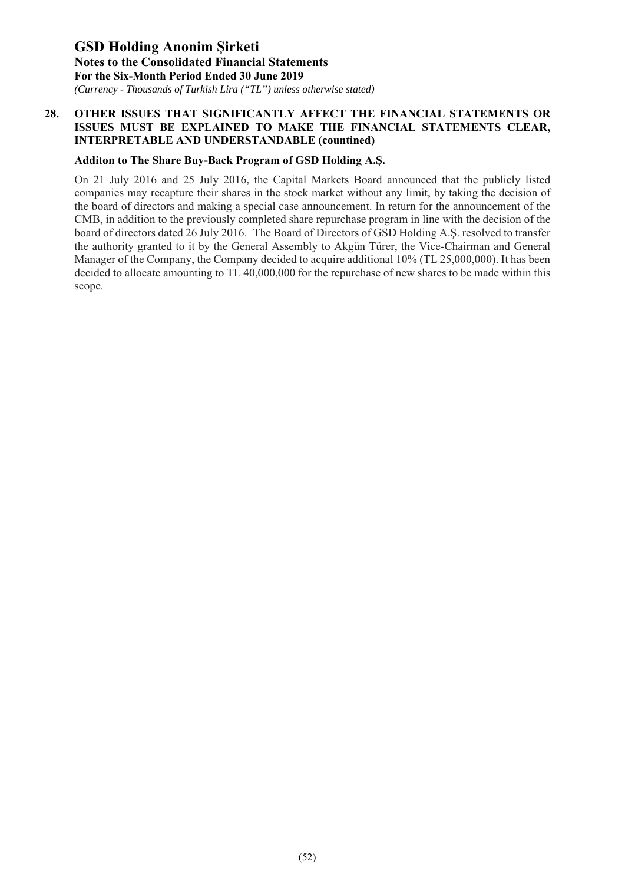## 28. OTHER ISSUES THAT SIGNIFICANTLY AFFECT THE FINANCIAL STATEMENTS OR ISSUES MUST BE EXPLAINED TO MAKE THE FINANCIAL STATEMENTS CLEAR, INTERPRETABLE AND UNDERSTANDABLE (countined)

### Additon to The Share Buy-Back Program of GSD Holding A.Ş.

On 21 July 2016 and 25 July 2016, the Capital Markets Board announced that the publicly listed companies may recapture their shares in the stock market without any limit, by taking the decision of the board of directors and making a special case announcement. In return for the announcement of the CMB, in addition to the previously completed share repurchase program in line with the decision of the board of directors dated 26 July 2016. The Board of Directors of GSD Holding A.Ş. resolved to transfer the authority granted to it by the General Assembly to Akgün Türer, the Vice-Chairman and General Manager of the Company, the Company decided to acquire additional 10% (TL 25,000,000). It has been decided to allocate amounting to TL 40,000,000 for the repurchase of new shares to be made within this scope.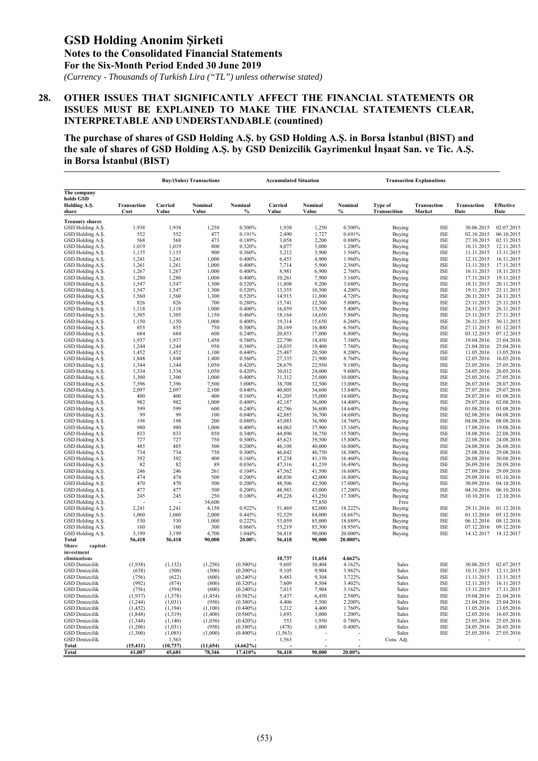## 28. OTHER ISSUES THAT SIGNIFICANTLY AFFECT THE FINANCIAL STATEMENTS OR ISSUES MUST BE EXPLAINED TO MAKE THE FINANCIAL STATEMENTS CLEAR, INTERPRETABLE AND UNDERSTANDABLE (countined)

**The purchase of shares of GSD Holding A.Ş. by GSD Holding A.Ş. in Borsa İstanbul (BIST) and the sale of shares of GSD Holding A.Ş. by GSD Denizcilik Gayrimenkul İnşaat San. ve Tic. A.Ş. in Borsa İstanbul (BIST)**

| | Buy/(Sales) Transactions | | | | Accumulated Situation | | | Transaction Explanations | | | |
|---|---|---|---|---|---|---|---|---|---|---|---|
| The company holds GSD Holding A.Ş. share | Transaction Cost | Carried Value | Nominal Value | Nominal % | Carried Value | Nominal Value | Nominal % | Type of Transacition | Transaction Market | Transaction Date | Effective Date |
| **Treasury shares** | | | | | | | | | | | |
| GSD Holding A.Ş. | 1,938 | 1,938 | 1,250 | 0.500% | 1,938 | 1,250 | 0.500% | Buying | ISE | 30.06.2015 | 02.07.2015 |
| GSD Holding A.Ş. | 552 | 552 | 477 | 0.191% | 2,490 | 1,727 | 0.691% | Buying | ISE | 02.10.2015 | 06.10.2015 |
| GSD Holding A.Ş. | 568 | 568 | 473 | 0.189% | 3,058 | 2,200 | 0.880% | Buying | ISE | 27.10.2015 | 02.11.2015 |
| GSD Holding A.Ş. | 1,019 | 1,019 | 800 | 0.320% | 4,077 | 3,000 | 1.200% | Buying | ISE | 10.11.2015 | 12.11.2015 |
| GSD Holding A.Ş. | 1,135 | 1,135 | 900 | 0.360% | 5,212 | 3,900 | 1.560% | Buying | ISE | 11.11.2015 | 13.11.2015 |
| GSD Holding A.Ş. | 1,241 | 1,241 | 1,000 | 0.400% | 6,453 | 4,900 | 1.960% | Buying | ISE | 12.11.2015 | 16.11.2015 |
| GSD Holding A.Ş. | 1,261 | 1,261 | 1,000 | 0.400% | 7,714 | 5,900 | 2.360% | Buying | ISE | 13.11.2015 | 17.11.2015 |
| GSD Holding A.Ş. | 1,267 | 1,267 | 1,000 | 0.400% | 8,981 | 6,900 | 2.760% | Buying | ISE | 16.11.2015 | 18.11.2015 |
| GSD Holding A.Ş. | 1,280 | 1,280 | 1,000 | 0.400% | 10,261 | 7,900 | 3.160% | Buying | ISE | 17.11.2015 | 19.11.2015 |
| GSD Holding A.Ş. | 1,547 | 1,547 | 1,300 | 0.520% | 11,808 | 9,200 | 3.680% | Buying | ISE | 18.11.2015 | 20.11.2015 |
| GSD Holding A.Ş. | 1,547 | 1,547 | 1,300 | 0.520% | 13,355 | 10,500 | 4.200% | Buying | ISE | 19.11.2015 | 23.11.2015 |
| GSD Holding A.Ş. | 1,560 | 1,560 | 1,300 | 0.520% | 14,915 | 11,800 | 4.720% | Buying | ISE | 20.11.2015 | 24.11.2015 |
| GSD Holding A.Ş. | 826 | 826 | 700 | 0.280% | 15,741 | 12,500 | 5.000% | Buying | ISE | 23.11.2015 | 25.11.2015 |
| GSD Holding A.Ş. | 1,118 | 1,118 | 1,000 | 0.400% | 16,859 | 13,500 | 5.400% | Buying | ISE | 24.11.2015 | 26.11.2015 |
| GSD Holding A.Ş. | 1,305 | 1,305 | 1,150 | 0.460% | 18,164 | 14,650 | 5.860% | Buying | ISE | 25.11.2015 | 27.11.2015 |
| GSD Holding A.Ş. | 1,150 | 1,150 | 1,000 | 0.400% | 19,314 | 15,650 | 6.260% | Buying | ISE | 26.11.2015 | 30.11.2015 |
| GSD Holding A.Ş. | 855 | 855 | 750 | 0.300% | 20,169 | 16,400 | 6.560% | Buying | ISE | 27.11.2015 | 01.12.2015 |
| GSD Holding A.Ş. | 684 | 684 | 600 | 0.240% | 20,853 | 17,000 | 6.800% | Buying | ISE | 03.12.2015 | 07.12.2015 |
| GSD Holding A.Ş. | 1,937 | 1,937 | 1,450 | 0.580% | 22,790 | 18,450 | 7.380% | Buying | ISE | 19.04.2016 | 21.04.2016 |
| GSD Holding A.Ş. | 1,244 | 1,244 | 950 | 0.380% | 24,035 | 19,400 | 7.760% | Buying | ISE | 21.04.2016 | 25.04.2016 |
| GSD Holding A.Ş. | 1,452 | 1,452 | 1,100 | 0.440% | 25,487 | 20,500 | 8.200% | Buying | ISE | 11.05.2016 | 13.05.2016 |
| GSD Holding A.Ş. | 1,848 | 1,848 | 1,400 | 0.560% | 27,335 | 21,900 | 8.760% | Buying | ISE | 12.05.2016 | 16.05.2016 |
| GSD Holding A.Ş. | 1,344 | 1,344 | 1,050 | 0.420% | 28,679 | 22,950 | 9.180% | Buying | ISE | 23.05.2016 | 25.05.2016 |
| GSD Holding A.Ş. | 1,334 | 1,334 | 1,050 | 0.420% | 30,012 | 24,000 | 9.600% | Buying | ISE | 24.05.2016 | 26.05.2016 |
| GSD Holding A.Ş. | 1,300 | 1,300 | 1,000 | 0.400% | 31,312 | 25,000 | 10.000% | Buying | ISE | 25.05.2016 | 27.05.2016 |
| GSD Holding A.Ş. | 7,396 | 7,396 | 7,500 | 3.000% | 38,708 | 32,500 | 13.000% | Buying | ISE | 26.07.2016 | 28.07.2016 |
| GSD Holding A.Ş. | 2,097 | 2,097 | 2,100 | 0.840% | 40,805 | 34,600 | 13.840% | Buying | ISE | 27.07.2016 | 29.07.2016 |
| GSD Holding A.Ş. | 400 | 400 | 400 | 0.160% | 41,205 | 35,000 | 14.000% | Buying | ISE | 28.07.2016 | 01.08.2016 |
| GSD Holding A.Ş. | 982 | 982 | 1,000 | 0.400% | 42,187 | 36,000 | 14.400% | Buying | ISE | 29.07.2016 | 02.08.2016 |
| GSD Holding A.Ş. | 599 | 599 | 600 | 0.240% | 42,786 | 36,600 | 14.640% | Buying | ISE | 01.08.2016 | 03.08.2016 |
| GSD Holding A.Ş. | 99 | 99 | 100 | 0.040% | 42,885 | 36,700 | 14.680% | Buying | ISE | 02.08.2016 | 04.08.2016 |
| GSD Holding A.Ş. | 198 | 198 | 200 | 0.080% | 43,083 | 36,900 | 14.760% | Buying | ISE | 04.08.2016 | 08.08.2016 |
| GSD Holding A.Ş. | 980 | 980 | 1,000 | 0.400% | 44,063 | 37,900 | 15.160% | Buying | ISE | 17.08.2016 | 19.08.2016 |
| GSD Holding A.Ş. | 833 | 833 | 850 | 0.340% | 44,896 | 38,750 | 15.500% | Buying | ISE | 18.08.2016 | 22.08.2016 |
| GSD Holding A.Ş. | 727 | 727 | 750 | 0.300% | 45,623 | 39,500 | 15.800% | Buying | ISE | 22.08.2016 | 24.08.2016 |
| GSD Holding A.Ş. | 485 | 485 | 500 | 0.200% | 46,108 | 40,000 | 16.000% | Buying | ISE | 24.08.2016 | 26.08.2016 |
| GSD Holding A.Ş. | 734 | 734 | 750 | 0.300% | 46,842 | 40,750 | 16.300% | Buying | ISE | 25.08.2016 | 29.08.2016 |
| GSD Holding A.Ş. | 392 | 392 | 400 | 0.160% | 47,234 | 41,150 | 16.460% | Buying | ISE | 26.08.2016 | 30.08.2016 |
| GSD Holding A.Ş. | 82 | 82 | 89 | 0.036% | 47,316 | 41,239 | 16.496% | Buying | ISE | 26.09.2016 | 28.09.2016 |
| GSD Holding A.Ş. | 246 | 246 | 261 | 0.104% | 47,562 | 41,500 | 16.600% | Buying | ISE | 27.09.2016 | 29.09.2016 |
| GSD Holding A.Ş. | 474 | 474 | 500 | 0.200% | 48,036 | 42,000 | 16.800% | Buying | ISE | 29.09.2016 | 03.10.2016 |
| GSD Holding A.Ş. | 470 | 470 | 500 | 0.200% | 48,506 | 42,500 | 17.000% | Buying | ISE | 30.09.2016 | 04.10.2016 |
| GSD Holding A.Ş. | 477 | 477 | 500 | 0.200% | 48,983 | 43,000 | 17.200% | Buying | ISE | 04.10.2016 | 06.10.2016 |
| GSD Holding A.Ş. | 245 | 245 | 250 | 0.100% | 49,228 | 43,250 | 17.300% | Buying | ISE | 10.10.2016 | 12.10.2016 |
| GSD Holding A.Ş. | - | - | 34,600 | | | 77,850 | | Free | | | |
| GSD Holding A.Ş. | 2,241 | 2,241 | 4,150 | 0.922% | 51,469 | 82,000 | 18.222% | Buying | ISE | 29.11.2016 | 01.12.2016 |
| GSD Holding A.Ş. | 1,060 | 1,060 | 2,000 | 0.445% | 52,529 | 84,000 | 18.667% | Buying | ISE | 01.12.2016 | 05.12.2016 |
| GSD Holding A.Ş. | 530 | 530 | 1,000 | 0.222% | 53,059 | 85,000 | 18.889% | Buying | ISE | 06.12.2016 | 08.12.2016 |
| GSD Holding A.Ş. | 160 | 160 | 300 | 0.066% | 53,219 | 85,300 | 18.956% | Buying | ISE | 07.12.2016 | 09.12.2016 |
| GSD Holding A.Ş. | 3,199 | 3,199 | 4,700 | 1.044% | 56,418 | 90,000 | 20.000% | Buying | ISE | 14.12.2017 | 18.12.2017 |
| **Total** | **56,418** | **56,418** | **90,000** | **20.00%** | **56,418** | **90,000** | **20.000%** | | | | |
| **Share capital-investment eliminations** | | | | | **10,737** | **11,654** | **4.662%** | | | | |
| GSD Denizcilik | (1,938) | (1,132) | (1,250) | (0.500%) | 9,605 | 10,404 | 4.162% | Sales | ISE | 30.06.2015 | 02.07.2015 |
| GSD Denizcilik | (638) | (500) | (500) | (0.200%) | 9,105 | 9,904 | 3.962% | Sales | ISE | 10.11.2015 | 12.11.2015 |
| GSD Denizcilik | (756) | (622) | (600) | (0.240%) | 8,483 | 9,304 | 3.722% | Sales | ISE | 11.11.2015 | 13.11.2015 |
| GSD Denizcilik | (992) | (874) | (800) | (0.320%) | 7,609 | 8,504 | 3.402% | Sales | ISE | 12.11.2015 | 16.11.2015 |
| GSD Denizcilik | (756) | (594) | (600) | (0.240%) | 7,015 | 7,904 | 3.162% | Sales | ISE | 13.11.2015 | 17.11.2015 |
| GSD Denizcilik | (1,937) | (1,578) | (1,454) | (0.582%) | 5,437 | 6,450 | 2.580% | Sales | ISE | 19.04.2016 | 21.04.2016 |
| GSD Denizcilik | (1,244) | (1,031) | (950) | (0.380%) | 4,406 | 5,500 | 2.200% | Sales | ISE | 21.04.2016 | 25.04.2016 |
| GSD Denizcilik | (1,452) | (1,194) | (1,100) | (0.440%) | 3,212 | 4,400 | 1.760% | Sales | ISE | 11.05.2016 | 13.05.2016 |
| GSD Denizcilik | (1,848) | (1,519) | (1,400) | (0.560%) | 1,693 | 3,000 | 1.200% | Sales | ISE | 12.05.2016 | 16.05.2016 |
| GSD Denizcilik | (1,344) | (1,140) | (1,050) | (0.420%) | 553 | 1,950 | 0.780% | Sales | ISE | 23.05.2016 | 25.05.2016 |
| GSD Denizcilik | (1,206) | (1,031) | (950) | (0.380%) | (478) | 1,000 | 0.400% | Sales | ISE | 24.05.2016 | 26.05.2016 |
| GSD Denizcilik | (1,300) | (1,085) | (1,000) | (0.400%) | (1,563) | - | - | Sales | ISE | 25.05.2016 | 27.05.2016 |
| GSD Denizcilik | - | 1,563 | - | - | 1,563 | - | - | Cons. Adj. | | - | - |
| **Total** | **(15,411)** | **(10,737)** | **(11,654)** | **(4.662%)** | **-** | **-** | **-** | | | | |
| **Total** | **41,007** | **45,681** | **78,346** | **17.410%** | **56,418** | **90,000** | **20.00%** | | | | |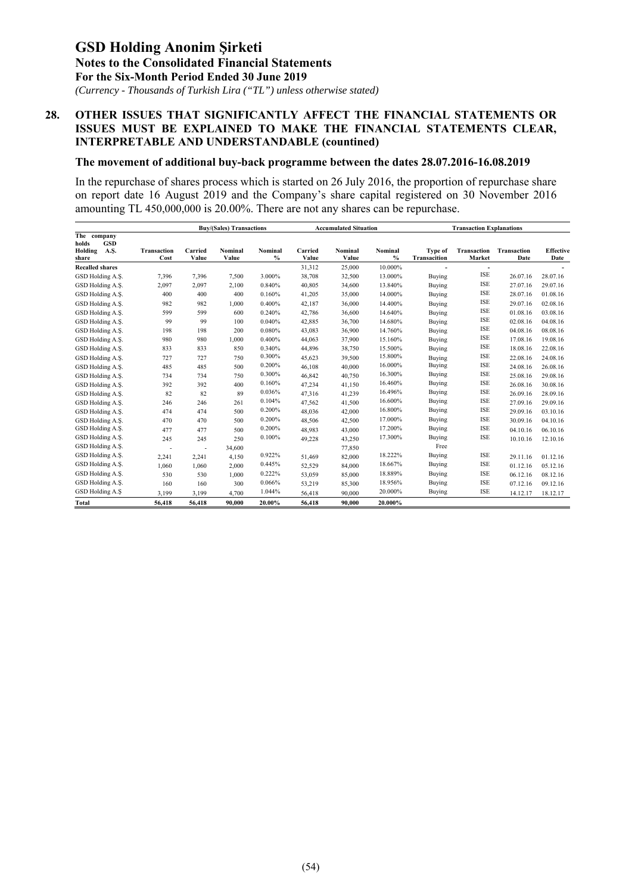# GSD Holding Anonim Şirketi

**Notes to the Consolidated Financial Statements**

**For the Six-Month Period Ended 30 June 2019**

*(Currency - Thousands of Turkish Lira ("TL") unless otherwise stated)*

## 28. OTHER ISSUES THAT SIGNIFICANTLY AFFECT THE FINANCIAL STATEMENTS OR ISSUES MUST BE EXPLAINED TO MAKE THE FINANCIAL STATEMENTS CLEAR, INTERPRETABLE AND UNDERSTANDABLE (countined)

### The movement of additional buy-back programme between the dates 28.07.2016-16.08.2019

In the repurchase of shares process which is started on 26 July 2016, the proportion of repurchase share on report date 16 August 2019 and the Company's share capital registered on 30 November 2016 amounting TL 450,000,000 is 20.00%. There are not any shares can be repurchase.

| | Buy/(Sales) Transactions | | | | Accumulated Situation | | | Transaction Explanations | | | |
|---|---|---|---|---|---|---|---|---|---|---|---|
| The company holds GSD Holding A.Ş. share | Transaction Cost | Carried Value | Nominal Value | Nominal % | Carried Value | Nominal Value | Nominal % | Type of Transaction | Transaction Market | Transaction Date | Effective Date |
| **Recalled shares** | | | | | 31,312 | 25,000 | 10.000% | - | - | | - |
| GSD Holding A.Ş. | 7,396 | 7,396 | 7,500 | 3.000% | 38,708 | 32,500 | 13.000% | Buying | ISE | 26.07.16 | 28.07.16 |
| GSD Holding A.Ş. | 2,097 | 2,097 | 2,100 | 0.840% | 40,805 | 34,600 | 13.840% | Buying | ISE | 27.07.16 | 29.07.16 |
| GSD Holding A.Ş. | 400 | 400 | 400 | 0.160% | 41,205 | 35,000 | 14.000% | Buying | ISE | 28.07.16 | 01.08.16 |
| GSD Holding A.Ş. | 982 | 982 | 1,000 | 0.400% | 42,187 | 36,000 | 14.400% | Buying | ISE | 29.07.16 | 02.08.16 |
| GSD Holding A.Ş. | 599 | 599 | 600 | 0.240% | 42,786 | 36,600 | 14.640% | Buying | ISE | 01.08.16 | 03.08.16 |
| GSD Holding A.Ş. | 99 | 99 | 100 | 0.040% | 42,885 | 36,700 | 14.680% | Buying | ISE | 02.08.16 | 04.08.16 |
| GSD Holding A.Ş. | 198 | 198 | 200 | 0.080% | 43,083 | 36,900 | 14.760% | Buying | ISE | 04.08.16 | 08.08.16 |
| GSD Holding A.Ş. | 980 | 980 | 1,000 | 0.400% | 44,063 | 37,900 | 15.160% | Buying | ISE | 17.08.16 | 19.08.16 |
| GSD Holding A.Ş. | 833 | 833 | 850 | 0.340% | 44,896 | 38,750 | 15.500% | Buying | ISE | 18.08.16 | 22.08.16 |
| GSD Holding A.Ş. | 727 | 727 | 750 | 0.300% | 45,623 | 39,500 | 15.800% | Buying | ISE | 22.08.16 | 24.08.16 |
| GSD Holding A.Ş. | 485 | 485 | 500 | 0.200% | 46,108 | 40,000 | 16.000% | Buying | ISE | 24.08.16 | 26.08.16 |
| GSD Holding A.Ş. | 734 | 734 | 750 | 0.300% | 46,842 | 40,750 | 16.300% | Buying | ISE | 25.08.16 | 29.08.16 |
| GSD Holding A.Ş. | 392 | 392 | 400 | 0.160% | 47,234 | 41,150 | 16.460% | Buying | ISE | 26.08.16 | 30.08.16 |
| GSD Holding A.Ş. | 82 | 82 | 89 | 0.036% | 47,316 | 41,239 | 16.496% | Buying | ISE | 26.09.16 | 28.09.16 |
| GSD Holding A.Ş. | 246 | 246 | 261 | 0.104% | 47,562 | 41,500 | 16.600% | Buying | ISE | 27.09.16 | 29.09.16 |
| GSD Holding A.Ş. | 474 | 474 | 500 | 0.200% | 48,036 | 42,000 | 16.800% | Buying | ISE | 29.09.16 | 03.10.16 |
| GSD Holding A.Ş. | 470 | 470 | 500 | 0.200% | 48,506 | 42,500 | 17.000% | Buying | ISE | 30.09.16 | 04.10.16 |
| GSD Holding A.Ş. | 477 | 477 | 500 | 0.200% | 48,983 | 43,000 | 17.200% | Buying | ISE | 04.10.16 | 06.10.16 |
| GSD Holding A.Ş. | 245 | 245 | 250 | 0.100% | 49,228 | 43,250 | 17.300% | Buying | ISE | 10.10.16 | 12.10.16 |
| GSD Holding A.Ş. | - | - | 34,600 | | | 77,850 | | Free | | | |
| GSD Holding A.Ş. | 2,241 | 2,241 | 4,150 | 0.922% | 51,469 | 82,000 | 18.222% | Buying | ISE | 29.11.16 | 01.12.16 |
| GSD Holding A.Ş. | 1,060 | 1,060 | 2,000 | 0.445% | 52,529 | 84,000 | 18.667% | Buying | ISE | 01.12.16 | 05.12.16 |
| GSD Holding A.Ş. | 530 | 530 | 1,000 | 0.222% | 53,059 | 85,000 | 18.889% | Buying | ISE | 06.12.16 | 08.12.16 |
| GSD Holding A.Ş. | 160 | 160 | 300 | 0.066% | 53,219 | 85,300 | 18.956% | Buying | ISE | 07.12.16 | 09.12.16 |
| GSD Holding A.Ş | 3,199 | 3,199 | 4,700 | 1.044% | 56,418 | 90,000 | 20.000% | Buying | ISE | 14.12.17 | 18.12.17 |
| **Total** | **56,418** | **56,418** | **90,000** | **20.00%** | **56,418** | **90,000** | **20.000%** | | | | |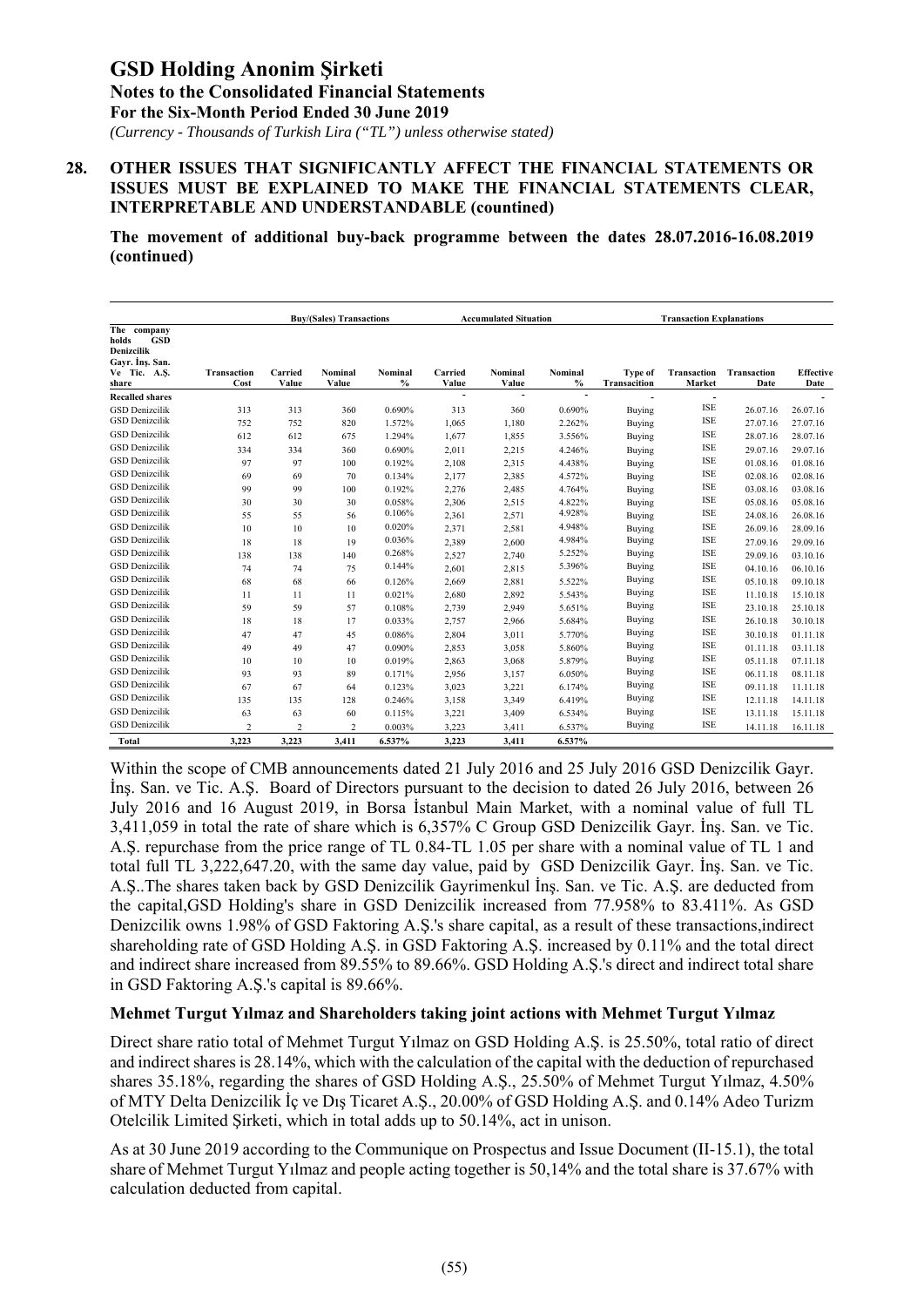# GSD Holding Anonim Şirketi

**Notes to the Consolidated Financial Statements**
**For the Six-Month Period Ended 30 June 2019**
*(Currency - Thousands of Turkish Lira ("TL") unless otherwise stated)*

## 28. OTHER ISSUES THAT SIGNIFICANTLY AFFECT THE FINANCIAL STATEMENTS OR ISSUES MUST BE EXPLAINED TO MAKE THE FINANCIAL STATEMENTS CLEAR, INTERPRETABLE AND UNDERSTANDABLE (countined)

**The movement of additional buy-back programme between the dates 28.07.2016-16.08.2019 (continued)**

| | Buy/(Sales) Transactions | | | | Accumulated Situation | | | Transaction Explanations | | | |
|---|---|---|---|---|---|---|---|---|---|---|---|
| The company holds GSD Denizcilik Gayr. İnş. San. Ve Tic. A.Ş. share | Transaction Cost | Carried Value | Nominal Value | Nominal % | Carried Value | Nominal Value | Nominal % | Type of Transacition | Transaction Market | Transaction Date | Effective Date |
| **Recalled shares** | | | | | - | - | - | - | - | | - |
| GSD Denizcilik | 313 | 313 | 360 | 0.690% | 313 | 360 | 0.690% | Buying | ISE | 26.07.16 | 26.07.16 |
| GSD Denizcilik | 752 | 752 | 820 | 1.572% | 1,065 | 1,180 | 2.262% | Buying | ISE | 27.07.16 | 27.07.16 |
| GSD Denizcilik | 612 | 612 | 675 | 1.294% | 1,677 | 1,855 | 3.556% | Buying | ISE | 28.07.16 | 28.07.16 |
| GSD Denizcilik | 334 | 334 | 360 | 0.690% | 2,011 | 2,215 | 4.246% | Buying | ISE | 29.07.16 | 29.07.16 |
| GSD Denizcilik | 97 | 97 | 100 | 0.192% | 2,108 | 2,315 | 4.438% | Buying | ISE | 01.08.16 | 01.08.16 |
| GSD Denizcilik | 69 | 69 | 70 | 0.134% | 2,177 | 2,385 | 4.572% | Buying | ISE | 02.08.16 | 02.08.16 |
| GSD Denizcilik | 99 | 99 | 100 | 0.192% | 2,276 | 2,485 | 4.764% | Buying | ISE | 03.08.16 | 03.08.16 |
| GSD Denizcilik | 30 | 30 | 30 | 0.058% | 2,306 | 2,515 | 4.822% | Buying | ISE | 05.08.16 | 05.08.16 |
| GSD Denizcilik | 55 | 55 | 56 | 0.106% | 2,361 | 2,571 | 4.928% | Buying | ISE | 24.08.16 | 26.08.16 |
| GSD Denizcilik | 10 | 10 | 10 | 0.020% | 2,371 | 2,581 | 4.948% | Buying | ISE | 26.09.16 | 28.09.16 |
| GSD Denizcilik | 18 | 18 | 19 | 0.036% | 2,389 | 2,600 | 4.984% | Buying | ISE | 27.09.16 | 29.09.16 |
| GSD Denizcilik | 138 | 138 | 140 | 0.268% | 2,527 | 2,740 | 5.252% | Buying | ISE | 29.09.16 | 03.10.16 |
| GSD Denizcilik | 74 | 74 | 75 | 0.144% | 2,601 | 2,815 | 5.396% | Buying | ISE | 04.10.16 | 06.10.16 |
| GSD Denizcilik | 68 | 68 | 66 | 0.126% | 2,669 | 2,881 | 5.522% | Buying | ISE | 05.10.18 | 09.10.18 |
| GSD Denizcilik | 11 | 11 | 11 | 0.021% | 2,680 | 2,892 | 5.543% | Buying | ISE | 11.10.18 | 15.10.18 |
| GSD Denizcilik | 59 | 59 | 57 | 0.108% | 2,739 | 2,949 | 5.651% | Buying | ISE | 23.10.18 | 25.10.18 |
| GSD Denizcilik | 18 | 18 | 17 | 0.033% | 2,757 | 2,966 | 5.684% | Buying | ISE | 26.10.18 | 30.10.18 |
| GSD Denizcilik | 47 | 47 | 45 | 0.086% | 2,804 | 3,011 | 5.770% | Buying | ISE | 30.10.18 | 01.11.18 |
| GSD Denizcilik | 49 | 49 | 47 | 0.090% | 2,853 | 3,058 | 5.860% | Buying | ISE | 01.11.18 | 03.11.18 |
| GSD Denizcilik | 10 | 10 | 10 | 0.019% | 2,863 | 3,068 | 5.879% | Buying | ISE | 05.11.18 | 07.11.18 |
| GSD Denizcilik | 93 | 93 | 89 | 0.171% | 2,956 | 3,157 | 6.050% | Buying | ISE | 06.11.18 | 08.11.18 |
| GSD Denizcilik | 67 | 67 | 64 | 0.123% | 3,023 | 3,221 | 6.174% | Buying | ISE | 09.11.18 | 11.11.18 |
| GSD Denizcilik | 135 | 135 | 128 | 0.246% | 3,158 | 3,349 | 6.419% | Buying | ISE | 12.11.18 | 14.11.18 |
| GSD Denizcilik | 63 | 63 | 60 | 0.115% | 3,221 | 3,409 | 6.534% | Buying | ISE | 13.11.18 | 15.11.18 |
| GSD Denizcilik | 2 | 2 | 2 | 0.003% | 3,223 | 3,411 | 6.537% | Buying | ISE | 14.11.18 | 16.11.18 |
| **Total** | **3,223** | **3,223** | **3,411** | **6.537%** | **3,223** | **3,411** | **6.537%** | | | | |

Within the scope of CMB announcements dated 21 July 2016 and 25 July 2016 GSD Denizcilik Gayr. İnş. San. ve Tic. A.Ş. Board of Directors pursuant to the decision to dated 26 July 2016, between 26 July 2016 and 16 August 2019, in Borsa İstanbul Main Market, with a nominal value of full TL 3,411,059 in total the rate of share which is 6,357% C Group GSD Denizcilik Gayr. İnş. San. ve Tic. A.Ş. repurchase from the price range of TL 0.84-TL 1.05 per share with a nominal value of TL 1 and total full TL 3,222,647.20, with the same day value, paid by GSD Denizcilik Gayr. İnş. San. ve Tic. A.Ş..The shares taken back by GSD Denizcilik Gayrimenkul İnş. San. ve Tic. A.Ş. are deducted from the capital,GSD Holding's share in GSD Denizcilik increased from 77.958% to 83.411%. As GSD Denizcilik owns 1.98% of GSD Faktoring A.Ş.'s share capital, as a result of these transactions,indirect shareholding rate of GSD Holding A.Ş. in GSD Faktoring A.Ş. increased by 0.11% and the total direct and indirect share increased from 89.55% to 89.66%. GSD Holding A.Ş.'s direct and indirect total share in GSD Faktoring A.Ş.'s capital is 89.66%.

### Mehmet Turgut Yılmaz and Shareholders taking joint actions with Mehmet Turgut Yılmaz

Direct share ratio total of Mehmet Turgut Yılmaz on GSD Holding A.Ş. is 25.50%, total ratio of direct and indirect shares is 28.14%, which with the calculation of the capital with the deduction of repurchased shares 35.18%, regarding the shares of GSD Holding A.Ş., 25.50% of Mehmet Turgut Yılmaz, 4.50% of MTY Delta Denizcilik İç ve Dış Ticaret A.Ş., 20.00% of GSD Holding A.Ş. and 0.14% Adeo Turizm Otelcilik Limited Şirketi, which in total adds up to 50.14%, act in unison.

As at 30 June 2019 according to the Communique on Prospectus and Issue Document (II-15.1), the total share of Mehmet Turgut Yılmaz and people acting together is 50,14% and the total share is 37.67% with calculation deducted from capital.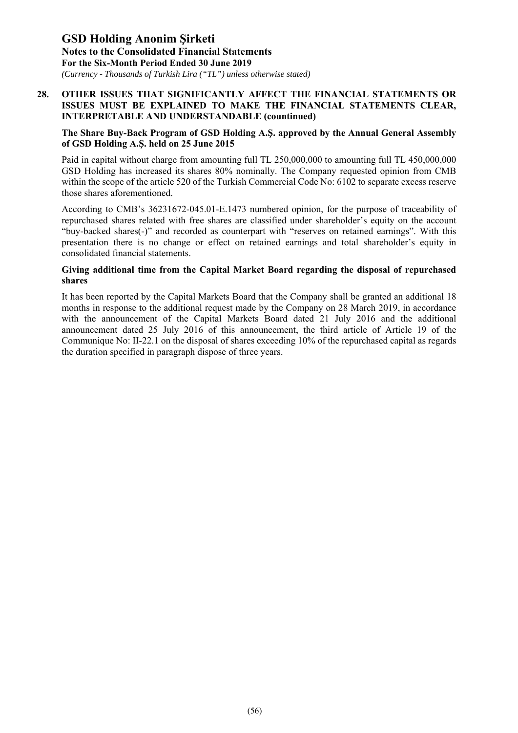## 28. OTHER ISSUES THAT SIGNIFICANTLY AFFECT THE FINANCIAL STATEMENTS OR ISSUES MUST BE EXPLAINED TO MAKE THE FINANCIAL STATEMENTS CLEAR, INTERPRETABLE AND UNDERSTANDABLE (countinued)

**The Share Buy-Back Program of GSD Holding A.Ş. approved by the Annual General Assembly of GSD Holding A.Ş. held on 25 June 2015**

Paid in capital without charge from amounting full TL 250,000,000 to amounting full TL 450,000,000 GSD Holding has increased its shares 80% nominally. The Company requested opinion from CMB within the scope of the article 520 of the Turkish Commercial Code No: 6102 to separate excess reserve those shares aforementioned.

According to CMB's 36231672-045.01-E.1473 numbered opinion, for the purpose of traceability of repurchased shares related with free shares are classified under shareholder's equity on the account "buy-backed shares(-)" and recorded as counterpart with "reserves on retained earnings". With this presentation there is no change or effect on retained earnings and total shareholder's equity in consolidated financial statements.

**Giving additional time from the Capital Market Board regarding the disposal of repurchased shares**

It has been reported by the Capital Markets Board that the Company shall be granted an additional 18 months in response to the additional request made by the Company on 28 March 2019, in accordance with the announcement of the Capital Markets Board dated 21 July 2016 and the additional announcement dated 25 July 2016 of this announcement, the third article of Article 19 of the Communique No: II-22.1 on the disposal of shares exceeding 10% of the repurchased capital as regards the duration specified in paragraph dispose of three years.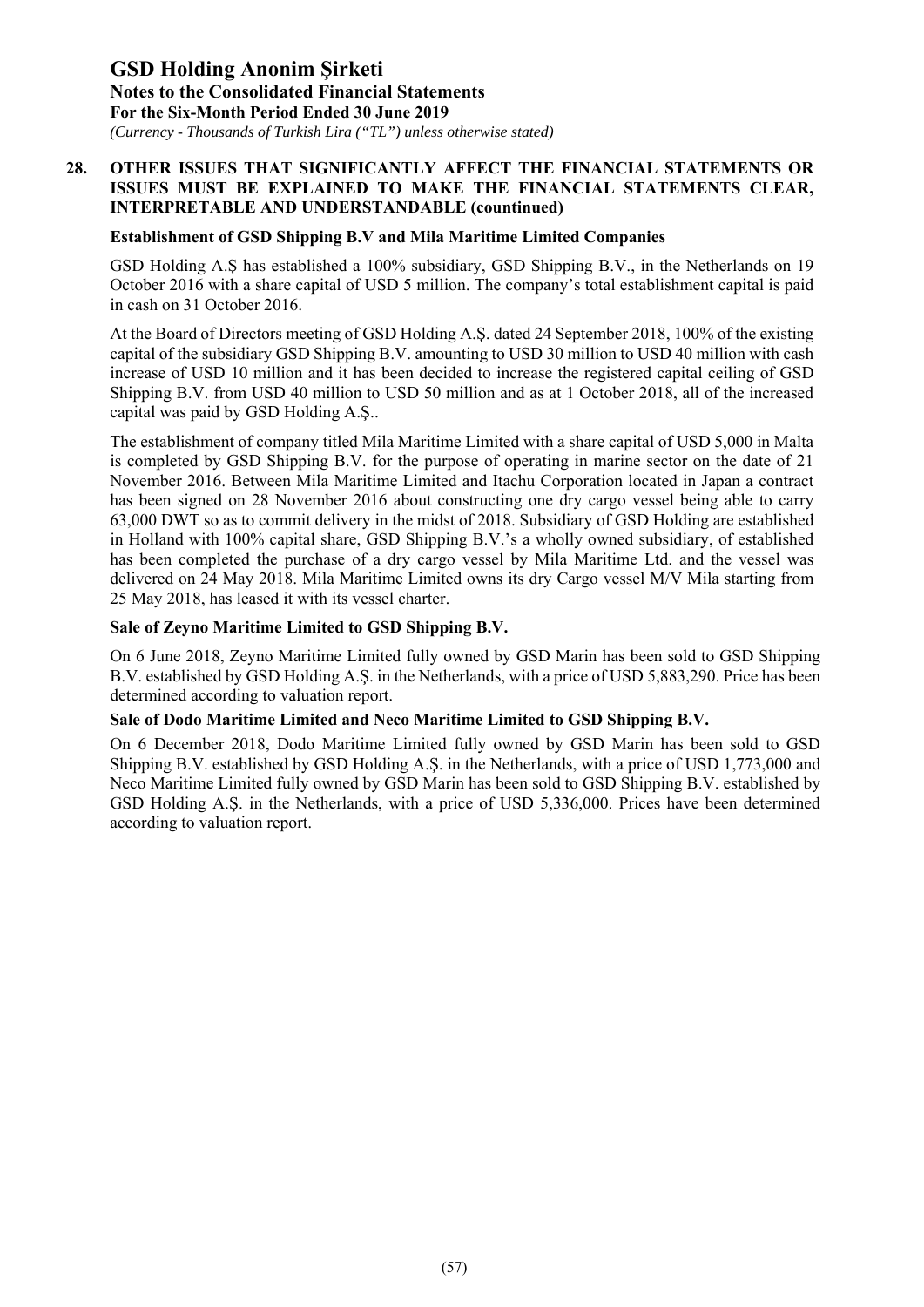## 28. OTHER ISSUES THAT SIGNIFICANTLY AFFECT THE FINANCIAL STATEMENTS OR ISSUES MUST BE EXPLAINED TO MAKE THE FINANCIAL STATEMENTS CLEAR, INTERPRETABLE AND UNDERSTANDABLE (countinued)

### Establishment of GSD Shipping B.V and Mila Maritime Limited Companies

GSD Holding A.Ş has established a 100% subsidiary, GSD Shipping B.V., in the Netherlands on 19 October 2016 with a share capital of USD 5 million. The company's total establishment capital is paid in cash on 31 October 2016.

At the Board of Directors meeting of GSD Holding A.Ş. dated 24 September 2018, 100% of the existing capital of the subsidiary GSD Shipping B.V. amounting to USD 30 million to USD 40 million with cash increase of USD 10 million and it has been decided to increase the registered capital ceiling of GSD Shipping B.V. from USD 40 million to USD 50 million and as at 1 October 2018, all of the increased capital was paid by GSD Holding A.Ş..

The establishment of company titled Mila Maritime Limited with a share capital of USD 5,000 in Malta is completed by GSD Shipping B.V. for the purpose of operating in marine sector on the date of 21 November 2016. Between Mila Maritime Limited and Itachu Corporation located in Japan a contract has been signed on 28 November 2016 about constructing one dry cargo vessel being able to carry 63,000 DWT so as to commit delivery in the midst of 2018. Subsidiary of GSD Holding are established in Holland with 100% capital share, GSD Shipping B.V.'s a wholly owned subsidiary, of established has been completed the purchase of a dry cargo vessel by Mila Maritime Ltd. and the vessel was delivered on 24 May 2018. Mila Maritime Limited owns its dry Cargo vessel M/V Mila starting from 25 May 2018, has leased it with its vessel charter.

### Sale of Zeyno Maritime Limited to GSD Shipping B.V.

On 6 June 2018, Zeyno Maritime Limited fully owned by GSD Marin has been sold to GSD Shipping B.V. established by GSD Holding A.Ş. in the Netherlands, with a price of USD 5,883,290. Price has been determined according to valuation report.

### Sale of Dodo Maritime Limited and Neco Maritime Limited to GSD Shipping B.V.

On 6 December 2018, Dodo Maritime Limited fully owned by GSD Marin has been sold to GSD Shipping B.V. established by GSD Holding A.Ş. in the Netherlands, with a price of USD 1,773,000 and Neco Maritime Limited fully owned by GSD Marin has been sold to GSD Shipping B.V. established by GSD Holding A.Ş. in the Netherlands, with a price of USD 5,336,000. Prices have been determined according to valuation report.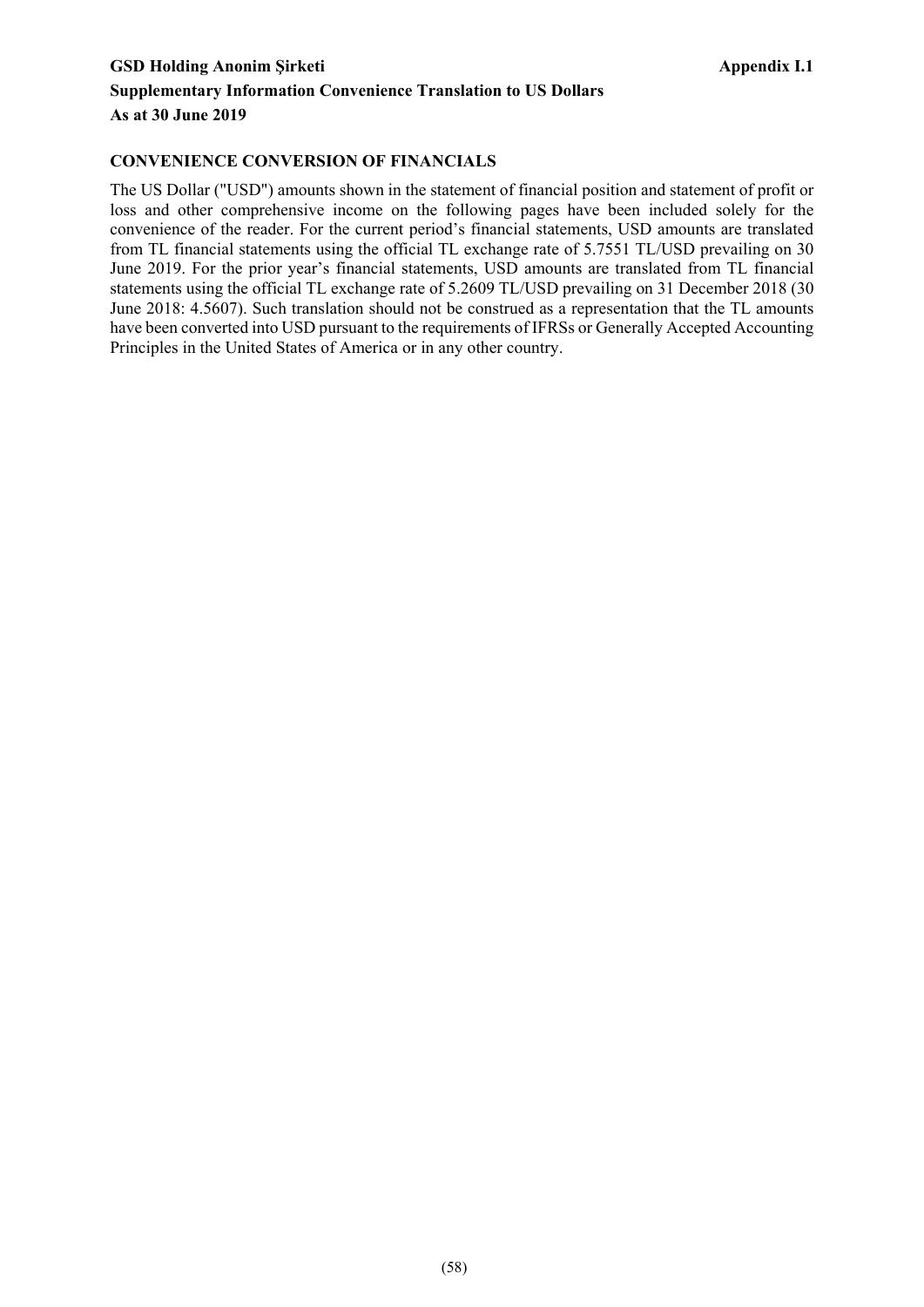**GSD Holding Anonim Şirketi** **Appendix I.1**

**Supplementary Information Convenience Translation to US Dollars**

**As at 30 June 2019**

**CONVENIENCE CONVERSION OF FINANCIALS**

The US Dollar ("USD") amounts shown in the statement of financial position and statement of profit or loss and other comprehensive income on the following pages have been included solely for the convenience of the reader. For the current period's financial statements, USD amounts are translated from TL financial statements using the official TL exchange rate of 5.7551 TL/USD prevailing on 30 June 2019. For the prior year's financial statements, USD amounts are translated from TL financial statements using the official TL exchange rate of 5.2609 TL/USD prevailing on 31 December 2018 (30 June 2018: 4.5607). Such translation should not be construed as a representation that the TL amounts have been converted into USD pursuant to the requirements of IFRSs or Generally Accepted Accounting Principles in the United States of America or in any other country.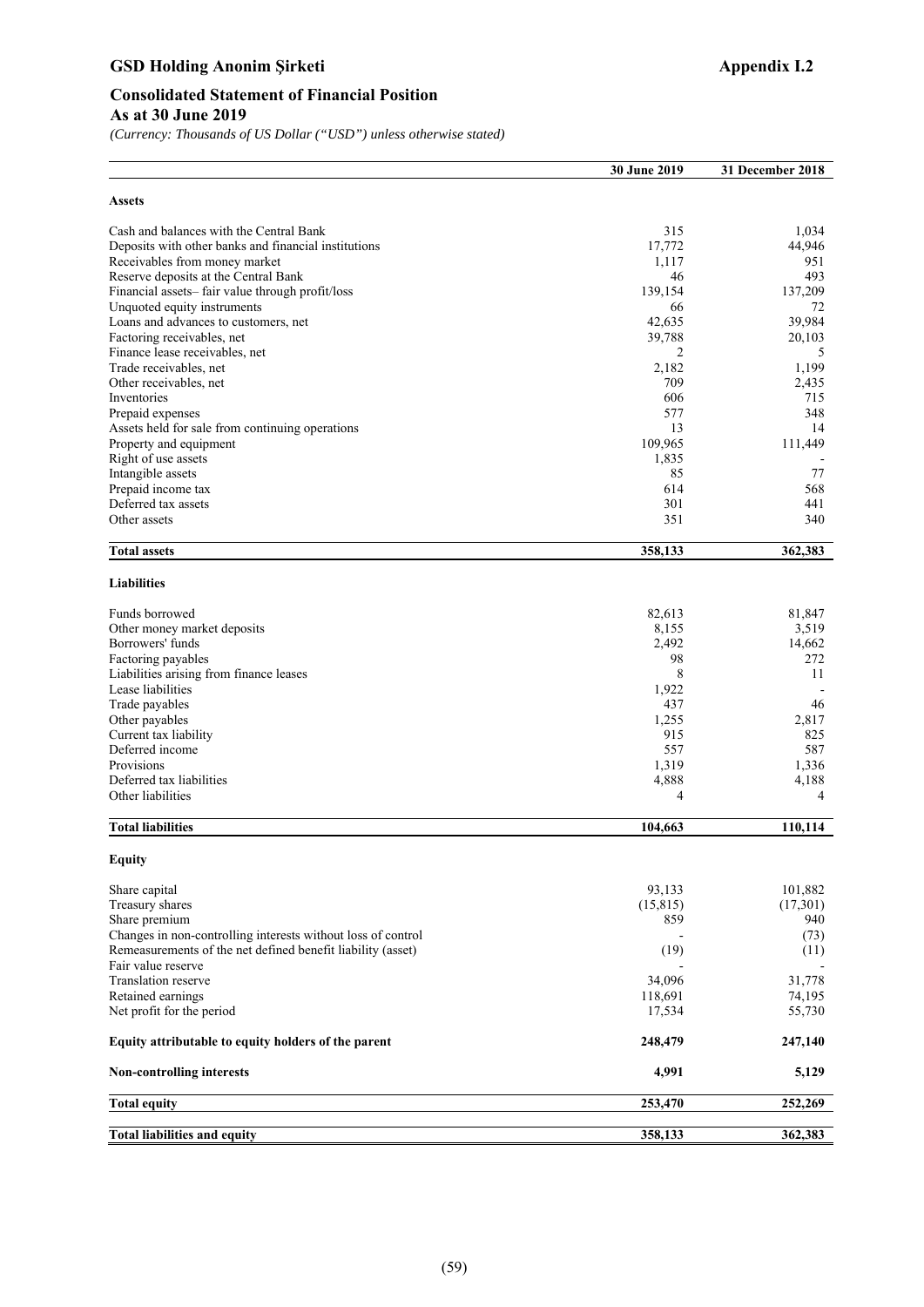# GSD Holding Anonim Şirketi

**Appendix I.2**

## Consolidated Statement of Financial Position

**As at 30 June 2019**

*(Currency: Thousands of US Dollar ("USD") unless otherwise stated)*

| | 30 June 2019 | 31 December 2018 |
|---|---|---|
| **Assets** | | |
| Cash and balances with the Central Bank | 315 | 1,034 |
| Deposits with other banks and financial institutions | 17,772 | 44,946 |
| Receivables from money market | 1,117 | 951 |
| Reserve deposits at the Central Bank | 46 | 493 |
| Financial assets– fair value through profit/loss | 139,154 | 137,209 |
| Unquoted equity instruments | 66 | 72 |
| Loans and advances to customers, net | 42,635 | 39,984 |
| Factoring receivables, net | 39,788 | 20,103 |
| Finance lease receivables, net | 2 | 5 |
| Trade receivables, net | 2,182 | 1,199 |
| Other receivables, net | 709 | 2,435 |
| Inventories | 606 | 715 |
| Prepaid expenses | 577 | 348 |
| Assets held for sale from continuing operations | 13 | 14 |
| Property and equipment | 109,965 | 111,449 |
| Right of use assets | 1,835 | - |
| Intangible assets | 85 | 77 |
| Prepaid income tax | 614 | 568 |
| Deferred tax assets | 301 | 441 |
| Other assets | 351 | 340 |
| **Total assets** | **358,133** | **362,383** |
| **Liabilities** | | |
| Funds borrowed | 82,613 | 81,847 |
| Other money market deposits | 8,155 | 3,519 |
| Borrowers' funds | 2,492 | 14,662 |
| Factoring payables | 98 | 272 |
| Liabilities arising from finance leases | 8 | 11 |
| Lease liabilities | 1,922 | - |
| Trade payables | 437 | 46 |
| Other payables | 1,255 | 2,817 |
| Current tax liability | 915 | 825 |
| Deferred income | 557 | 587 |
| Provisions | 1,319 | 1,336 |
| Deferred tax liabilities | 4,888 | 4,188 |
| Other liabilities | 4 | 4 |
| **Total liabilities** | **104,663** | **110,114** |
| **Equity** | | |
| Share capital | 93,133 | 101,882 |
| Treasury shares | (15,815) | (17,301) |
| Share premium | 859 | 940 |
| Changes in non-controlling interests without loss of control | - | (73) |
| Remeasurements of the net defined benefit liability (asset) | (19) | (11) |
| Fair value reserve | - | - |
| Translation reserve | 34,096 | 31,778 |
| Retained earnings | 118,691 | 74,195 |
| Net profit for the period | 17,534 | 55,730 |
| **Equity attributable to equity holders of the parent** | **248,479** | **247,140** |
| **Non-controlling interests** | **4,991** | **5,129** |
| **Total equity** | **253,470** | **252,269** |
| **Total liabilities and equity** | **358,133** | **362,383** |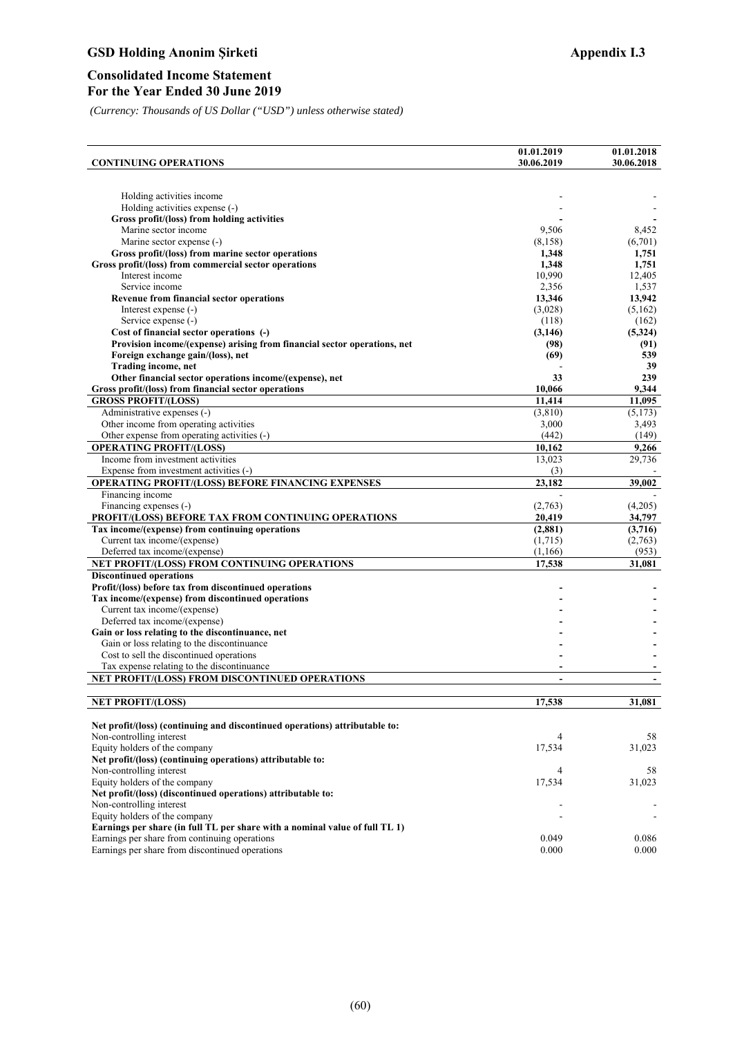# GSD Holding Anonim Şirketi

**Appendix I.3**

## Consolidated Income Statement
## For the Year Ended 30 June 2019

*(Currency: Thousands of US Dollar ("USD") unless otherwise stated)*

| CONTINUING OPERATIONS | 01.01.2019 30.06.2019 | 01.01.2018 30.06.2018 |
|---|---|---|
| Holding activities income | - | - |
| Holding activities expense (-) | - | - |
| **Gross profit/(loss) from holding activities** | **-** | **-** |
| Marine sector income | 9,506 | 8,452 |
| Marine sector expense (-) | (8,158) | (6,701) |
| **Gross profit/(loss) from marine sector operations** | **1,348** | **1,751** |
| **Gross profit/(loss) from commercial sector operations** | **1,348** | **1,751** |
| Interest income | 10,990 | 12,405 |
| Service income | 2,356 | 1,537 |
| **Revenue from financial sector operations** | **13,346** | **13,942** |
| Interest expense (-) | (3,028) | (5,162) |
| Service expense (-) | (118) | (162) |
| **Cost of financial sector operations (-)** | **(3,146)** | **(5,324)** |
| **Provision income/(expense) arising from financial sector operations, net** | **(98)** | **(91)** |
| **Foreign exchange gain/(loss), net** | **(69)** | **539** |
| **Trading income, net** | **-** | **39** |
| **Other financial sector operations income/(expense), net** | **33** | **239** |
| **Gross profit/(loss) from financial sector operations** | **10,066** | **9,344** |
| **GROSS PROFIT/(LOSS)** | **11,414** | **11,095** |
| Administrative expenses (-) | (3,810) | (5,173) |
| Other income from operating activities | 3,000 | 3,493 |
| Other expense from operating activities (-) | (442) | (149) |
| **OPERATING PROFIT/(LOSS)** | **10,162** | **9,266** |
| Income from investment activities | 13,023 | 29,736 |
| Expense from investment activities (-) | (3) | - |
| **OPERATING PROFIT/(LOSS) BEFORE FINANCING EXPENSES** | **23,182** | **39,002** |
| Financing income | - | - |
| Financing expenses (-) | (2,763) | (4,205) |
| **PROFIT/(LOSS) BEFORE TAX FROM CONTINUING OPERATIONS** | **20,419** | **34,797** |
| **Tax income/(expense) from continuing operations** | **(2,881)** | **(3,716)** |
| Current tax income/(expense) | (1,715) | (2,763) |
| Deferred tax income/(expense) | (1,166) | (953) |
| **NET PROFIT/(LOSS) FROM CONTINUING OPERATIONS** | **17,538** | **31,081** |
| **Discontinued operations** | | |
| **Profit/(loss) before tax from discontinued operations** | **-** | **-** |
| **Tax income/(expense) from discontinued operations** | **-** | **-** |
| Current tax income/(expense) | - | - |
| Deferred tax income/(expense) | - | - |
| **Gain or loss relating to the discontinuance, net** | **-** | **-** |
| Gain or loss relating to the discontinuance | - | - |
| Cost to sell the discontinued operations | - | - |
| Tax expense relating to the discontinuance | - | - |
| **NET PROFIT/(LOSS) FROM DISCONTINUED OPERATIONS** | **-** | **-** |
| **NET PROFIT/(LOSS)** | **17,538** | **31,081** |
| **Net profit/(loss) (continuing and discontinued operations) attributable to:** | | |
| Non-controlling interest | 4 | 58 |
| Equity holders of the company | 17,534 | 31,023 |
| **Net profit/(loss) (continuing operations) attributable to:** | | |
| Non-controlling interest | 4 | 58 |
| Equity holders of the company | 17,534 | 31,023 |
| **Net profit/(loss) (discontinued operations) attributable to:** | | |
| Non-controlling interest | - | - |
| Equity holders of the company | - | - |
| **Earnings per share (in full TL per share with a nominal value of full TL 1)** | | |
| Earnings per share from continuing operations | 0.049 | 0.086 |
| Earnings per share from discontinued operations | 0.000 | 0.000 |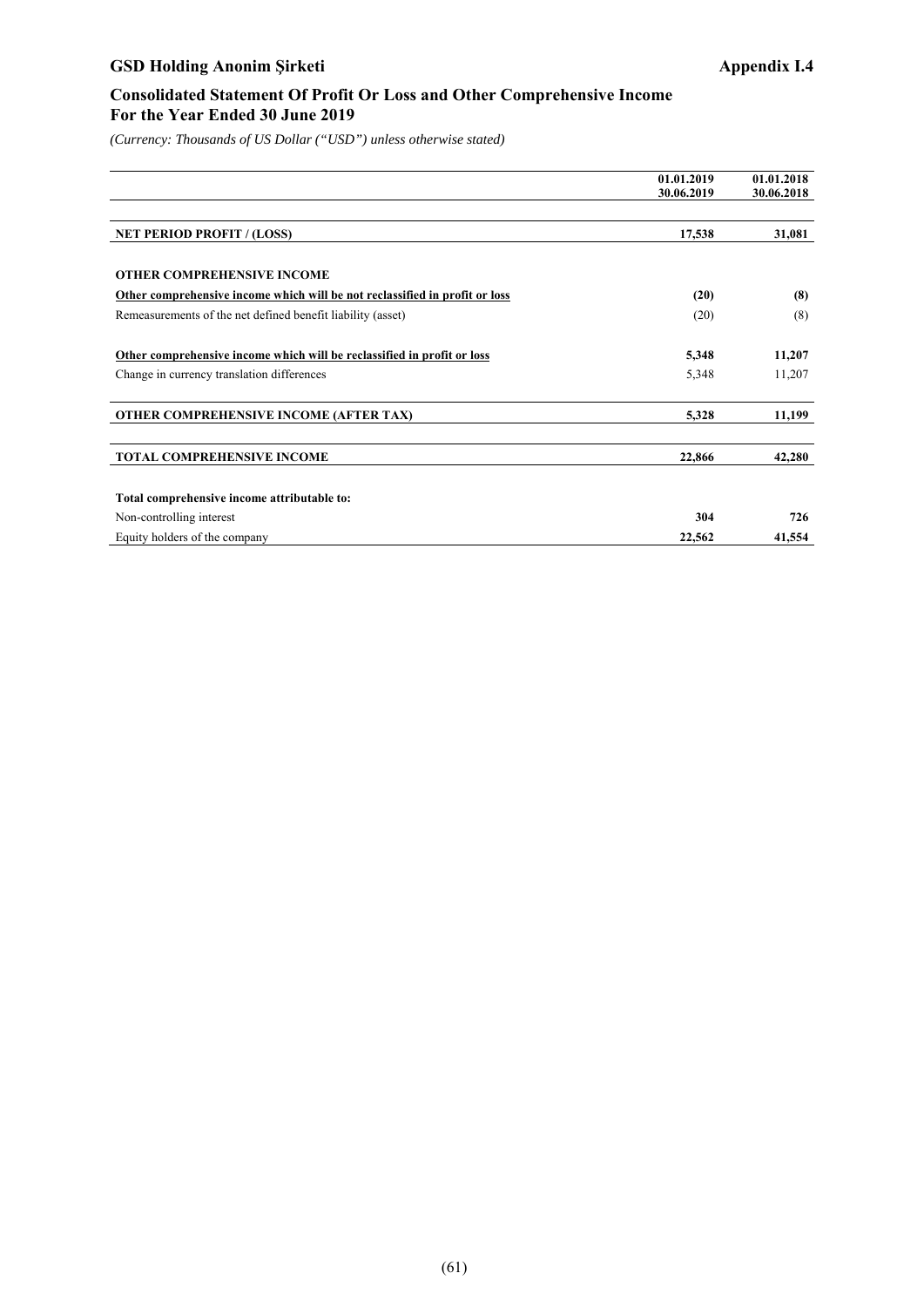**GSD Holding Anonim Şirketi** **Appendix I.4**

## Consolidated Statement Of Profit Or Loss and Other Comprehensive Income For the Year Ended 30 June 2019

*(Currency: Thousands of US Dollar ("USD") unless otherwise stated)*

| | 01.01.2019 30.06.2019 | 01.01.2018 30.06.2018 |
|---|---|---|
| **NET PERIOD PROFIT / (LOSS)** | **17,538** | **31,081** |
| **OTHER COMPREHENSIVE INCOME** | | |
| **Other comprehensive income which will be not reclassified in profit or loss** | **(20)** | **(8)** |
| Remeasurements of the net defined benefit liability (asset) | (20) | (8) |
| **Other comprehensive income which will be reclassified in profit or loss** | **5,348** | **11,207** |
| Change in currency translation differences | 5,348 | 11,207 |
| **OTHER COMPREHENSIVE INCOME (AFTER TAX)** | **5,328** | **11,199** |
| **TOTAL COMPREHENSIVE INCOME** | **22,866** | **42,280** |
| **Total comprehensive income attributable to:** | | |
| Non-controlling interest | **304** | **726** |
| Equity holders of the company | **22,562** | **41,554** |